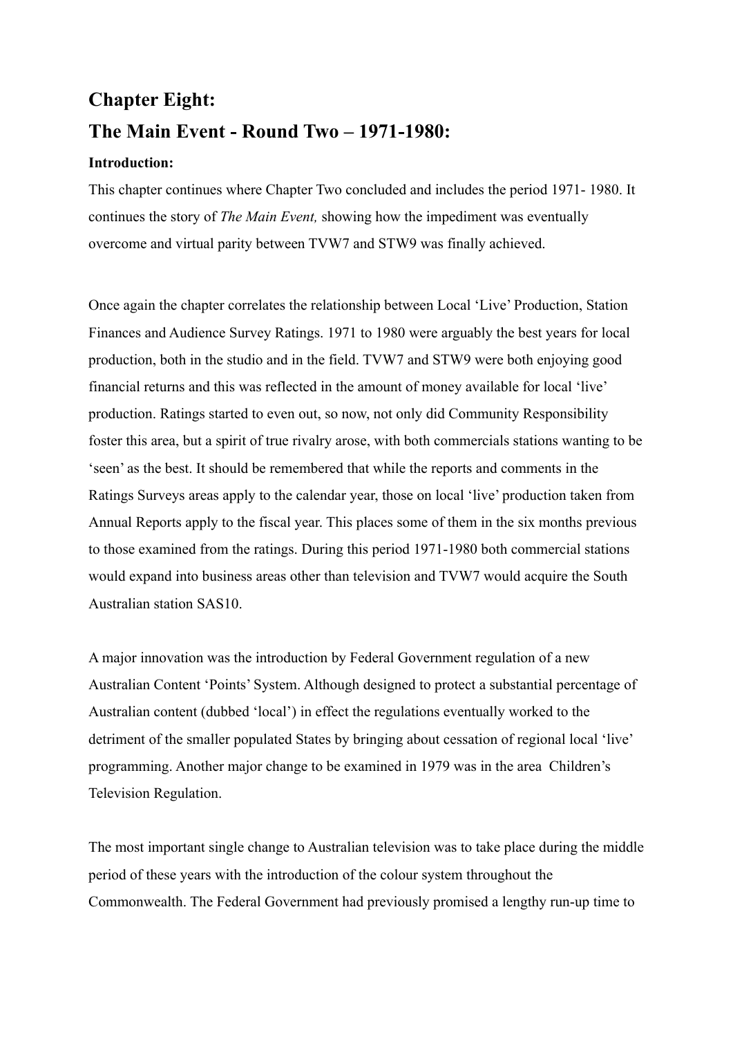## Chapter Eight:
## The Main Event - Round Two – 1971-1980:

**Introduction:**

This chapter continues where Chapter Two concluded and includes the period 1971- 1980. It continues the story of *The Main Event,* showing how the impediment was eventually overcome and virtual parity between TVW7 and STW9 was finally achieved.

Once again the chapter correlates the relationship between Local 'Live' Production, Station Finances and Audience Survey Ratings. 1971 to 1980 were arguably the best years for local production, both in the studio and in the field. TVW7 and STW9 were both enjoying good financial returns and this was reflected in the amount of money available for local 'live' production. Ratings started to even out, so now, not only did Community Responsibility foster this area, but a spirit of true rivalry arose, with both commercials stations wanting to be 'seen' as the best. It should be remembered that while the reports and comments in the Ratings Surveys areas apply to the calendar year, those on local 'live' production taken from Annual Reports apply to the fiscal year. This places some of them in the six months previous to those examined from the ratings. During this period 1971-1980 both commercial stations would expand into business areas other than television and TVW7 would acquire the South Australian station SAS10.

A major innovation was the introduction by Federal Government regulation of a new Australian Content 'Points' System. Although designed to protect a substantial percentage of Australian content (dubbed 'local') in effect the regulations eventually worked to the detriment of the smaller populated States by bringing about cessation of regional local 'live' programming. Another major change to be examined in 1979 was in the area Children's Television Regulation.

The most important single change to Australian television was to take place during the middle period of these years with the introduction of the colour system throughout the Commonwealth. The Federal Government had previously promised a lengthy run-up time to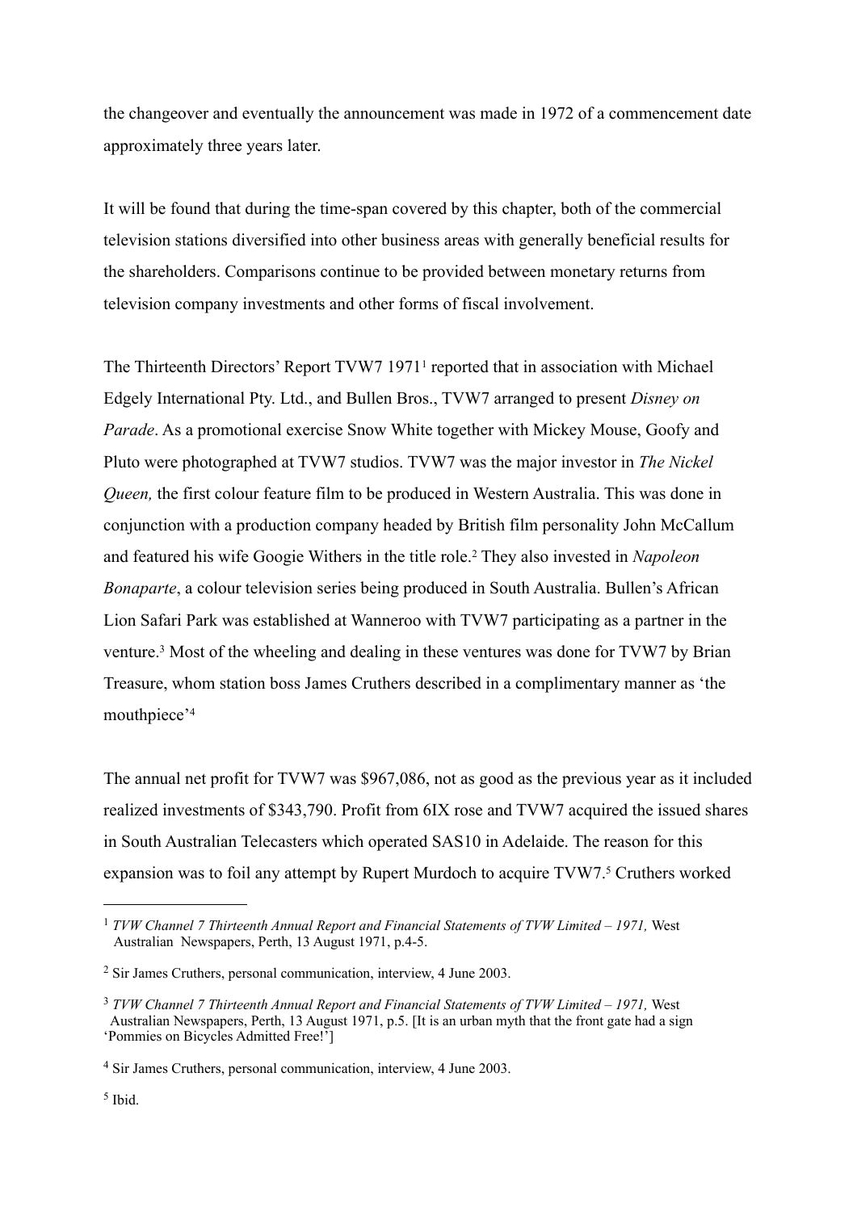the changeover and eventually the announcement was made in 1972 of a commencement date approximately three years later.

It will be found that during the time-span covered by this chapter, both of the commercial television stations diversified into other business areas with generally beneficial results for the shareholders. Comparisons continue to be provided between monetary returns from television company investments and other forms of fiscal involvement.

The Thirteenth Directors' Report TVW7 1971[1] reported that in association with Michael Edgely International Pty. Ltd., and Bullen Bros., TVW7 arranged to present *Disney on Parade*. As a promotional exercise Snow White together with Mickey Mouse, Goofy and Pluto were photographed at TVW7 studios. TVW7 was the major investor in *The Nickel Queen,* the first colour feature film to be produced in Western Australia. This was done in conjunction with a production company headed by British film personality John McCallum and featured his wife Googie Withers in the title role.[2] They also invested in *Napoleon Bonaparte*, a colour television series being produced in South Australia. Bullen's African Lion Safari Park was established at Wanneroo with TVW7 participating as a partner in the venture.[3] Most of the wheeling and dealing in these ventures was done for TVW7 by Brian Treasure, whom station boss James Cruthers described in a complimentary manner as 'the mouthpiece'[4]

The annual net profit for TVW7 was $967,086, not as good as the previous year as it included realized investments of $343,790. Profit from 6IX rose and TVW7 acquired the issued shares in South Australian Telecasters which operated SAS10 in Adelaide. The reason for this expansion was to foil any attempt by Rupert Murdoch to acquire TVW7.[5] Cruthers worked

---

[1] *TVW Channel 7 Thirteenth Annual Report and Financial Statements of TVW Limited – 1971,* West Australian Newspapers, Perth, 13 August 1971, p.4-5.

[2] Sir James Cruthers, personal communication, interview, 4 June 2003.

[3] *TVW Channel 7 Thirteenth Annual Report and Financial Statements of TVW Limited – 1971,* West Australian Newspapers, Perth, 13 August 1971, p.5. [It is an urban myth that the front gate had a sign 'Pommies on Bicycles Admitted Free!']

[4] Sir James Cruthers, personal communication, interview, 4 June 2003.

[5] Ibid.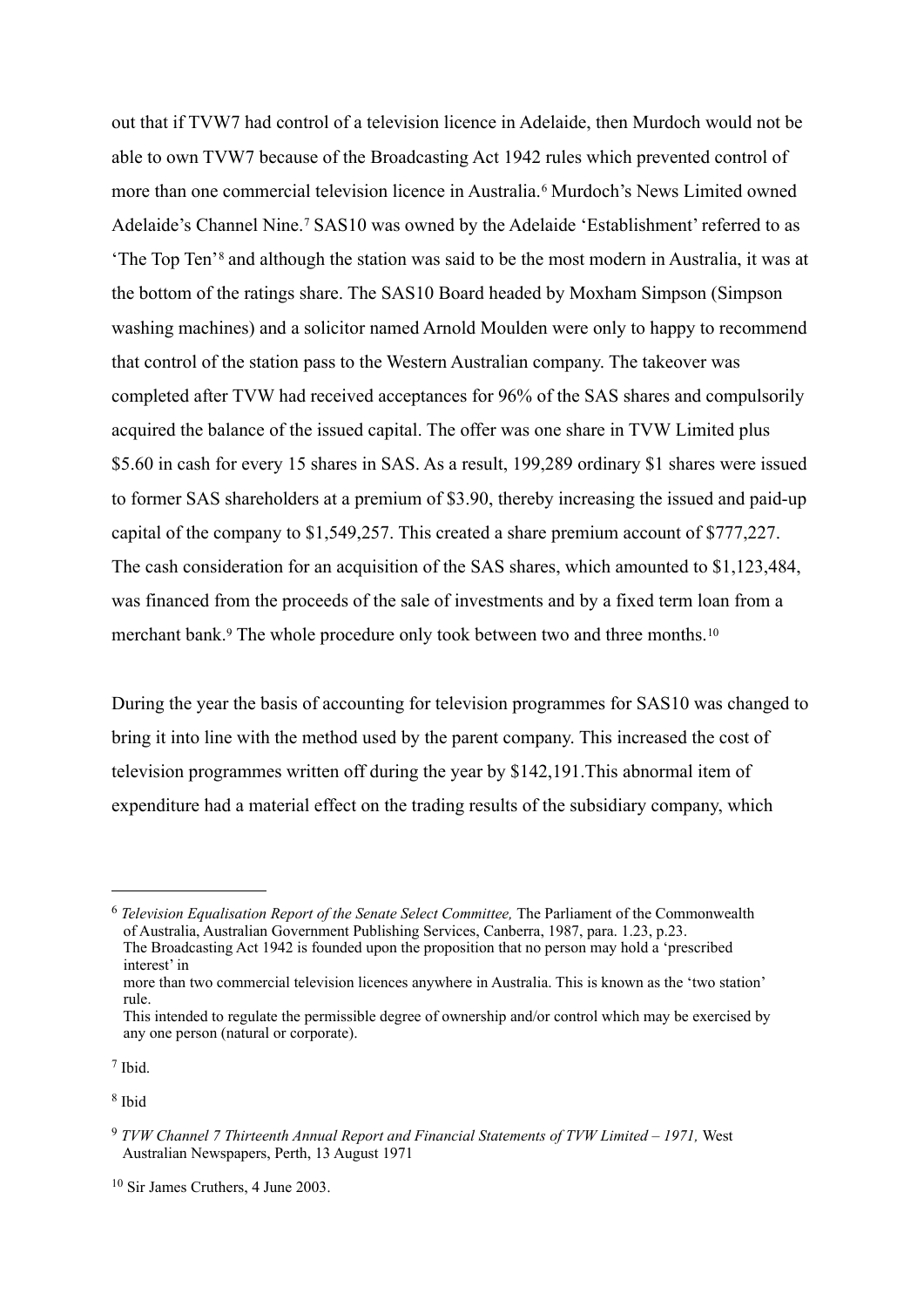out that if TVW7 had control of a television licence in Adelaide, then Murdoch would not be able to own TVW7 because of the Broadcasting Act 1942 rules which prevented control of more than one commercial television licence in Australia.[6] Murdoch's News Limited owned Adelaide's Channel Nine.[7] SAS10 was owned by the Adelaide 'Establishment' referred to as 'The Top Ten'[8] and although the station was said to be the most modern in Australia, it was at the bottom of the ratings share. The SAS10 Board headed by Moxham Simpson (Simpson washing machines) and a solicitor named Arnold Moulden were only to happy to recommend that control of the station pass to the Western Australian company. The takeover was completed after TVW had received acceptances for 96% of the SAS shares and compulsorily acquired the balance of the issued capital. The offer was one share in TVW Limited plus $5.60 in cash for every 15 shares in SAS. As a result, 199,289 ordinary $1 shares were issued to former SAS shareholders at a premium of $3.90, thereby increasing the issued and paid-up capital of the company to $1,549,257. This created a share premium account of $777,227. The cash consideration for an acquisition of the SAS shares, which amounted to $1,123,484, was financed from the proceeds of the sale of investments and by a fixed term loan from a merchant bank.[9] The whole procedure only took between two and three months.[10]

During the year the basis of accounting for television programmes for SAS10 was changed to bring it into line with the method used by the parent company. This increased the cost of television programmes written off during the year by $142,191.This abnormal item of expenditure had a material effect on the trading results of the subsidiary company, which

---

[6] *Television Equalisation Report of the Senate Select Committee,* The Parliament of the Commonwealth of Australia, Australian Government Publishing Services, Canberra, 1987, para. 1.23, p.23.
The Broadcasting Act 1942 is founded upon the proposition that no person may hold a 'prescribed interest' in
more than two commercial television licences anywhere in Australia. This is known as the 'two station' rule.
This intended to regulate the permissible degree of ownership and/or control which may be exercised by any one person (natural or corporate).

[7] Ibid.

[8] Ibid

[9] *TVW Channel 7 Thirteenth Annual Report and Financial Statements of TVW Limited – 1971,* West Australian Newspapers, Perth, 13 August 1971

[10] Sir James Cruthers, 4 June 2003.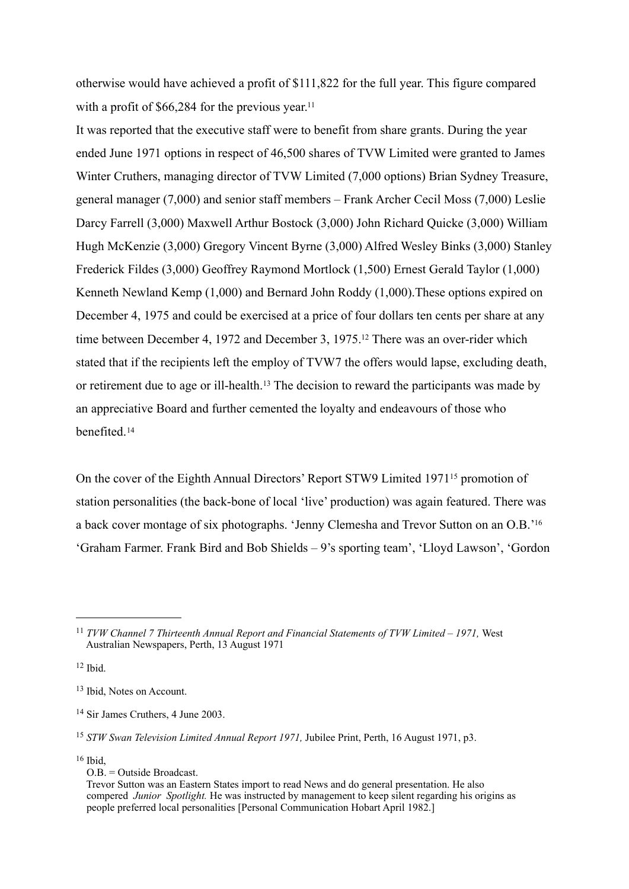otherwise would have achieved a profit of $111,822 for the full year. This figure compared with a profit of $66,284 for the previous year.[11]

It was reported that the executive staff were to benefit from share grants. During the year ended June 1971 options in respect of 46,500 shares of TVW Limited were granted to James Winter Cruthers, managing director of TVW Limited (7,000 options) Brian Sydney Treasure, general manager (7,000) and senior staff members – Frank Archer Cecil Moss (7,000) Leslie Darcy Farrell (3,000) Maxwell Arthur Bostock (3,000) John Richard Quicke (3,000) William Hugh McKenzie (3,000) Gregory Vincent Byrne (3,000) Alfred Wesley Binks (3,000) Stanley Frederick Fildes (3,000) Geoffrey Raymond Mortlock (1,500) Ernest Gerald Taylor (1,000) Kenneth Newland Kemp (1,000) and Bernard John Roddy (1,000).These options expired on December 4, 1975 and could be exercised at a price of four dollars ten cents per share at any time between December 4, 1972 and December 3, 1975.[12] There was an over-rider which stated that if the recipients left the employ of TVW7 the offers would lapse, excluding death, or retirement due to age or ill-health.[13] The decision to reward the participants was made by an appreciative Board and further cemented the loyalty and endeavours of those who benefited.[14]

On the cover of the Eighth Annual Directors' Report STW9 Limited 1971[15] promotion of station personalities (the back-bone of local 'live' production) was again featured. There was a back cover montage of six photographs. 'Jenny Clemesha and Trevor Sutton on an O.B.'[16] 'Graham Farmer. Frank Bird and Bob Shields – 9's sporting team', 'Lloyd Lawson', 'Gordon

---

[11] *TVW Channel 7 Thirteenth Annual Report and Financial Statements of TVW Limited – 1971,* West Australian Newspapers, Perth, 13 August 1971

[12] Ibid.

[13] Ibid, Notes on Account.

[14] Sir James Cruthers, 4 June 2003.

[15] *STW Swan Television Limited Annual Report 1971,* Jubilee Print, Perth, 16 August 1971, p3.

[16] Ibid,
O.B. = Outside Broadcast.
Trevor Sutton was an Eastern States import to read News and do general presentation. He also compered *Junior Spotlight.* He was instructed by management to keep silent regarding his origins as people preferred local personalities [Personal Communication Hobart April 1982.]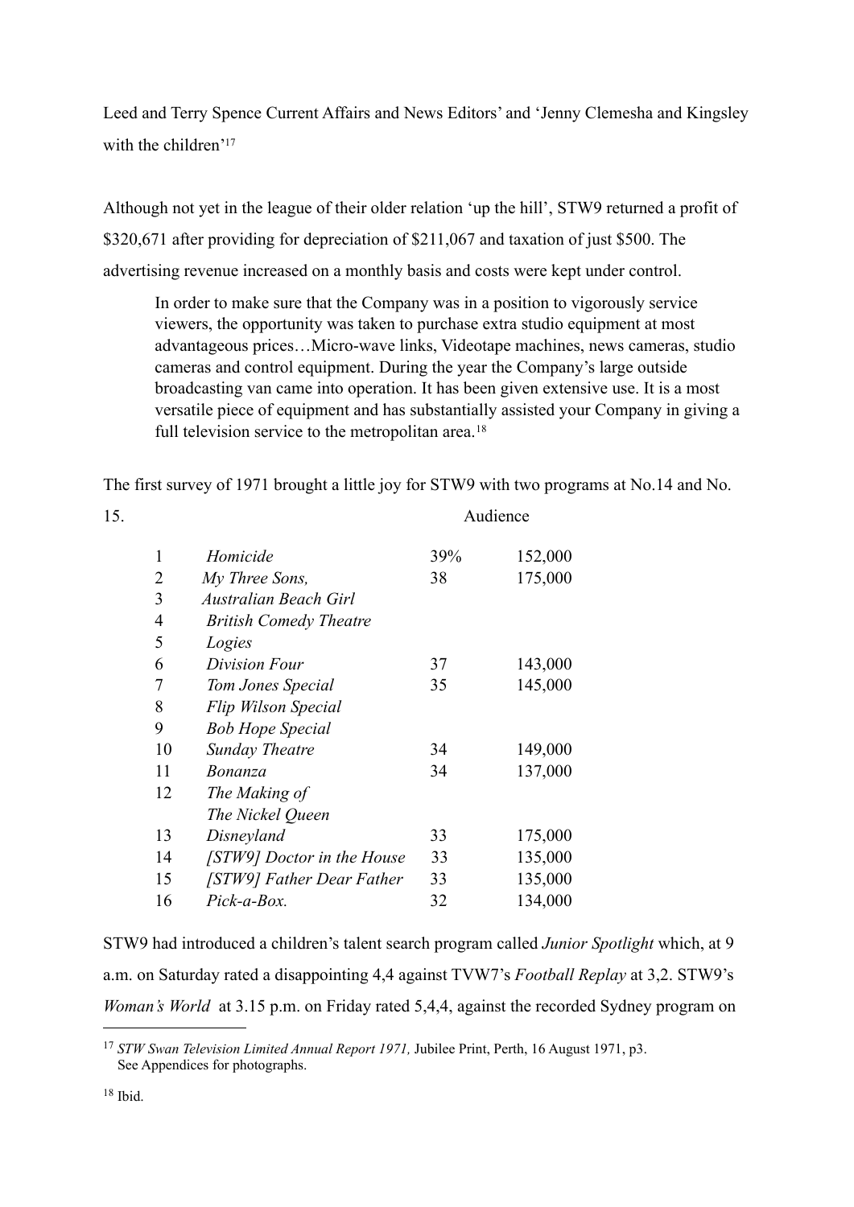Leed and Terry Spence Current Affairs and News Editors' and 'Jenny Clemesha and Kingsley with the children'[17]

Although not yet in the league of their older relation 'up the hill', STW9 returned a profit of $320,671 after providing for depreciation of $211,067 and taxation of just $500. The advertising revenue increased on a monthly basis and costs were kept under control.

> In order to make sure that the Company was in a position to vigorously service viewers, the opportunity was taken to purchase extra studio equipment at most advantageous prices…Micro-wave links, Videotape machines, news cameras, studio cameras and control equipment. During the year the Company's large outside broadcasting van came into operation. It has been given extensive use. It is a most versatile piece of equipment and has substantially assisted your Company in giving a full television service to the metropolitan area.[18]

The first survey of 1971 brought a little joy for STW9 with two programs at No.14 and No. 15.

| | | Audience | |
|---|---|---|---|
| 1 | *Homicide* | 39% | 152,000 |
| 2 | *My Three Sons,* | 38 | 175,000 |
| 3 | *Australian Beach Girl* | | |
| 4 | *British Comedy Theatre* | | |
| 5 | *Logies* | | |
| 6 | *Division Four* | 37 | 143,000 |
| 7 | *Tom Jones Special* | 35 | 145,000 |
| 8 | *Flip Wilson Special* | | |
| 9 | *Bob Hope Special* | | |
| 10 | *Sunday Theatre* | 34 | 149,000 |
| 11 | *Bonanza* | 34 | 137,000 |
| 12 | *The Making of The Nickel Queen* | | |
| 13 | *Disneyland* | 33 | 175,000 |
| 14 | *[STW9] Doctor in the House* | 33 | 135,000 |
| 15 | *[STW9] Father Dear Father* | 33 | 135,000 |
| 16 | *Pick-a-Box.* | 32 | 134,000 |

STW9 had introduced a children's talent search program called *Junior Spotlight* which, at 9 a.m. on Saturday rated a disappointing 4,4 against TVW7's *Football Replay* at 3,2. STW9's *Woman's World* at 3.15 p.m. on Friday rated 5,4,4, against the recorded Sydney program on

---

[17] *STW Swan Television Limited Annual Report 1971,* Jubilee Print, Perth, 16 August 1971, p3. See Appendices for photographs.

[18] Ibid.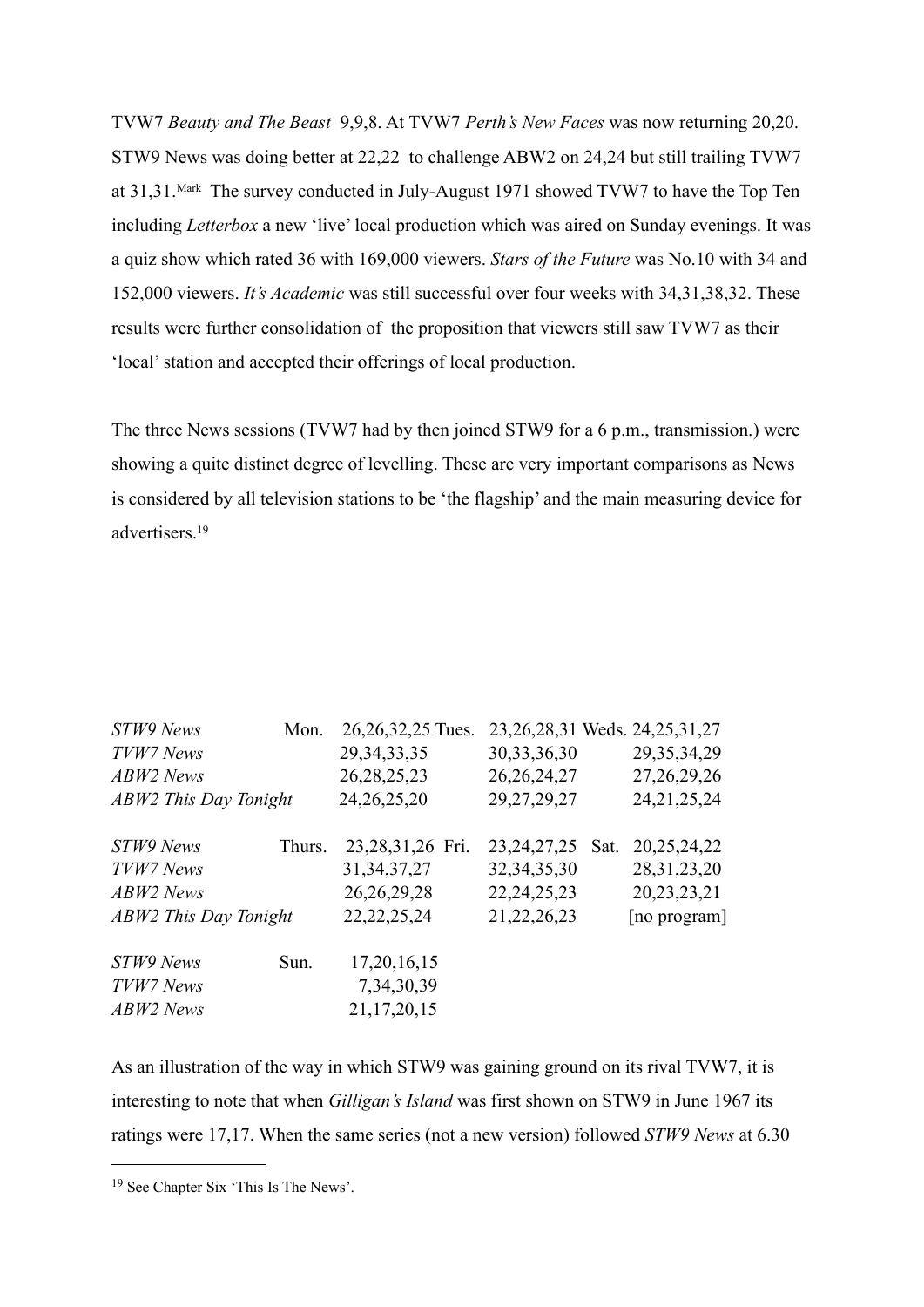TVW7 *Beauty and The Beast* 9,9,8. At TVW7 *Perth's New Faces* was now returning 20,20. STW9 News was doing better at 22,22 to challenge ABW2 on 24,24 but still trailing TVW7 at 31,31.[Mark] The survey conducted in July-August 1971 showed TVW7 to have the Top Ten including *Letterbox* a new 'live' local production which was aired on Sunday evenings. It was a quiz show which rated 36 with 169,000 viewers. *Stars of the Future* was No.10 with 34 and 152,000 viewers. *It's Academic* was still successful over four weeks with 34,31,38,32. These results were further consolidation of the proposition that viewers still saw TVW7 as their 'local' station and accepted their offerings of local production.

The three News sessions (TVW7 had by then joined STW9 for a 6 p.m., transmission.) were showing a quite distinct degree of levelling. These are very important comparisons as News is considered by all television stations to be 'the flagship' and the main measuring device for advertisers.[19]

| | | | | |
|---|---|---|---|---|
| *STW9 News* | Mon. | 26,26,32,25 | Tues. 23,26,28,31 | Weds. 24,25,31,27 |
| *TVW7 News* | | 29,34,33,35 | 30,33,36,30 | 29,35,34,29 |
| *ABW2 News* | | 26,28,25,23 | 26,26,24,27 | 27,26,29,26 |
| *ABW2 This Day Tonight* | | 24,26,25,20 | 29,27,29,27 | 24,21,25,24 |
| | | | | |
| *STW9 News* | Thurs. | 23,28,31,26 | Fri. 23,24,27,25 | Sat. 20,25,24,22 |
| *TVW7 News* | | 31,34,37,27 | 32,34,35,30 | 28,31,23,20 |
| *ABW2 News* | | 26,26,29,28 | 22,24,25,23 | 20,23,23,21 |
| *ABW2 This Day Tonight* | | 22,22,25,24 | 21,22,26,23 | [no program] |
| | | | | |
| *STW9 News* | Sun. | 17,20,16,15 | | |
| *TVW7 News* | | 7,34,30,39 | | |
| *ABW2 News* | | 21,17,20,15 | | |

As an illustration of the way in which STW9 was gaining ground on its rival TVW7, it is interesting to note that when *Gilligan's Island* was first shown on STW9 in June 1967 its ratings were 17,17. When the same series (not a new version) followed *STW9 News* at 6.30

---

[19] See Chapter Six 'This Is The News'.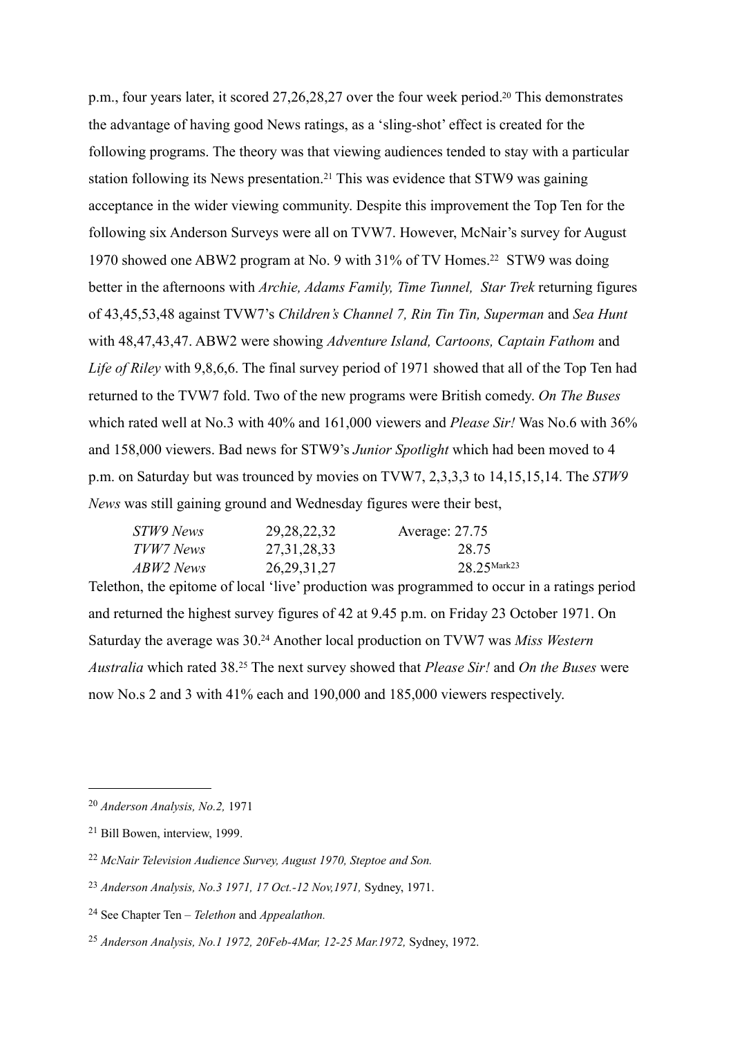p.m., four years later, it scored 27,26,28,27 over the four week period.[20] This demonstrates the advantage of having good News ratings, as a 'sling-shot' effect is created for the following programs. The theory was that viewing audiences tended to stay with a particular station following its News presentation.[21] This was evidence that STW9 was gaining acceptance in the wider viewing community. Despite this improvement the Top Ten for the following six Anderson Surveys were all on TVW7. However, McNair's survey for August 1970 showed one ABW2 program at No. 9 with 31% of TV Homes.[22] STW9 was doing better in the afternoons with *Archie, Adams Family, Time Tunnel, Star Trek* returning figures of 43,45,53,48 against TVW7's *Children's Channel 7, Rin Tin Tin, Superman* and *Sea Hunt* with 48,47,43,47. ABW2 were showing *Adventure Island, Cartoons, Captain Fathom* and *Life of Riley* with 9,8,6,6. The final survey period of 1971 showed that all of the Top Ten had returned to the TVW7 fold. Two of the new programs were British comedy. *On The Buses* which rated well at No.3 with 40% and 161,000 viewers and *Please Sir!* Was No.6 with 36% and 158,000 viewers. Bad news for STW9's *Junior Spotlight* which had been moved to 4 p.m. on Saturday but was trounced by movies on TVW7, 2,3,3,3 to 14,15,15,14. The *STW9 News* was still gaining ground and Wednesday figures were their best,

| | | |
|---|---|---|
| *STW9 News* | 29,28,22,32 | Average: 27.75 |
| *TVW7 News* | 27,31,28,33 | 28.75 |
| *ABW2 News* | 26,29,31,27 | 28.25[Mark23] |

Telethon, the epitome of local 'live' production was programmed to occur in a ratings period and returned the highest survey figures of 42 at 9.45 p.m. on Friday 23 October 1971. On Saturday the average was 30.[24] Another local production on TVW7 was *Miss Western Australia* which rated 38.[25] The next survey showed that *Please Sir!* and *On the Buses* were now No.s 2 and 3 with 41% each and 190,000 and 185,000 viewers respectively.

---

[20] *Anderson Analysis, No.2,* 1971

[21] Bill Bowen, interview, 1999.

[22] *McNair Television Audience Survey, August 1970, Steptoe and Son.*

[23] *Anderson Analysis, No.3 1971, 17 Oct.-12 Nov,1971,* Sydney, 1971.

[24] See Chapter Ten – *Telethon* and *Appealathon.*

[25] *Anderson Analysis, No.1 1972, 20Feb-4Mar, 12-25 Mar.1972,* Sydney, 1972.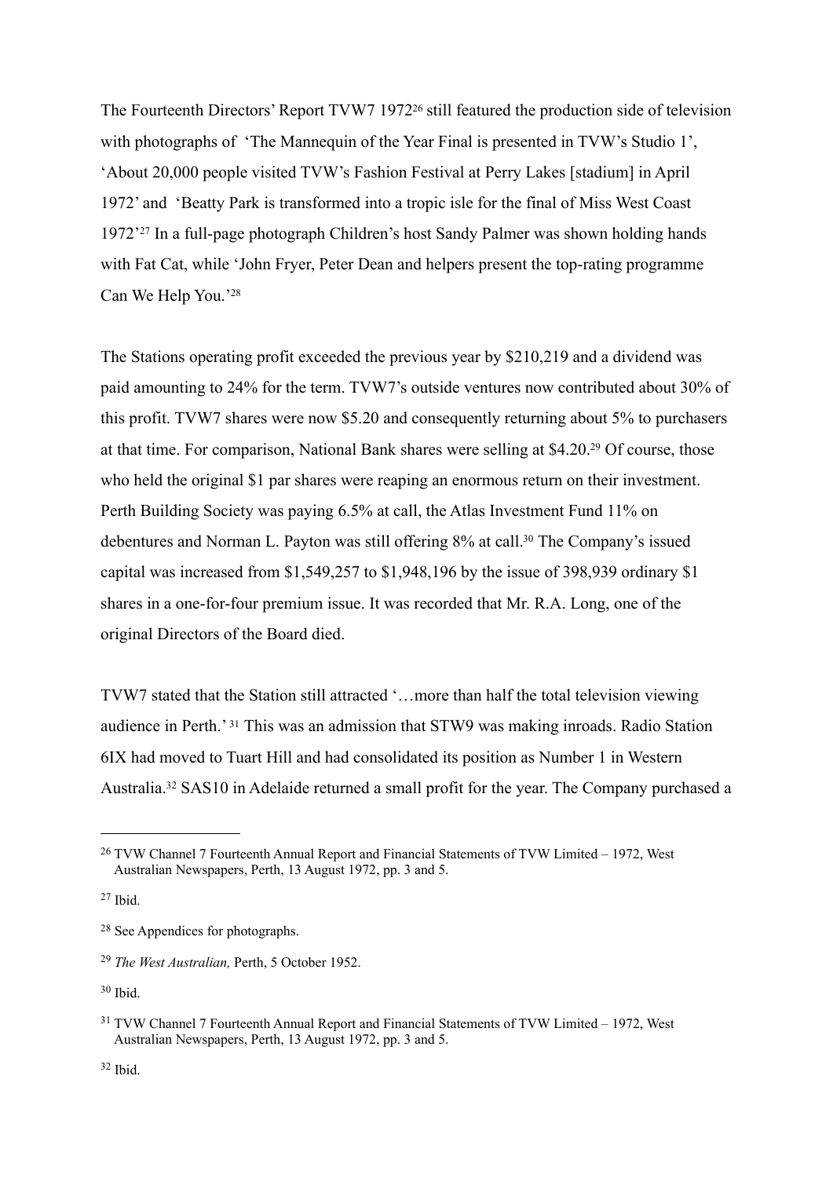The Fourteenth Directors' Report TVW7 1972[26] still featured the production side of television with photographs of 'The Mannequin of the Year Final is presented in TVW's Studio 1', 'About 20,000 people visited TVW's Fashion Festival at Perry Lakes [stadium] in April 1972' and 'Beatty Park is transformed into a tropic isle for the final of Miss West Coast 1972'[27] In a full-page photograph Children's host Sandy Palmer was shown holding hands with Fat Cat, while 'John Fryer, Peter Dean and helpers present the top-rating programme Can We Help You.'[28]

The Stations operating profit exceeded the previous year by $210,219 and a dividend was paid amounting to 24% for the term. TVW7's outside ventures now contributed about 30% of this profit. TVW7 shares were now $5.20 and consequently returning about 5% to purchasers at that time. For comparison, National Bank shares were selling at $4.20.[29] Of course, those who held the original $1 par shares were reaping an enormous return on their investment. Perth Building Society was paying 6.5% at call, the Atlas Investment Fund 11% on debentures and Norman L. Payton was still offering 8% at call.[30] The Company's issued capital was increased from $1,549,257 to $1,948,196 by the issue of 398,939 ordinary $1 shares in a one-for-four premium issue. It was recorded that Mr. R.A. Long, one of the original Directors of the Board died.

TVW7 stated that the Station still attracted '…more than half the total television viewing audience in Perth.' [31] This was an admission that STW9 was making inroads. Radio Station 6IX had moved to Tuart Hill and had consolidated its position as Number 1 in Western Australia.[32] SAS10 in Adelaide returned a small profit for the year. The Company purchased a

---

[26] TVW Channel 7 Fourteenth Annual Report and Financial Statements of TVW Limited – 1972, West Australian Newspapers, Perth, 13 August 1972, pp. 3 and 5.

[27] Ibid.

[28] See Appendices for photographs.

[29] *The West Australian,* Perth, 5 October 1952.

[30] Ibid.

[31] TVW Channel 7 Fourteenth Annual Report and Financial Statements of TVW Limited – 1972, West Australian Newspapers, Perth, 13 August 1972, pp. 3 and 5.

[32] Ibid.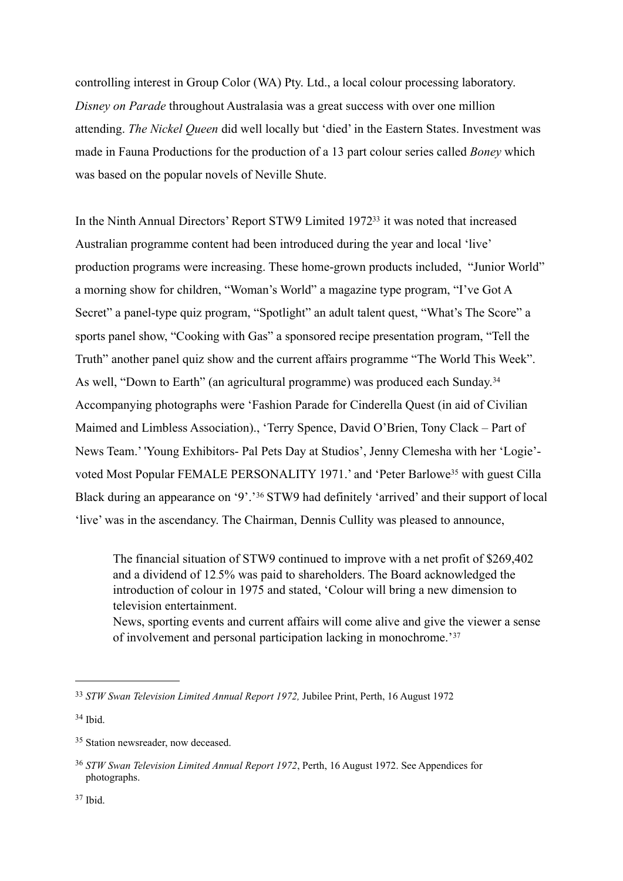controlling interest in Group Color (WA) Pty. Ltd., a local colour processing laboratory. *Disney on Parade* throughout Australasia was a great success with over one million attending. *The Nickel Queen* did well locally but 'died' in the Eastern States. Investment was made in Fauna Productions for the production of a 13 part colour series called *Boney* which was based on the popular novels of Neville Shute.

In the Ninth Annual Directors' Report STW9 Limited 1972[33] it was noted that increased Australian programme content had been introduced during the year and local 'live' production programs were increasing. These home-grown products included, "Junior World" a morning show for children, "Woman's World" a magazine type program, "I've Got A Secret" a panel-type quiz program, "Spotlight" an adult talent quest, "What's The Score" a sports panel show, "Cooking with Gas" a sponsored recipe presentation program, "Tell the Truth" another panel quiz show and the current affairs programme "The World This Week". As well, "Down to Earth" (an agricultural programme) was produced each Sunday.[34] Accompanying photographs were 'Fashion Parade for Cinderella Quest (in aid of Civilian Maimed and Limbless Association)., 'Terry Spence, David O'Brien, Tony Clack – Part of News Team.' 'Young Exhibitors- Pal Pets Day at Studios', Jenny Clemesha with her 'Logie'-voted Most Popular FEMALE PERSONALITY 1971.' and 'Peter Barlowe[35] with guest Cilla Black during an appearance on '9'.'[36] STW9 had definitely 'arrived' and their support of local 'live' was in the ascendancy. The Chairman, Dennis Cullity was pleased to announce,

> The financial situation of STW9 continued to improve with a net profit of $269,402 and a dividend of 12.5% was paid to shareholders. The Board acknowledged the introduction of colour in 1975 and stated, 'Colour will bring a new dimension to television entertainment.
> News, sporting events and current affairs will come alive and give the viewer a sense of involvement and personal participation lacking in monochrome.'[37]

---

[33] *STW Swan Television Limited Annual Report 1972,* Jubilee Print, Perth, 16 August 1972

[34] Ibid.

[35] Station newsreader, now deceased.

[36] *STW Swan Television Limited Annual Report 1972*, Perth, 16 August 1972. See Appendices for photographs.

[37] Ibid.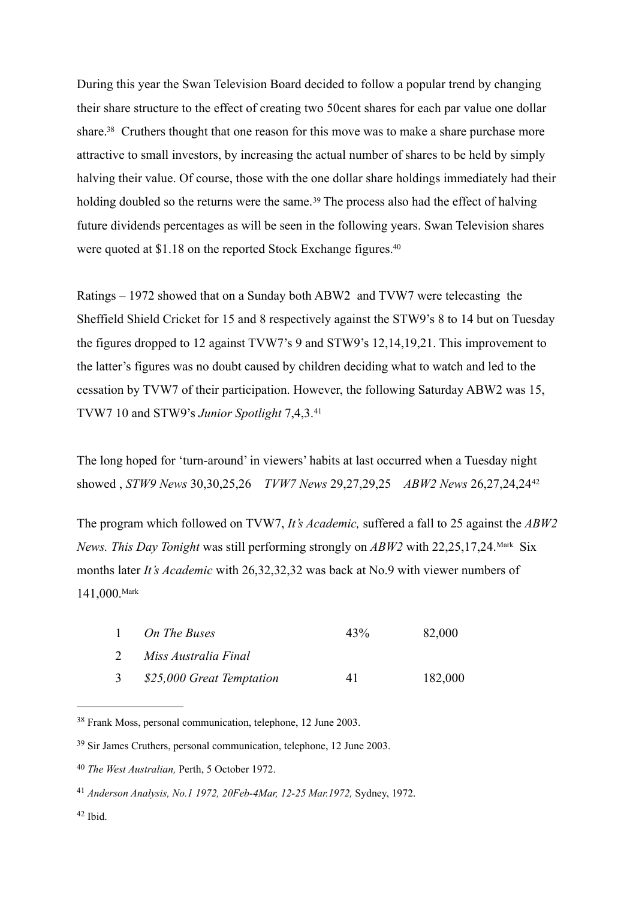During this year the Swan Television Board decided to follow a popular trend by changing their share structure to the effect of creating two 50cent shares for each par value one dollar share.[38] Cruthers thought that one reason for this move was to make a share purchase more attractive to small investors, by increasing the actual number of shares to be held by simply halving their value. Of course, those with the one dollar share holdings immediately had their holding doubled so the returns were the same.[39] The process also had the effect of halving future dividends percentages as will be seen in the following years. Swan Television shares were quoted at $1.18 on the reported Stock Exchange figures.[40]

Ratings – 1972 showed that on a Sunday both ABW2 and TVW7 were telecasting the Sheffield Shield Cricket for 15 and 8 respectively against the STW9's 8 to 14 but on Tuesday the figures dropped to 12 against TVW7's 9 and STW9's 12,14,19,21. This improvement to the latter's figures was no doubt caused by children deciding what to watch and led to the cessation by TVW7 of their participation. However, the following Saturday ABW2 was 15, TVW7 10 and STW9's *Junior Spotlight* 7,4,3.[41]

The long hoped for 'turn-around' in viewers' habits at last occurred when a Tuesday night showed , *STW9 News* 30,30,25,26 *TVW7 News* 29,27,29,25 *ABW2 News* 26,27,24,24[42]

The program which followed on TVW7, *It's Academic,* suffered a fall to 25 against the *ABW2 News. This Day Tonight* was still performing strongly on *ABW2* with 22,25,17,24.[Mark] Six months later *It's Academic* with 26,32,32,32 was back at No.9 with viewer numbers of 141,000.[Mark]

| | | | |
|---|---|---|---|
| 1 | *On The Buses* | 43% | 82,000 |
| 2 | *Miss Australia Final* | | |
| 3 | *$25,000 Great Temptation* | 41 | 182,000 |

---

[38] Frank Moss, personal communication, telephone, 12 June 2003.

[39] Sir James Cruthers, personal communication, telephone, 12 June 2003.

[40] *The West Australian,* Perth, 5 October 1972.

[41] *Anderson Analysis, No.1 1972, 20Feb-4Mar, 12-25 Mar.1972,* Sydney, 1972.

[42] Ibid.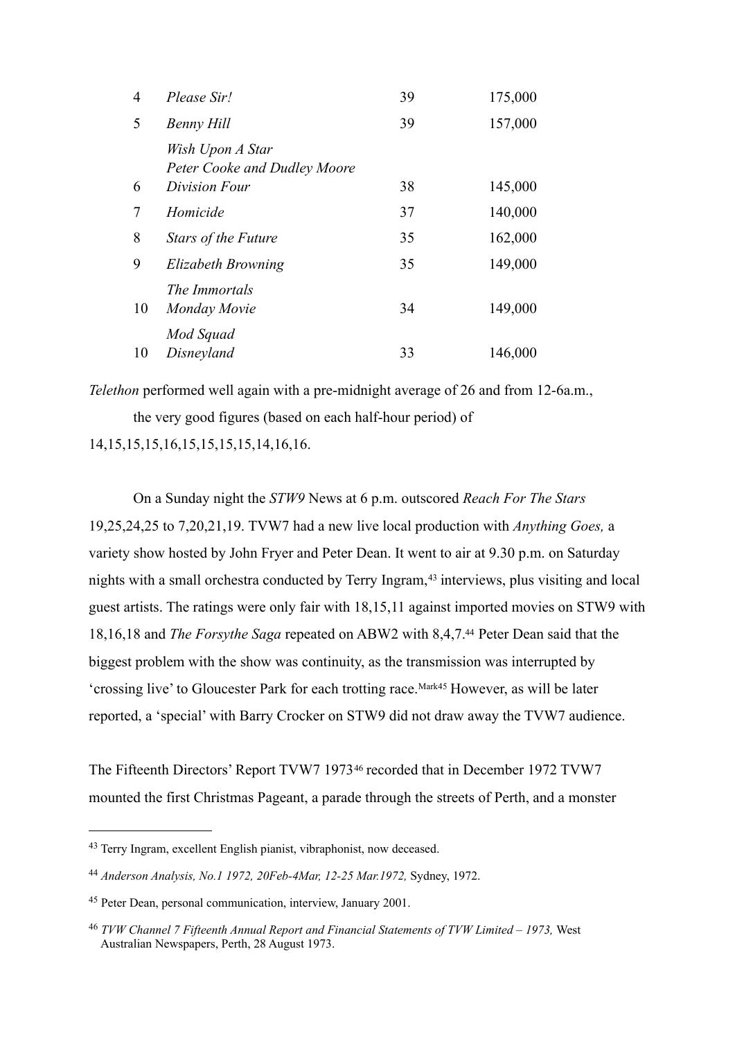| | | | |
|---|---|---|---|
| 4 | *Please Sir!* | 39 | 175,000 |
| 5 | *Benny Hill* | 39 | 157,000 |
| | *Wish Upon A Star* | | |
| | *Peter Cooke and Dudley Moore* | | |
| 6 | *Division Four* | 38 | 145,000 |
| 7 | *Homicide* | 37 | 140,000 |
| 8 | *Stars of the Future* | 35 | 162,000 |
| 9 | *Elizabeth Browning* | 35 | 149,000 |
| | *The Immortals* | | |
| 10 | *Monday Movie* | 34 | 149,000 |
| | *Mod Squad* | | |
| 10 | *Disneyland* | 33 | 146,000 |

*Telethon* performed well again with a pre-midnight average of 26 and from 12-6a.m., the very good figures (based on each half-hour period) of 14,15,15,15,16,15,15,15,15,14,16,16.

On a Sunday night the *STW9* News at 6 p.m. outscored *Reach For The Stars* 19,25,24,25 to 7,20,21,19. TVW7 had a new live local production with *Anything Goes,* a variety show hosted by John Fryer and Peter Dean. It went to air at 9.30 p.m. on Saturday nights with a small orchestra conducted by Terry Ingram,[43] interviews, plus visiting and local guest artists. The ratings were only fair with 18,15,11 against imported movies on STW9 with 18,16,18 and *The Forsythe Saga* repeated on ABW2 with 8,4,7.[44] Peter Dean said that the biggest problem with the show was continuity, as the transmission was interrupted by 'crossing live' to Gloucester Park for each trotting race.[Mark45] However, as will be later reported, a 'special' with Barry Crocker on STW9 did not draw away the TVW7 audience.

The Fifteenth Directors' Report TVW7 1973[46] recorded that in December 1972 TVW7 mounted the first Christmas Pageant, a parade through the streets of Perth, and a monster

---

[43] Terry Ingram, excellent English pianist, vibraphonist, now deceased.

[44] *Anderson Analysis, No.1 1972, 20Feb-4Mar, 12-25 Mar.1972,* Sydney, 1972.

[45] Peter Dean, personal communication, interview, January 2001.

[46] *TVW Channel 7 Fifteenth Annual Report and Financial Statements of TVW Limited – 1973,* West Australian Newspapers, Perth, 28 August 1973.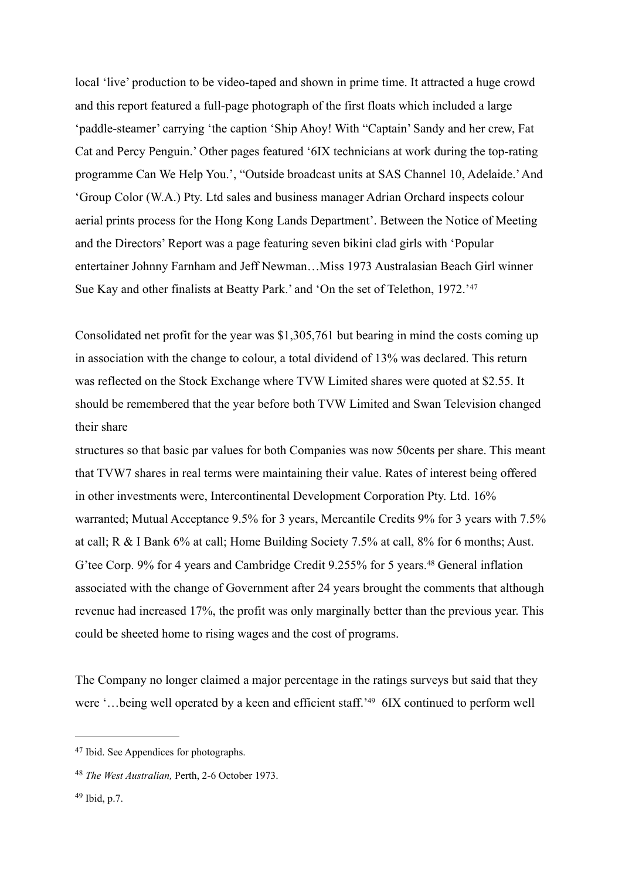local 'live' production to be video-taped and shown in prime time. It attracted a huge crowd and this report featured a full-page photograph of the first floats which included a large 'paddle-steamer' carrying 'the caption 'Ship Ahoy! With "Captain' Sandy and her crew, Fat Cat and Percy Penguin.' Other pages featured '6IX technicians at work during the top-rating programme Can We Help You.', "Outside broadcast units at SAS Channel 10, Adelaide.' And 'Group Color (W.A.) Pty. Ltd sales and business manager Adrian Orchard inspects colour aerial prints process for the Hong Kong Lands Department'. Between the Notice of Meeting and the Directors' Report was a page featuring seven bikini clad girls with 'Popular entertainer Johnny Farnham and Jeff Newman…Miss 1973 Australasian Beach Girl winner Sue Kay and other finalists at Beatty Park.' and 'On the set of Telethon, 1972.'[47]

Consolidated net profit for the year was $1,305,761 but bearing in mind the costs coming up in association with the change to colour, a total dividend of 13% was declared. This return was reflected on the Stock Exchange where TVW Limited shares were quoted at $2.55. It should be remembered that the year before both TVW Limited and Swan Television changed their share structures so that basic par values for both Companies was now 50cents per share. This meant that TVW7 shares in real terms were maintaining their value. Rates of interest being offered in other investments were, Intercontinental Development Corporation Pty. Ltd. 16% warranted; Mutual Acceptance 9.5% for 3 years, Mercantile Credits 9% for 3 years with 7.5% at call; R & I Bank 6% at call; Home Building Society 7.5% at call, 8% for 6 months; Aust. G'tee Corp. 9% for 4 years and Cambridge Credit 9.255% for 5 years.[48] General inflation associated with the change of Government after 24 years brought the comments that although revenue had increased 17%, the profit was only marginally better than the previous year. This could be sheeted home to rising wages and the cost of programs.

The Company no longer claimed a major percentage in the ratings surveys but said that they were '…being well operated by a keen and efficient staff.'[49] 6IX continued to perform well

---

[47] Ibid. See Appendices for photographs.

[48] *The West Australian,* Perth, 2-6 October 1973.

[49] Ibid, p.7.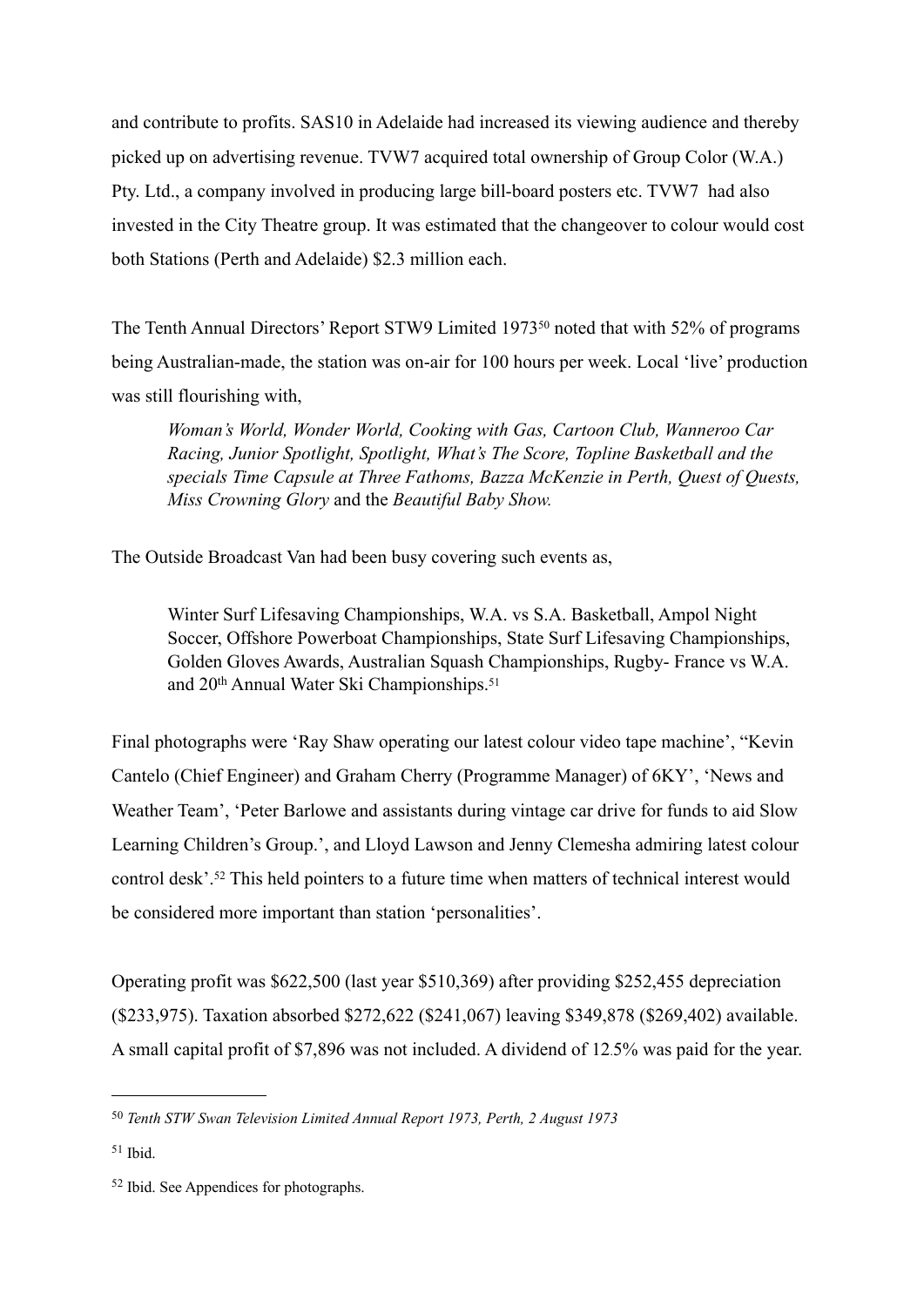and contribute to profits. SAS10 in Adelaide had increased its viewing audience and thereby picked up on advertising revenue. TVW7 acquired total ownership of Group Color (W.A.) Pty. Ltd., a company involved in producing large bill-board posters etc. TVW7 had also invested in the City Theatre group. It was estimated that the changeover to colour would cost both Stations (Perth and Adelaide) $2.3 million each.

The Tenth Annual Directors' Report STW9 Limited 1973[50] noted that with 52% of programs being Australian-made, the station was on-air for 100 hours per week. Local 'live' production was still flourishing with,

> *Woman's World, Wonder World, Cooking with Gas, Cartoon Club, Wanneroo Car Racing, Junior Spotlight, Spotlight, What's The Score, Topline Basketball and the specials Time Capsule at Three Fathoms, Bazza McKenzie in Perth, Quest of Quests, Miss Crowning Glory* and the *Beautiful Baby Show.*

The Outside Broadcast Van had been busy covering such events as,

> Winter Surf Lifesaving Championships, W.A. vs S.A. Basketball, Ampol Night Soccer, Offshore Powerboat Championships, State Surf Lifesaving Championships, Golden Gloves Awards, Australian Squash Championships, Rugby- France vs W.A. and 20th Annual Water Ski Championships.[51]

Final photographs were 'Ray Shaw operating our latest colour video tape machine', "Kevin Cantelo (Chief Engineer) and Graham Cherry (Programme Manager) of 6KY', 'News and Weather Team', 'Peter Barlowe and assistants during vintage car drive for funds to aid Slow Learning Children's Group.', and Lloyd Lawson and Jenny Clemesha admiring latest colour control desk'.[52] This held pointers to a future time when matters of technical interest would be considered more important than station 'personalities'.

Operating profit was $622,500 (last year $510,369) after providing $252,455 depreciation ($233,975). Taxation absorbed $272,622 ($241,067) leaving $349,878 ($269,402) available. A small capital profit of $7,896 was not included. A dividend of 12.5% was paid for the year.

---

[50] *Tenth STW Swan Television Limited Annual Report 1973, Perth, 2 August 1973*

[51] Ibid.

[52] Ibid. See Appendices for photographs.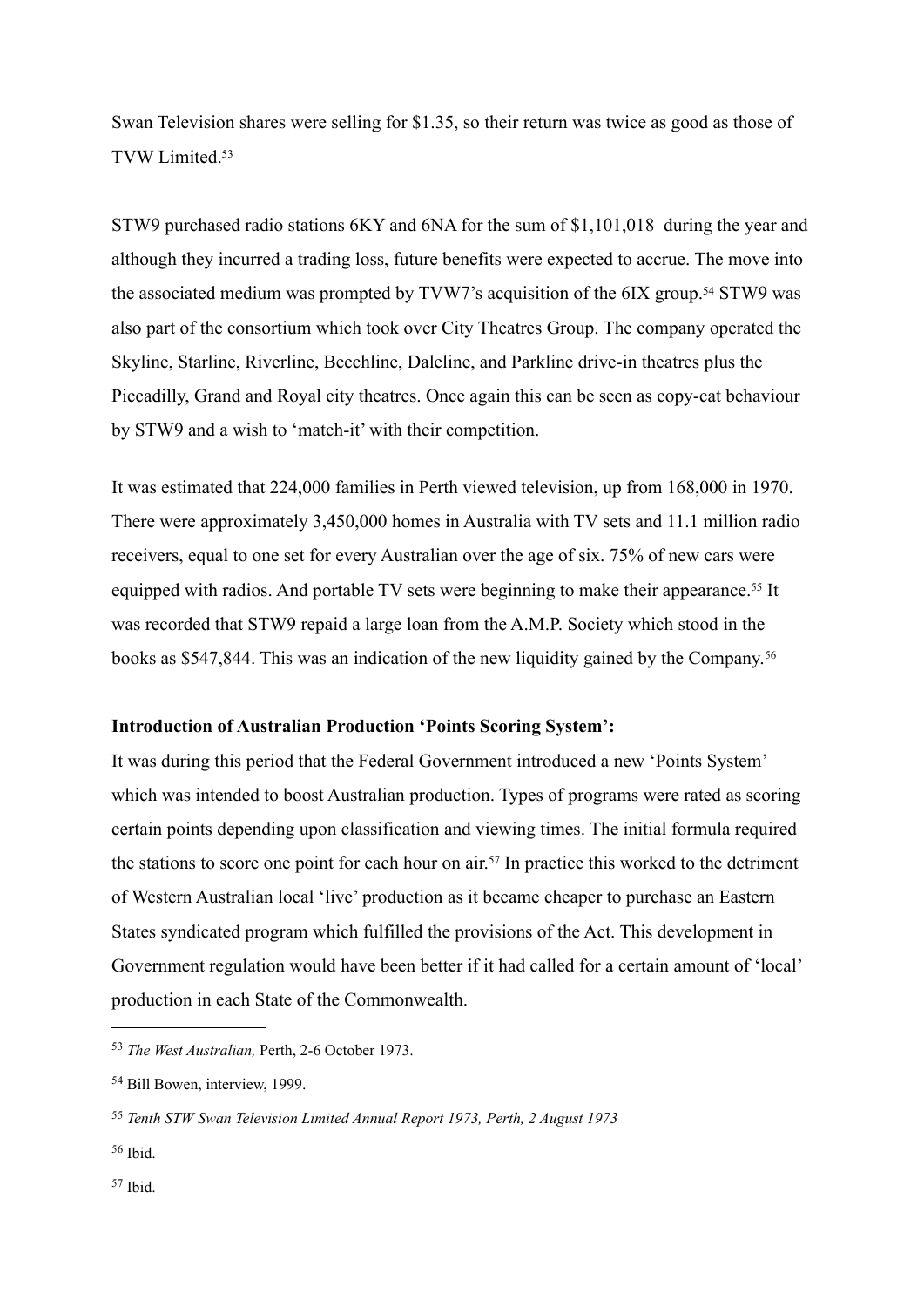Swan Television shares were selling for $1.35, so their return was twice as good as those of TVW Limited.[53]

STW9 purchased radio stations 6KY and 6NA for the sum of $1,101,018 during the year and although they incurred a trading loss, future benefits were expected to accrue. The move into the associated medium was prompted by TVW7's acquisition of the 6IX group.[54] STW9 was also part of the consortium which took over City Theatres Group. The company operated the Skyline, Starline, Riverline, Beechline, Daleline, and Parkline drive-in theatres plus the Piccadilly, Grand and Royal city theatres. Once again this can be seen as copy-cat behaviour by STW9 and a wish to 'match-it' with their competition.

It was estimated that 224,000 families in Perth viewed television, up from 168,000 in 1970. There were approximately 3,450,000 homes in Australia with TV sets and 11.1 million radio receivers, equal to one set for every Australian over the age of six. 75% of new cars were equipped with radios. And portable TV sets were beginning to make their appearance.[55] It was recorded that STW9 repaid a large loan from the A.M.P. Society which stood in the books as $547,844. This was an indication of the new liquidity gained by the Company.[56]

**Introduction of Australian Production 'Points Scoring System':**

It was during this period that the Federal Government introduced a new 'Points System' which was intended to boost Australian production. Types of programs were rated as scoring certain points depending upon classification and viewing times. The initial formula required the stations to score one point for each hour on air.[57] In practice this worked to the detriment of Western Australian local 'live' production as it became cheaper to purchase an Eastern States syndicated program which fulfilled the provisions of the Act. This development in Government regulation would have been better if it had called for a certain amount of 'local' production in each State of the Commonwealth.

---

[53] *The West Australian,* Perth, 2-6 October 1973.

[54] Bill Bowen, interview, 1999.

[55] *Tenth STW Swan Television Limited Annual Report 1973, Perth, 2 August 1973*

[56] Ibid.

[57] Ibid.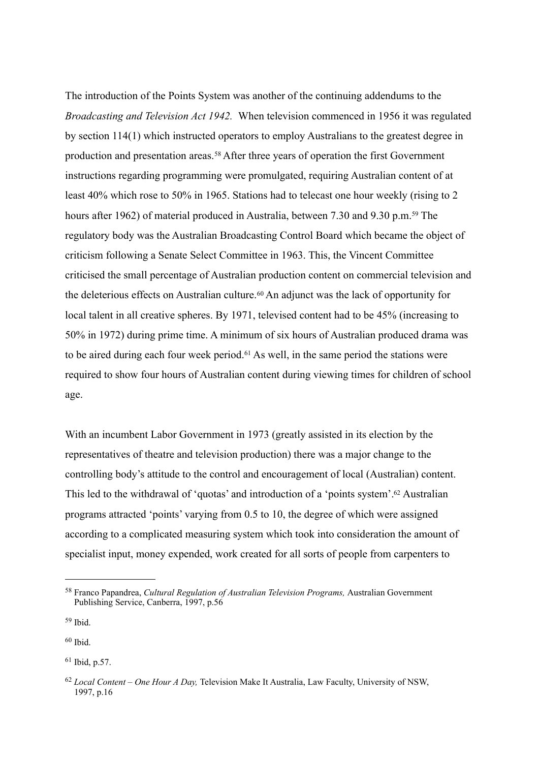The introduction of the Points System was another of the continuing addendums to the *Broadcasting and Television Act 1942.* When television commenced in 1956 it was regulated by section 114(1) which instructed operators to employ Australians to the greatest degree in production and presentation areas.[58] After three years of operation the first Government instructions regarding programming were promulgated, requiring Australian content of at least 40% which rose to 50% in 1965. Stations had to telecast one hour weekly (rising to 2 hours after 1962) of material produced in Australia, between 7.30 and 9.30 p.m.[59] The regulatory body was the Australian Broadcasting Control Board which became the object of criticism following a Senate Select Committee in 1963. This, the Vincent Committee criticised the small percentage of Australian production content on commercial television and the deleterious effects on Australian culture.[60] An adjunct was the lack of opportunity for local talent in all creative spheres. By 1971, televised content had to be 45% (increasing to 50% in 1972) during prime time. A minimum of six hours of Australian produced drama was to be aired during each four week period.[61] As well, in the same period the stations were required to show four hours of Australian content during viewing times for children of school age.

With an incumbent Labor Government in 1973 (greatly assisted in its election by the representatives of theatre and television production) there was a major change to the controlling body's attitude to the control and encouragement of local (Australian) content. This led to the withdrawal of 'quotas' and introduction of a 'points system'.[62] Australian programs attracted 'points' varying from 0.5 to 10, the degree of which were assigned according to a complicated measuring system which took into consideration the amount of specialist input, money expended, work created for all sorts of people from carpenters to

---

[58] Franco Papandrea, *Cultural Regulation of Australian Television Programs,* Australian Government Publishing Service, Canberra, 1997, p.56

[59] Ibid.

[60] Ibid.

[61] Ibid, p.57.

[62] *Local Content – One Hour A Day,* Television Make It Australia, Law Faculty, University of NSW, 1997, p.16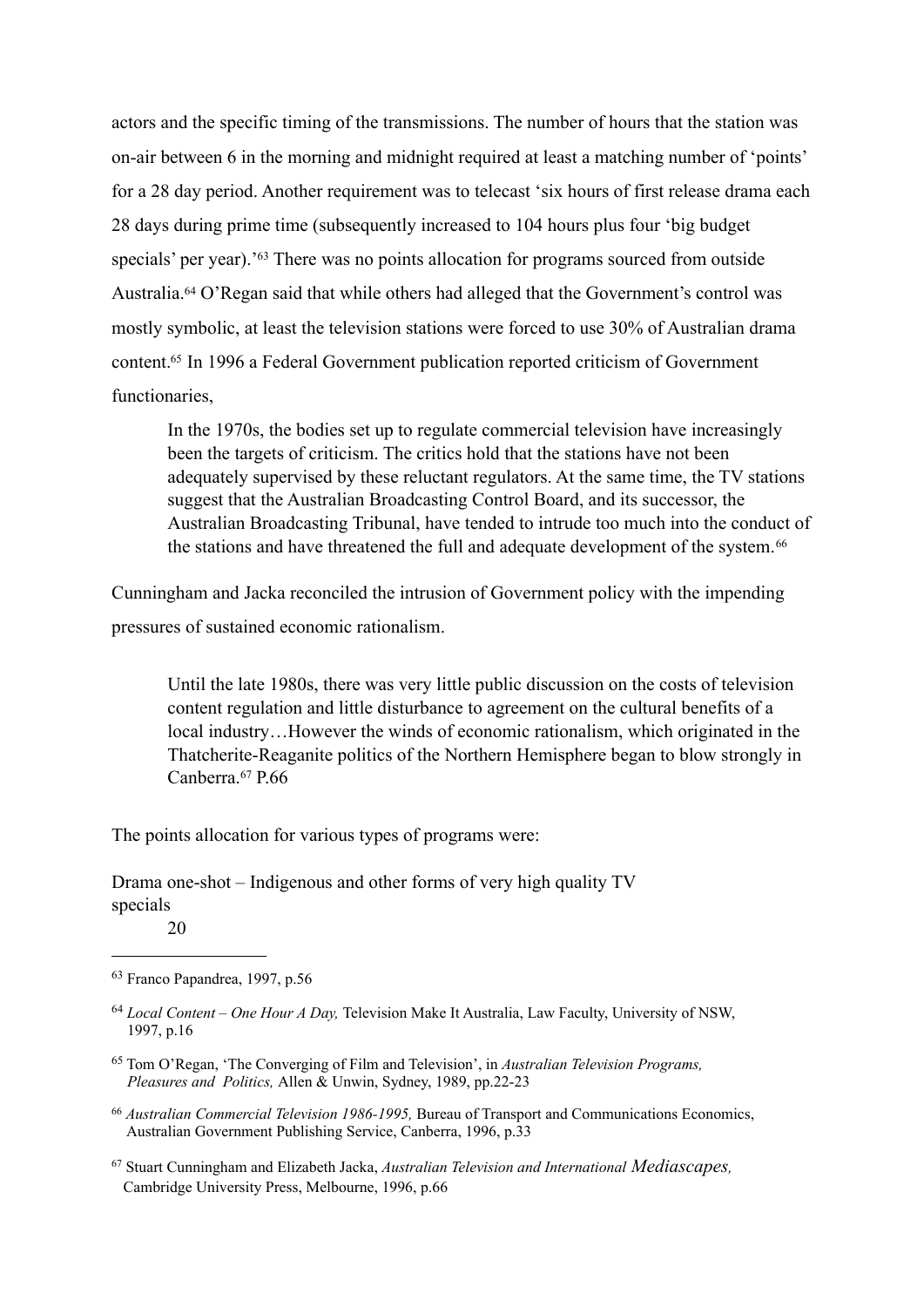actors and the specific timing of the transmissions. The number of hours that the station was on-air between 6 in the morning and midnight required at least a matching number of 'points' for a 28 day period. Another requirement was to telecast 'six hours of first release drama each 28 days during prime time (subsequently increased to 104 hours plus four 'big budget specials' per year).'[63] There was no points allocation for programs sourced from outside Australia.[64] O'Regan said that while others had alleged that the Government's control was mostly symbolic, at least the television stations were forced to use 30% of Australian drama content.[65] In 1996 a Federal Government publication reported criticism of Government functionaries,

> In the 1970s, the bodies set up to regulate commercial television have increasingly been the targets of criticism. The critics hold that the stations have not been adequately supervised by these reluctant regulators. At the same time, the TV stations suggest that the Australian Broadcasting Control Board, and its successor, the Australian Broadcasting Tribunal, have tended to intrude too much into the conduct of the stations and have threatened the full and adequate development of the system.[66]

Cunningham and Jacka reconciled the intrusion of Government policy with the impending pressures of sustained economic rationalism.

> Until the late 1980s, there was very little public discussion on the costs of television content regulation and little disturbance to agreement on the cultural benefits of a local industry…However the winds of economic rationalism, which originated in the Thatcherite-Reaganite politics of the Northern Hemisphere began to blow strongly in Canberra.[67] P.66

The points allocation for various types of programs were:

Drama one-shot – Indigenous and other forms of very high quality TV specials
20

---

[63] Franco Papandrea, 1997, p.56

[64] *Local Content – One Hour A Day,* Television Make It Australia, Law Faculty, University of NSW, 1997, p.16

[65] Tom O'Regan, 'The Converging of Film and Television', in *Australian Television Programs, Pleasures and Politics,* Allen & Unwin, Sydney, 1989, pp.22-23

[66] *Australian Commercial Television 1986-1995,* Bureau of Transport and Communications Economics, Australian Government Publishing Service, Canberra, 1996, p.33

[67] Stuart Cunningham and Elizabeth Jacka, *Australian Television and International Mediascapes,* Cambridge University Press, Melbourne, 1996, p.66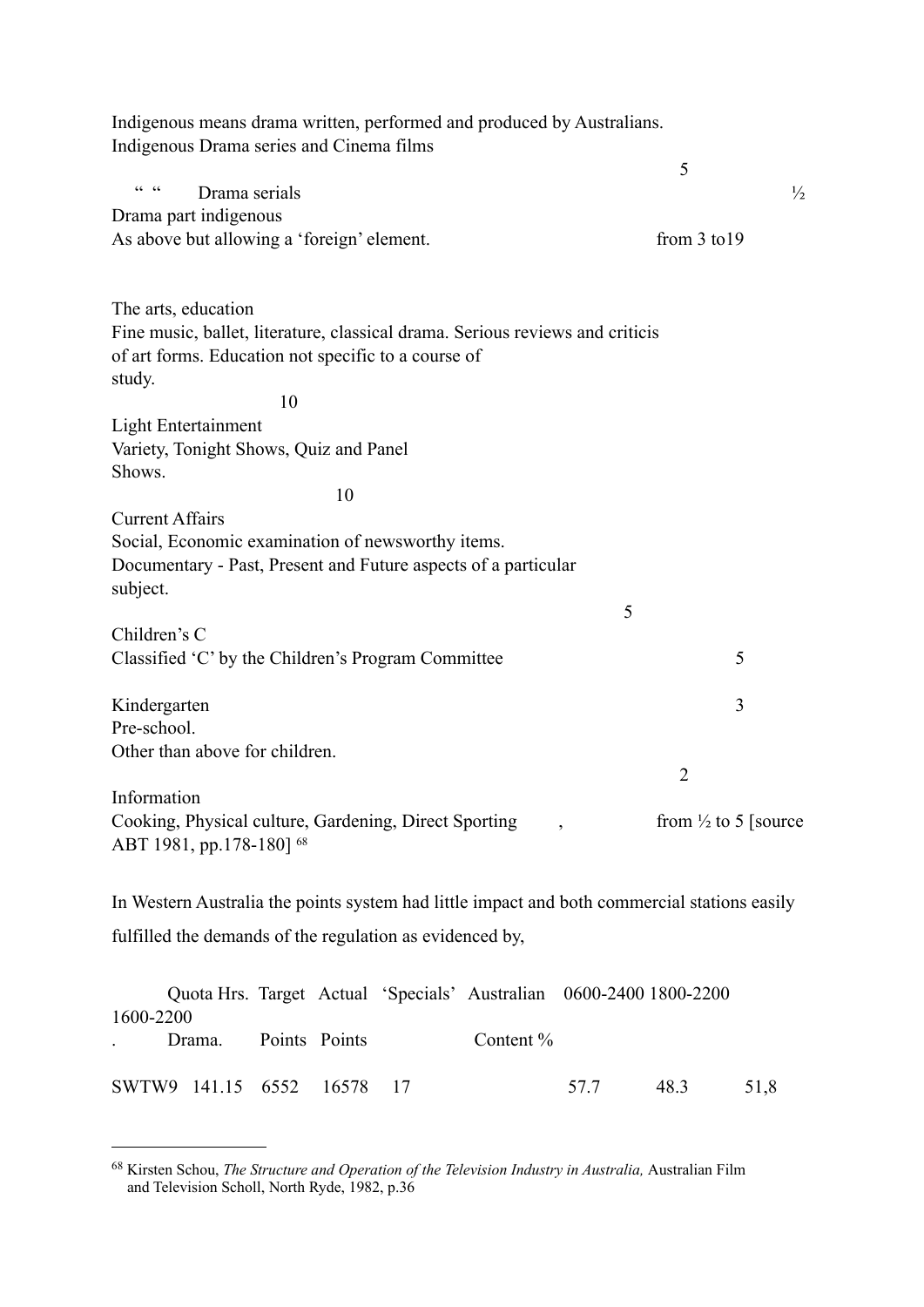Indigenous means drama written, performed and produced by Australians.
Indigenous Drama series and Cinema films

5

" " Drama serials ½

Drama part indigenous
As above but allowing a 'foreign' element. from 3 to19

The arts, education
Fine music, ballet, literature, classical drama. Serious reviews and criticis of art forms. Education not specific to a course of study.

10

Light Entertainment
Variety, Tonight Shows, Quiz and Panel Shows.

10

Current Affairs
Social, Economic examination of newsworthy items.
Documentary - Past, Present and Future aspects of a particular subject.

5

Children's C
Classified 'C' by the Children's Program Committee 5

Kindergarten 3
Pre-school.
Other than above for children.

2

Information
Cooking, Physical culture, Gardening, Direct Sporting , from ½ to 5 [source ABT 1981, pp.178-180] [68]

In Western Australia the points system had little impact and both commercial stations easily fulfilled the demands of the regulation as evidenced by,

| | Quota Hrs. Drama. | Target Points | Actual Points | 'Specials' | Australian Content % 0600-2400 | 1800-2200 | 1600-2200 |
|---|---|---|---|---|---|---|---|
| SWTW9 | 141.15 | 6552 | 16578 | 17 | 57.7 | 48.3 | 51,8 |

[68] Kirsten Schou, *The Structure and Operation of the Television Industry in Australia,* Australian Film and Television Scholl, North Ryde, 1982, p.36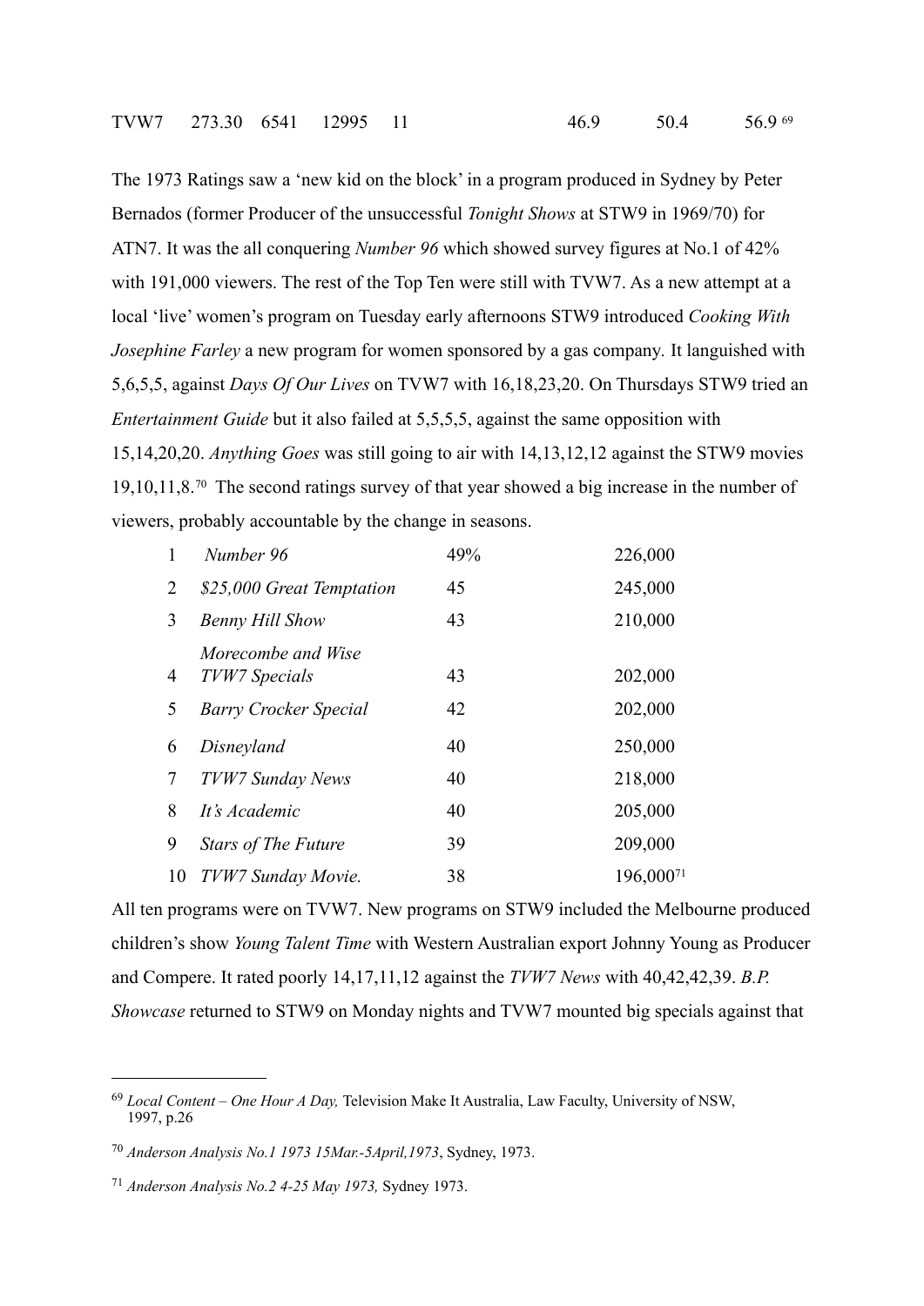| TVW7 | 273.30 | 6541 | 12995 | 11 | 46.9 | 50.4 | 56.9 [69] |
|---|---|---|---|---|---|---|---|

The 1973 Ratings saw a 'new kid on the block' in a program produced in Sydney by Peter Bernados (former Producer of the unsuccessful *Tonight Shows* at STW9 in 1969/70) for ATN7. It was the all conquering *Number 96* which showed survey figures at No.1 of 42% with 191,000 viewers. The rest of the Top Ten were still with TVW7. As a new attempt at a local 'live' women's program on Tuesday early afternoons STW9 introduced *Cooking With Josephine Farley* a new program for women sponsored by a gas company. It languished with 5,6,5,5, against *Days Of Our Lives* on TVW7 with 16,18,23,20. On Thursdays STW9 tried an *Entertainment Guide* but it also failed at 5,5,5,5, against the same opposition with 15,14,20,20. *Anything Goes* was still going to air with 14,13,12,12 against the STW9 movies 19,10,11,8.[70] The second ratings survey of that year showed a big increase in the number of viewers, probably accountable by the change in seasons.

| | | | |
|---|---|---|---|
| 1 | *Number 96* | 49% | 226,000 |
| 2 | *$25,000 Great Temptation* | 45 | 245,000 |
| 3 | *Benny Hill Show* | 43 | 210,000 |
| 4 | *Morecombe and Wise TVW7 Specials* | 43 | 202,000 |
| 5 | *Barry Crocker Special* | 42 | 202,000 |
| 6 | *Disneyland* | 40 | 250,000 |
| 7 | *TVW7 Sunday News* | 40 | 218,000 |
| 8 | *It's Academic* | 40 | 205,000 |
| 9 | *Stars of The Future* | 39 | 209,000 |
| 10 | *TVW7 Sunday Movie.* | 38 | 196,000[71] |

All ten programs were on TVW7. New programs on STW9 included the Melbourne produced children's show *Young Talent Time* with Western Australian export Johnny Young as Producer and Compere. It rated poorly 14,17,11,12 against the *TVW7 News* with 40,42,42,39. *B.P. Showcase* returned to STW9 on Monday nights and TVW7 mounted big specials against that

---

[69] *Local Content – One Hour A Day,* Television Make It Australia, Law Faculty, University of NSW, 1997, p.26

[70] *Anderson Analysis No.1 1973 15Mar.-5April,1973*, Sydney, 1973.

[71] *Anderson Analysis No.2 4-25 May 1973,* Sydney 1973.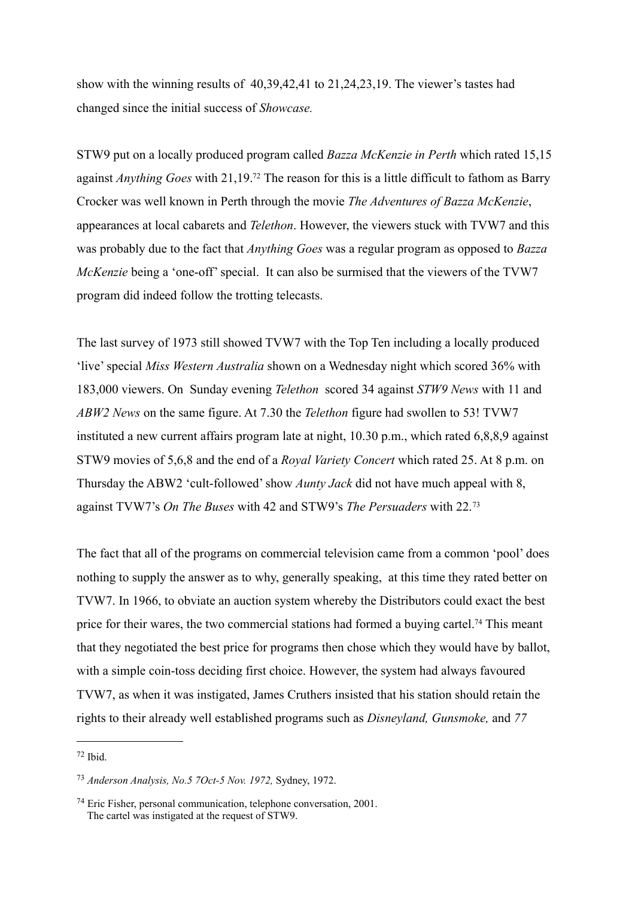show with the winning results of 40,39,42,41 to 21,24,23,19. The viewer's tastes had changed since the initial success of *Showcase.*

STW9 put on a locally produced program called *Bazza McKenzie in Perth* which rated 15,15 against *Anything Goes* with 21,19.[72] The reason for this is a little difficult to fathom as Barry Crocker was well known in Perth through the movie *The Adventures of Bazza McKenzie*, appearances at local cabarets and *Telethon*. However, the viewers stuck with TVW7 and this was probably due to the fact that *Anything Goes* was a regular program as opposed to *Bazza McKenzie* being a 'one-off' special. It can also be surmised that the viewers of the TVW7 program did indeed follow the trotting telecasts.

The last survey of 1973 still showed TVW7 with the Top Ten including a locally produced 'live' special *Miss Western Australia* shown on a Wednesday night which scored 36% with 183,000 viewers. On Sunday evening *Telethon* scored 34 against *STW9 News* with 11 and *ABW2 News* on the same figure. At 7.30 the *Telethon* figure had swollen to 53! TVW7 instituted a new current affairs program late at night, 10.30 p.m., which rated 6,8,8,9 against STW9 movies of 5,6,8 and the end of a *Royal Variety Concert* which rated 25. At 8 p.m. on Thursday the ABW2 'cult-followed' show *Aunty Jack* did not have much appeal with 8, against TVW7's *On The Buses* with 42 and STW9's *The Persuaders* with 22.[73]

The fact that all of the programs on commercial television came from a common 'pool' does nothing to supply the answer as to why, generally speaking, at this time they rated better on TVW7. In 1966, to obviate an auction system whereby the Distributors could exact the best price for their wares, the two commercial stations had formed a buying cartel.[74] This meant that they negotiated the best price for programs then chose which they would have by ballot, with a simple coin-toss deciding first choice. However, the system had always favoured TVW7, as when it was instigated, James Cruthers insisted that his station should retain the rights to their already well established programs such as *Disneyland, Gunsmoke,* and *77*

---

[72] Ibid.

[73] *Anderson Analysis, No.5 7Oct-5 Nov. 1972,* Sydney, 1972.

[74] Eric Fisher, personal communication, telephone conversation, 2001. The cartel was instigated at the request of STW9.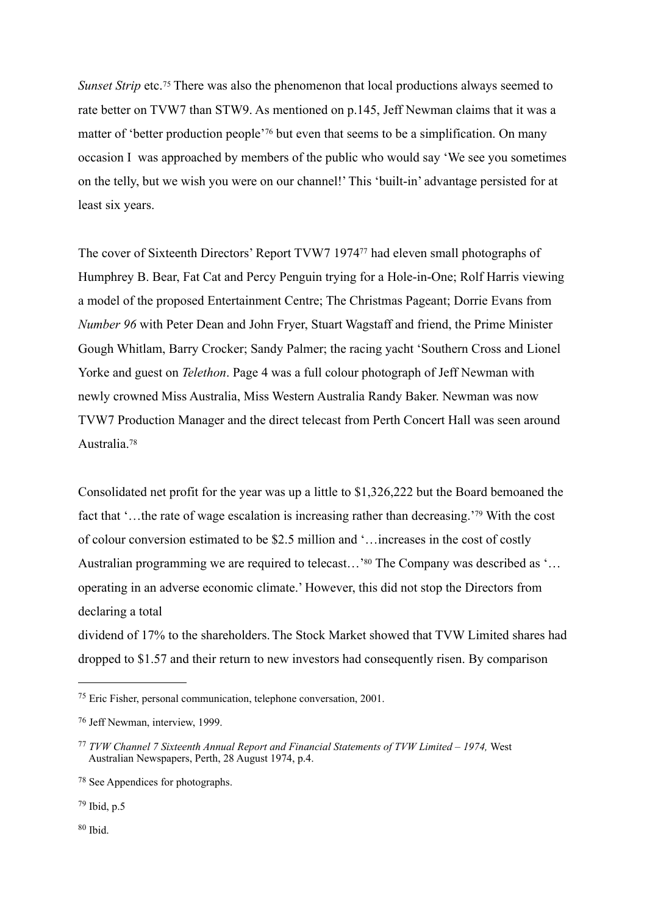*Sunset Strip* etc.[75] There was also the phenomenon that local productions always seemed to rate better on TVW7 than STW9. As mentioned on p.145, Jeff Newman claims that it was a matter of 'better production people'[76] but even that seems to be a simplification. On many occasion I was approached by members of the public who would say 'We see you sometimes on the telly, but we wish you were on our channel!' This 'built-in' advantage persisted for at least six years.

The cover of Sixteenth Directors' Report TVW7 1974[77] had eleven small photographs of Humphrey B. Bear, Fat Cat and Percy Penguin trying for a Hole-in-One; Rolf Harris viewing a model of the proposed Entertainment Centre; The Christmas Pageant; Dorrie Evans from *Number 96* with Peter Dean and John Fryer, Stuart Wagstaff and friend, the Prime Minister Gough Whitlam, Barry Crocker; Sandy Palmer; the racing yacht 'Southern Cross and Lionel Yorke and guest on *Telethon*. Page 4 was a full colour photograph of Jeff Newman with newly crowned Miss Australia, Miss Western Australia Randy Baker. Newman was now TVW7 Production Manager and the direct telecast from Perth Concert Hall was seen around Australia.[78]

Consolidated net profit for the year was up a little to $1,326,222 but the Board bemoaned the fact that '…the rate of wage escalation is increasing rather than decreasing.'[79] With the cost of colour conversion estimated to be $2.5 million and '…increases in the cost of costly Australian programming we are required to telecast…'[80] The Company was described as '…operating in an adverse economic climate.' However, this did not stop the Directors from declaring a total dividend of 17% to the shareholders. The Stock Market showed that TVW Limited shares had dropped to $1.57 and their return to new investors had consequently risen. By comparison

---

[75] Eric Fisher, personal communication, telephone conversation, 2001.

[76] Jeff Newman, interview, 1999.

[77] *TVW Channel 7 Sixteenth Annual Report and Financial Statements of TVW Limited – 1974,* West Australian Newspapers, Perth, 28 August 1974, p.4.

[78] See Appendices for photographs.

[79] Ibid, p.5

[80] Ibid.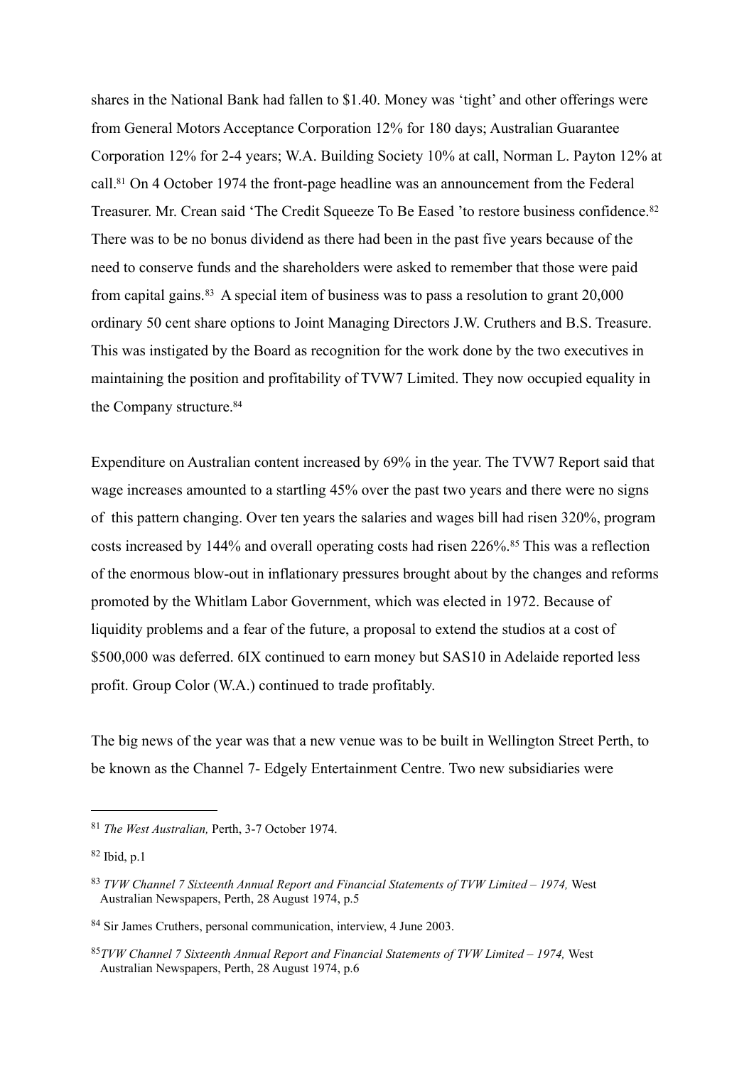shares in the National Bank had fallen to $1.40. Money was 'tight' and other offerings were from General Motors Acceptance Corporation 12% for 180 days; Australian Guarantee Corporation 12% for 2-4 years; W.A. Building Society 10% at call, Norman L. Payton 12% at call.[81] On 4 October 1974 the front-page headline was an announcement from the Federal Treasurer. Mr. Crean said 'The Credit Squeeze To Be Eased 'to restore business confidence.[82] There was to be no bonus dividend as there had been in the past five years because of the need to conserve funds and the shareholders were asked to remember that those were paid from capital gains.[83] A special item of business was to pass a resolution to grant 20,000 ordinary 50 cent share options to Joint Managing Directors J.W. Cruthers and B.S. Treasure. This was instigated by the Board as recognition for the work done by the two executives in maintaining the position and profitability of TVW7 Limited. They now occupied equality in the Company structure.[84]

Expenditure on Australian content increased by 69% in the year. The TVW7 Report said that wage increases amounted to a startling 45% over the past two years and there were no signs of this pattern changing. Over ten years the salaries and wages bill had risen 320%, program costs increased by 144% and overall operating costs had risen 226%.[85] This was a reflection of the enormous blow-out in inflationary pressures brought about by the changes and reforms promoted by the Whitlam Labor Government, which was elected in 1972. Because of liquidity problems and a fear of the future, a proposal to extend the studios at a cost of $500,000 was deferred. 6IX continued to earn money but SAS10 in Adelaide reported less profit. Group Color (W.A.) continued to trade profitably.

The big news of the year was that a new venue was to be built in Wellington Street Perth, to be known as the Channel 7- Edgely Entertainment Centre. Two new subsidiaries were

---

[81] *The West Australian,* Perth, 3-7 October 1974.

[82] Ibid, p.1

[83] *TVW Channel 7 Sixteenth Annual Report and Financial Statements of TVW Limited – 1974,* West Australian Newspapers, Perth, 28 August 1974, p.5

[84] Sir James Cruthers, personal communication, interview, 4 June 2003.

[85] *TVW Channel 7 Sixteenth Annual Report and Financial Statements of TVW Limited – 1974,* West Australian Newspapers, Perth, 28 August 1974, p.6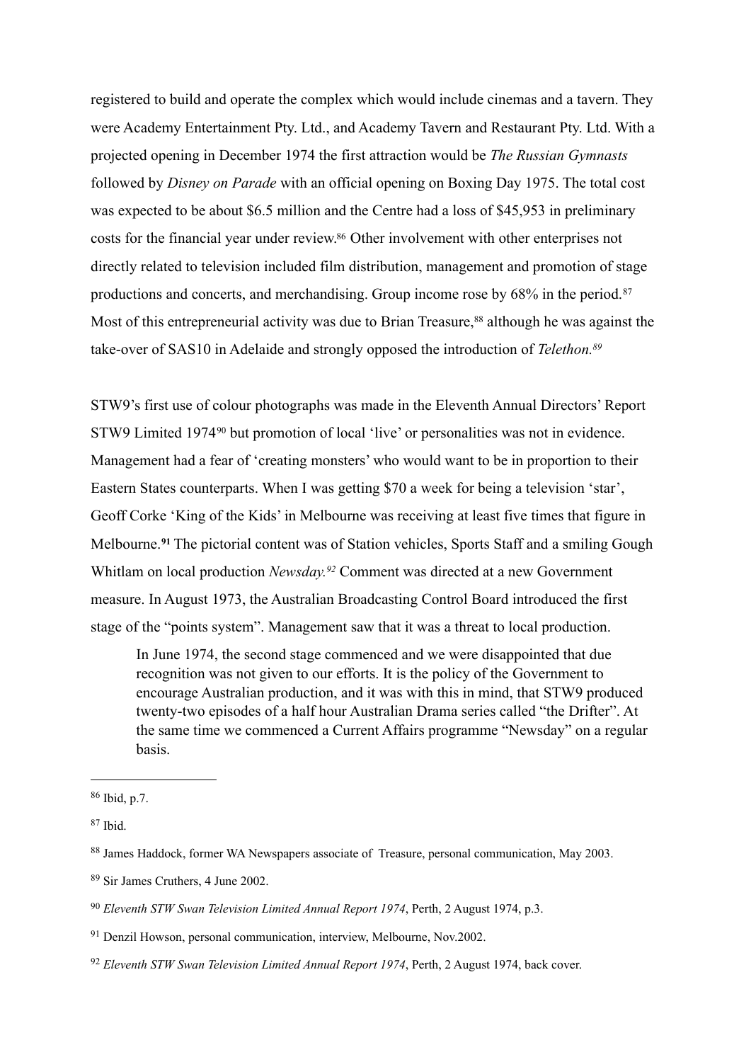registered to build and operate the complex which would include cinemas and a tavern. They were Academy Entertainment Pty. Ltd., and Academy Tavern and Restaurant Pty. Ltd. With a projected opening in December 1974 the first attraction would be *The Russian Gymnasts* followed by *Disney on Parade* with an official opening on Boxing Day 1975. The total cost was expected to be about $6.5 million and the Centre had a loss of $45,953 in preliminary costs for the financial year under review.[86] Other involvement with other enterprises not directly related to television included film distribution, management and promotion of stage productions and concerts, and merchandising. Group income rose by 68% in the period.[87] Most of this entrepreneurial activity was due to Brian Treasure,[88] although he was against the take-over of SAS10 in Adelaide and strongly opposed the introduction of *Telethon.*[89]

STW9's first use of colour photographs was made in the Eleventh Annual Directors' Report STW9 Limited 1974[90] but promotion of local 'live' or personalities was not in evidence. Management had a fear of 'creating monsters' who would want to be in proportion to their Eastern States counterparts. When I was getting $70 a week for being a television 'star', Geoff Corke 'King of the Kids' in Melbourne was receiving at least five times that figure in Melbourne.[91] The pictorial content was of Station vehicles, Sports Staff and a smiling Gough Whitlam on local production *Newsday.*[92] Comment was directed at a new Government measure. In August 1973, the Australian Broadcasting Control Board introduced the first stage of the "points system". Management saw that it was a threat to local production.

> In June 1974, the second stage commenced and we were disappointed that due recognition was not given to our efforts. It is the policy of the Government to encourage Australian production, and it was with this in mind, that STW9 produced twenty-two episodes of a half hour Australian Drama series called "the Drifter". At the same time we commenced a Current Affairs programme "Newsday" on a regular basis.

---

[86] Ibid, p.7.

[87] Ibid.

[88] James Haddock, former WA Newspapers associate of Treasure, personal communication, May 2003.

[89] Sir James Cruthers, 4 June 2002.

[90] *Eleventh STW Swan Television Limited Annual Report 1974*, Perth, 2 August 1974, p.3.

[91] Denzil Howson, personal communication, interview, Melbourne, Nov.2002.

[92] *Eleventh STW Swan Television Limited Annual Report 1974*, Perth, 2 August 1974, back cover.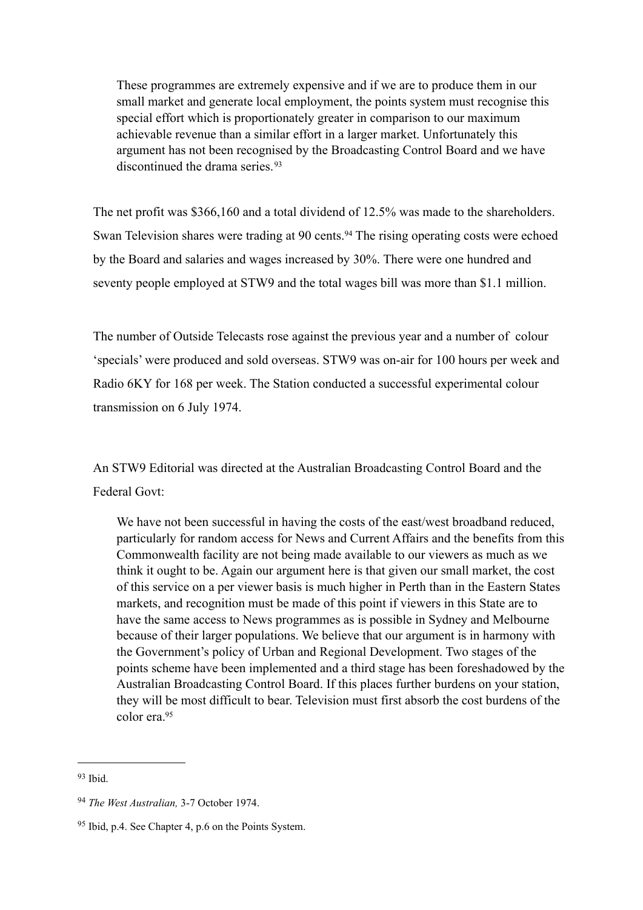> These programmes are extremely expensive and if we are to produce them in our small market and generate local employment, the points system must recognise this special effort which is proportionately greater in comparison to our maximum achievable revenue than a similar effort in a larger market. Unfortunately this argument has not been recognised by the Broadcasting Control Board and we have discontinued the drama series.[93]

The net profit was $366,160 and a total dividend of 12.5% was made to the shareholders. Swan Television shares were trading at 90 cents.[94] The rising operating costs were echoed by the Board and salaries and wages increased by 30%. There were one hundred and seventy people employed at STW9 and the total wages bill was more than $1.1 million.

The number of Outside Telecasts rose against the previous year and a number of colour 'specials' were produced and sold overseas. STW9 was on-air for 100 hours per week and Radio 6KY for 168 per week. The Station conducted a successful experimental colour transmission on 6 July 1974.

An STW9 Editorial was directed at the Australian Broadcasting Control Board and the Federal Govt:

> We have not been successful in having the costs of the east/west broadband reduced, particularly for random access for News and Current Affairs and the benefits from this Commonwealth facility are not being made available to our viewers as much as we think it ought to be. Again our argument here is that given our small market, the cost of this service on a per viewer basis is much higher in Perth than in the Eastern States markets, and recognition must be made of this point if viewers in this State are to have the same access to News programmes as is possible in Sydney and Melbourne because of their larger populations. We believe that our argument is in harmony with the Government's policy of Urban and Regional Development. Two stages of the points scheme have been implemented and a third stage has been foreshadowed by the Australian Broadcasting Control Board. If this places further burdens on your station, they will be most difficult to bear. Television must first absorb the cost burdens of the color era.[95]

---

[93] Ibid.

[94] *The West Australian,* 3-7 October 1974.

[95] Ibid, p.4. See Chapter 4, p.6 on the Points System.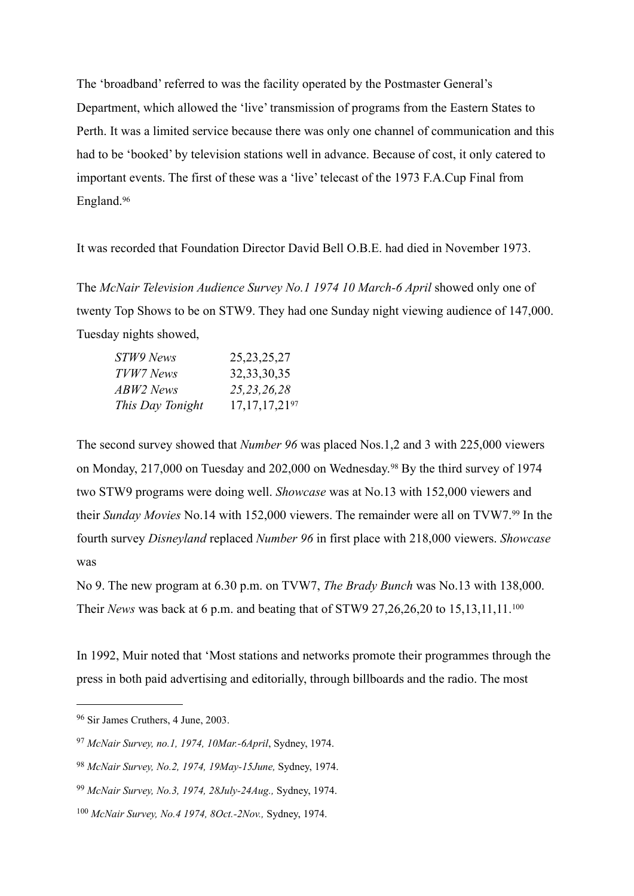The 'broadband' referred to was the facility operated by the Postmaster General's Department, which allowed the 'live' transmission of programs from the Eastern States to Perth. It was a limited service because there was only one channel of communication and this had to be 'booked' by television stations well in advance. Because of cost, it only catered to important events. The first of these was a 'live' telecast of the 1973 F.A.Cup Final from England.[96]

It was recorded that Foundation Director David Bell O.B.E. had died in November 1973.

The *McNair Television Audience Survey No.1 1974 10 March-6 April* showed only one of twenty Top Shows to be on STW9. They had one Sunday night viewing audience of 147,000. Tuesday nights showed,

| | |
|---|---|
| *STW9 News* | 25,23,25,27 |
| *TVW7 News* | 32,33,30,35 |
| *ABW2 News* | *25,23,26,28* |
| *This Day Tonight* | 17,17,17,21[97] |

The second survey showed that *Number 96* was placed Nos.1,2 and 3 with 225,000 viewers on Monday, 217,000 on Tuesday and 202,000 on Wednesday.[98] By the third survey of 1974 two STW9 programs were doing well. *Showcase* was at No.13 with 152,000 viewers and their *Sunday Movies* No.14 with 152,000 viewers. The remainder were all on TVW7.[99] In the fourth survey *Disneyland* replaced *Number 96* in first place with 218,000 viewers. *Showcase* was
No 9. The new program at 6.30 p.m. on TVW7, *The Brady Bunch* was No.13 with 138,000. Their *News* was back at 6 p.m. and beating that of STW9 27,26,26,20 to 15,13,11,11.[100]

In 1992, Muir noted that 'Most stations and networks promote their programmes through the press in both paid advertising and editorially, through billboards and the radio. The most

---

[96] Sir James Cruthers, 4 June, 2003.

[97] *McNair Survey, no.1, 1974, 10Mar.-6April*, Sydney, 1974.

[98] *McNair Survey, No.2, 1974, 19May-15June,* Sydney, 1974.

[99] *McNair Survey, No.3, 1974, 28July-24Aug.,* Sydney, 1974.

[100] *McNair Survey, No.4 1974, 8Oct.-2Nov.,* Sydney, 1974.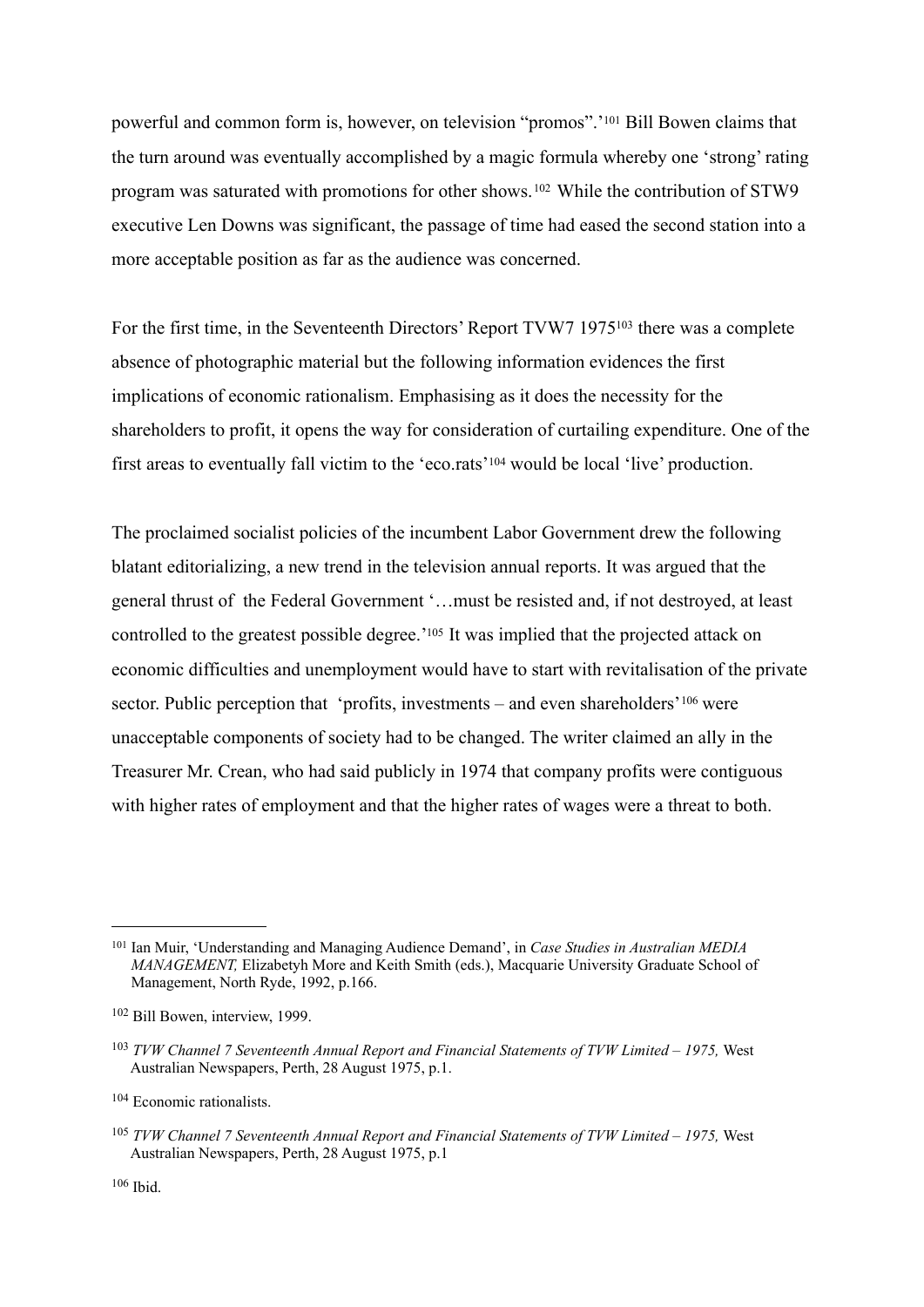powerful and common form is, however, on television "promos".'[101] Bill Bowen claims that the turn around was eventually accomplished by a magic formula whereby one 'strong' rating program was saturated with promotions for other shows.[102] While the contribution of STW9 executive Len Downs was significant, the passage of time had eased the second station into a more acceptable position as far as the audience was concerned.

For the first time, in the Seventeenth Directors' Report TVW7 1975[103] there was a complete absence of photographic material but the following information evidences the first implications of economic rationalism. Emphasising as it does the necessity for the shareholders to profit, it opens the way for consideration of curtailing expenditure. One of the first areas to eventually fall victim to the 'eco.rats'[104] would be local 'live' production.

The proclaimed socialist policies of the incumbent Labor Government drew the following blatant editorializing, a new trend in the television annual reports. It was argued that the general thrust of the Federal Government '…must be resisted and, if not destroyed, at least controlled to the greatest possible degree.'[105] It was implied that the projected attack on economic difficulties and unemployment would have to start with revitalisation of the private sector. Public perception that 'profits, investments – and even shareholders'[106] were unacceptable components of society had to be changed. The writer claimed an ally in the Treasurer Mr. Crean, who had said publicly in 1974 that company profits were contiguous with higher rates of employment and that the higher rates of wages were a threat to both.

---

[101] Ian Muir, 'Understanding and Managing Audience Demand', in *Case Studies in Australian MEDIA MANAGEMENT,* Elizabetyh More and Keith Smith (eds.), Macquarie University Graduate School of Management, North Ryde, 1992, p.166.

[102] Bill Bowen, interview, 1999.

[103] *TVW Channel 7 Seventeenth Annual Report and Financial Statements of TVW Limited – 1975,* West Australian Newspapers, Perth, 28 August 1975, p.1.

[104] Economic rationalists.

[105] *TVW Channel 7 Seventeenth Annual Report and Financial Statements of TVW Limited – 1975,* West Australian Newspapers, Perth, 28 August 1975, p.1

[106] Ibid.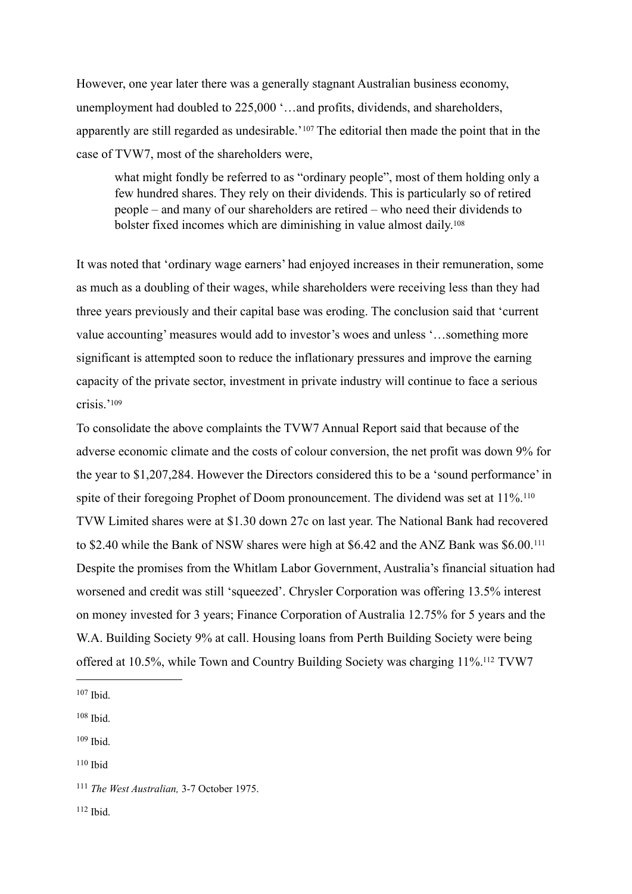However, one year later there was a generally stagnant Australian business economy, unemployment had doubled to 225,000 '…and profits, dividends, and shareholders, apparently are still regarded as undesirable.'[107] The editorial then made the point that in the case of TVW7, most of the shareholders were,

> what might fondly be referred to as "ordinary people", most of them holding only a few hundred shares. They rely on their dividends. This is particularly so of retired people – and many of our shareholders are retired – who need their dividends to bolster fixed incomes which are diminishing in value almost daily.[108]

It was noted that 'ordinary wage earners' had enjoyed increases in their remuneration, some as much as a doubling of their wages, while shareholders were receiving less than they had three years previously and their capital base was eroding. The conclusion said that 'current value accounting' measures would add to investor's woes and unless '…something more significant is attempted soon to reduce the inflationary pressures and improve the earning capacity of the private sector, investment in private industry will continue to face a serious crisis.'[109]

To consolidate the above complaints the TVW7 Annual Report said that because of the adverse economic climate and the costs of colour conversion, the net profit was down 9% for the year to $1,207,284. However the Directors considered this to be a 'sound performance' in spite of their foregoing Prophet of Doom pronouncement. The dividend was set at 11%.[110] TVW Limited shares were at $1.30 down 27c on last year. The National Bank had recovered to $2.40 while the Bank of NSW shares were high at $6.42 and the ANZ Bank was $6.00.[111] Despite the promises from the Whitlam Labor Government, Australia's financial situation had worsened and credit was still 'squeezed'. Chrysler Corporation was offering 13.5% interest on money invested for 3 years; Finance Corporation of Australia 12.75% for 5 years and the W.A. Building Society 9% at call. Housing loans from Perth Building Society were being offered at 10.5%, while Town and Country Building Society was charging 11%.[112] TVW7

---

[107] Ibid.

[108] Ibid.

[109] Ibid.

[110] Ibid

[111] *The West Australian,* 3-7 October 1975.

[112] Ibid.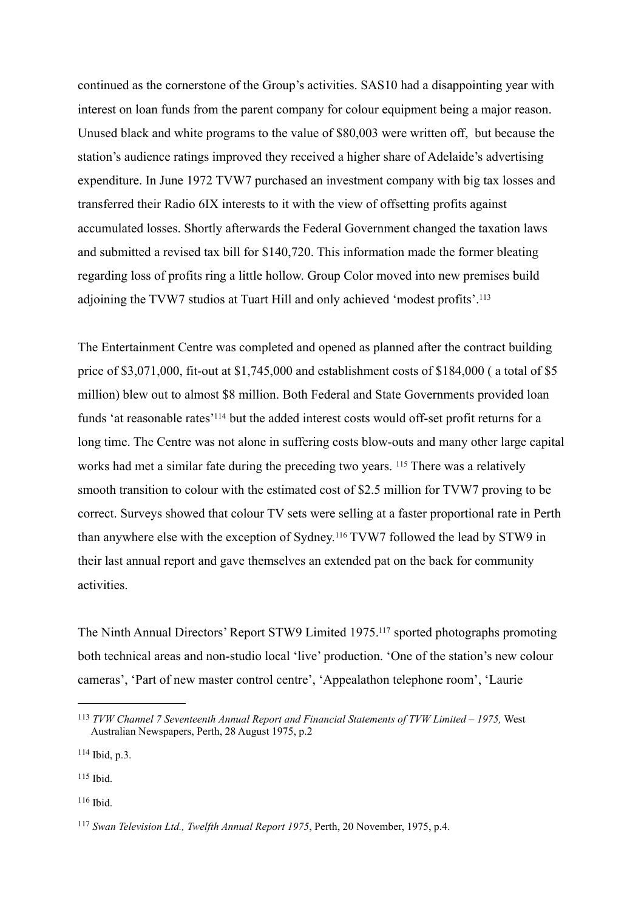continued as the cornerstone of the Group's activities. SAS10 had a disappointing year with interest on loan funds from the parent company for colour equipment being a major reason. Unused black and white programs to the value of $80,003 were written off,  but because the station's audience ratings improved they received a higher share of Adelaide's advertising expenditure. In June 1972 TVW7 purchased an investment company with big tax losses and transferred their Radio 6IX interests to it with the view of offsetting profits against accumulated losses. Shortly afterwards the Federal Government changed the taxation laws and submitted a revised tax bill for $140,720. This information made the former bleating regarding loss of profits ring a little hollow. Group Color moved into new premises build adjoining the TVW7 studios at Tuart Hill and only achieved 'modest profits'.[113]

The Entertainment Centre was completed and opened as planned after the contract building price of $3,071,000, fit-out at $1,745,000 and establishment costs of $184,000 ( a total of $5 million) blew out to almost $8 million. Both Federal and State Governments provided loan funds 'at reasonable rates'[114] but the added interest costs would off-set profit returns for a long time. The Centre was not alone in suffering costs blow-outs and many other large capital works had met a similar fate during the preceding two years. [115] There was a relatively smooth transition to colour with the estimated cost of $2.5 million for TVW7 proving to be correct. Surveys showed that colour TV sets were selling at a faster proportional rate in Perth than anywhere else with the exception of Sydney.[116] TVW7 followed the lead by STW9 in their last annual report and gave themselves an extended pat on the back for community activities.

The Ninth Annual Directors' Report STW9 Limited 1975.[117] sported photographs promoting both technical areas and non-studio local 'live' production. 'One of the station's new colour cameras', 'Part of new master control centre', 'Appealathon telephone room', 'Laurie

---

[113] *TVW Channel 7 Seventeenth Annual Report and Financial Statements of TVW Limited – 1975,* West Australian Newspapers, Perth, 28 August 1975, p.2

[114] Ibid, p.3.

[115] Ibid.

[116] Ibid.

[117] *Swan Television Ltd., Twelfth Annual Report 1975*, Perth, 20 November, 1975, p.4.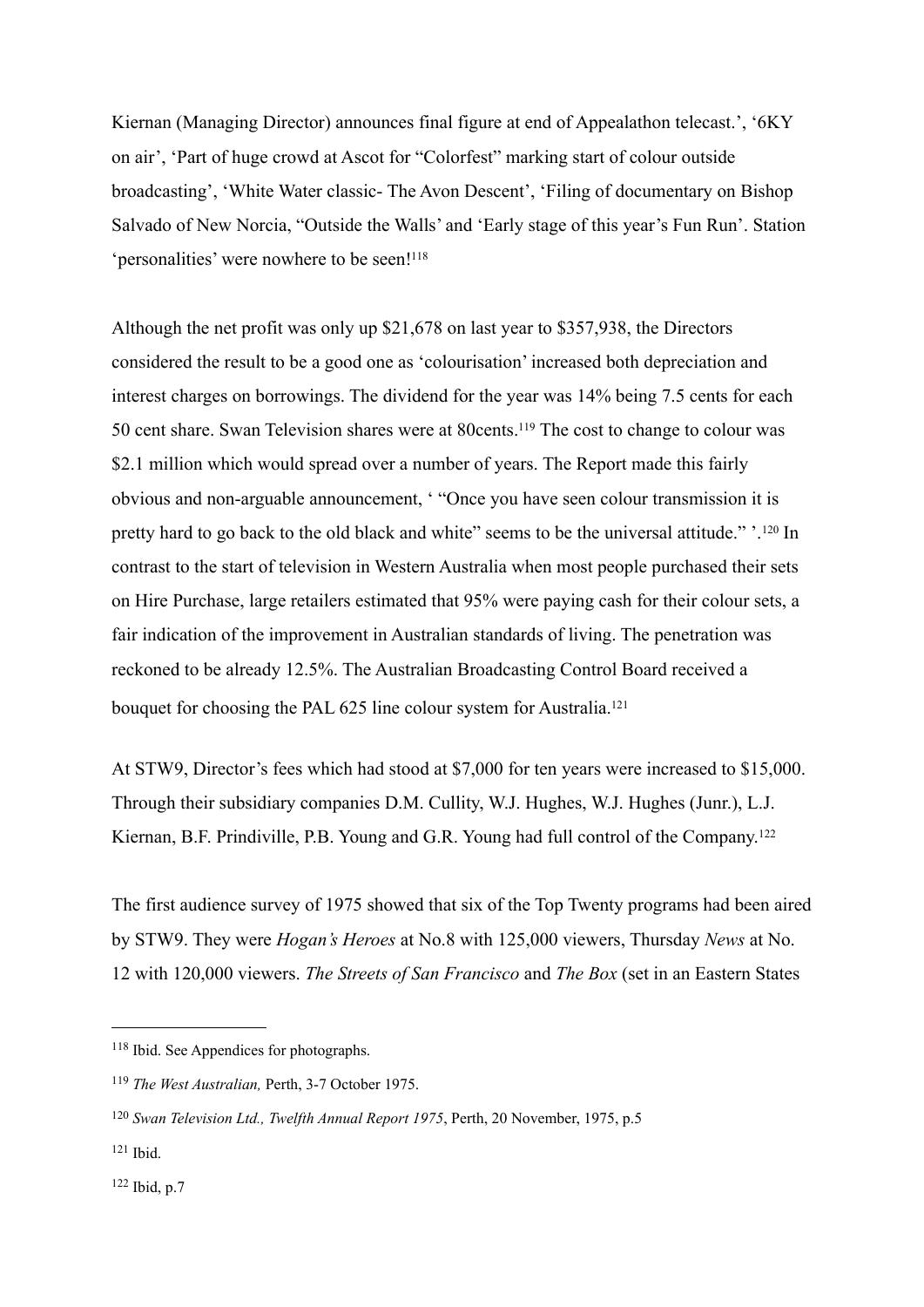Kiernan (Managing Director) announces final figure at end of Appealathon telecast.', '6KY on air', 'Part of huge crowd at Ascot for "Colorfest" marking start of colour outside broadcasting', 'White Water classic- The Avon Descent', 'Filing of documentary on Bishop Salvado of New Norcia, "Outside the Walls' and 'Early stage of this year's Fun Run'. Station 'personalities' were nowhere to be seen![118]

Although the net profit was only up $21,678 on last year to $357,938, the Directors considered the result to be a good one as 'colourisation' increased both depreciation and interest charges on borrowings. The dividend for the year was 14% being 7.5 cents for each 50 cent share. Swan Television shares were at 80cents.[119] The cost to change to colour was $2.1 million which would spread over a number of years. The Report made this fairly obvious and non-arguable announcement, ' "Once you have seen colour transmission it is pretty hard to go back to the old black and white" seems to be the universal attitude." '.[120] In contrast to the start of television in Western Australia when most people purchased their sets on Hire Purchase, large retailers estimated that 95% were paying cash for their colour sets, a fair indication of the improvement in Australian standards of living. The penetration was reckoned to be already 12.5%. The Australian Broadcasting Control Board received a bouquet for choosing the PAL 625 line colour system for Australia.[121]

At STW9, Director's fees which had stood at $7,000 for ten years were increased to $15,000. Through their subsidiary companies D.M. Cullity, W.J. Hughes, W.J. Hughes (Junr.), L.J. Kiernan, B.F. Prindiville, P.B. Young and G.R. Young had full control of the Company.[122]

The first audience survey of 1975 showed that six of the Top Twenty programs had been aired by STW9. They were *Hogan's Heroes* at No.8 with 125,000 viewers, Thursday *News* at No. 12 with 120,000 viewers. *The Streets of San Francisco* and *The Box* (set in an Eastern States

---

[118] Ibid. See Appendices for photographs.

[119] *The West Australian,* Perth, 3-7 October 1975.

[120] *Swan Television Ltd., Twelfth Annual Report 1975*, Perth, 20 November, 1975, p.5

[121] Ibid.

[122] Ibid, p.7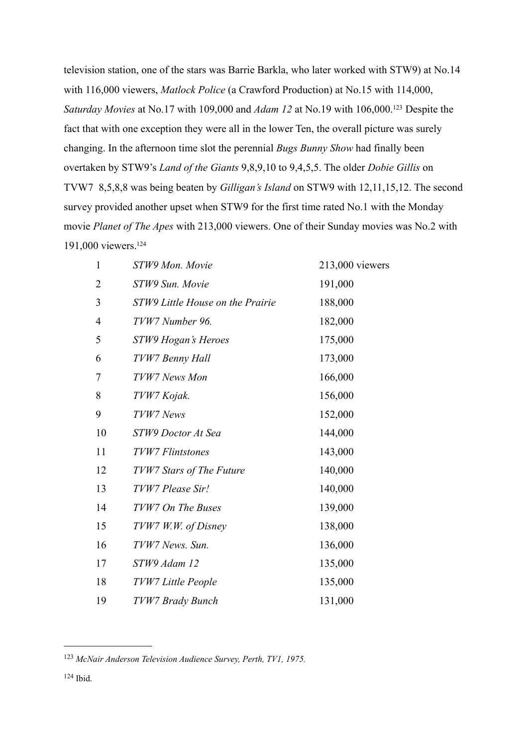television station, one of the stars was Barrie Barkla, who later worked with STW9) at No.14 with 116,000 viewers, *Matlock Police* (a Crawford Production) at No.15 with 114,000, *Saturday Movies* at No.17 with 109,000 and *Adam 12* at No.19 with 106,000.[123] Despite the fact that with one exception they were all in the lower Ten, the overall picture was surely changing. In the afternoon time slot the perennial *Bugs Bunny Show* had finally been overtaken by STW9's *Land of the Giants* 9,8,9,10 to 9,4,5,5. The older *Dobie Gillis* on TVW7 8,5,8,8 was being beaten by *Gilligan's Island* on STW9 with 12,11,15,12. The second survey provided another upset when STW9 for the first time rated No.1 with the Monday movie *Planet of The Apes* with 213,000 viewers. One of their Sunday movies was No.2 with 191,000 viewers.[124]

| | | |
|---|---|---|
| 1 | *STW9 Mon. Movie* | 213,000 viewers |
| 2 | *STW9 Sun. Movie* | 191,000 |
| 3 | *STW9 Little House on the Prairie* | 188,000 |
| 4 | *TVW7 Number 96.* | 182,000 |
| 5 | *STW9 Hogan's Heroes* | 175,000 |
| 6 | *TVW7 Benny Hall* | 173,000 |
| 7 | *TVW7 News Mon* | 166,000 |
| 8 | *TVW7 Kojak.* | 156,000 |
| 9 | *TVW7 News* | 152,000 |
| 10 | *STW9 Doctor At Sea* | 144,000 |
| 11 | *TVW7 Flintstones* | 143,000 |
| 12 | *TVW7 Stars of The Future* | 140,000 |
| 13 | *TVW7 Please Sir!* | 140,000 |
| 14 | *TVW7 On The Buses* | 139,000 |
| 15 | *TVW7 W.W. of Disney* | 138,000 |
| 16 | *TVW7 News. Sun.* | 136,000 |
| 17 | *STW9 Adam 12* | 135,000 |
| 18 | *TVW7 Little People* | 135,000 |
| 19 | *TVW7 Brady Bunch* | 131,000 |

---

[123] *McNair Anderson Television Audience Survey, Perth, TV1, 1975.*

[124] Ibid.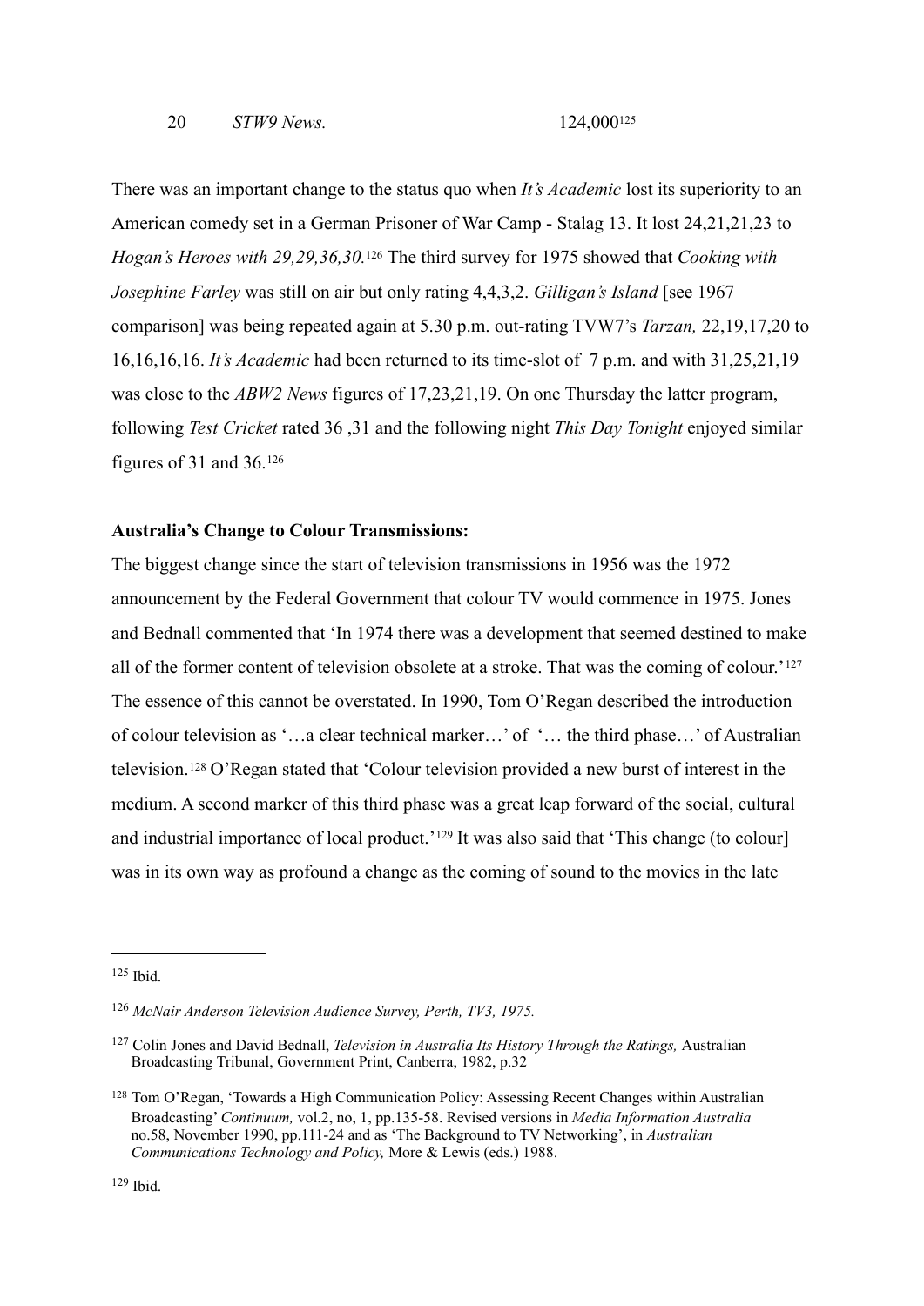| 20 | *STW9 News.* | 124,000[125] |
|---|---|---|

There was an important change to the status quo when *It's Academic* lost its superiority to an American comedy set in a German Prisoner of War Camp - Stalag 13. It lost 24,21,21,23 to *Hogan's Heroes with 29,29,36,30.*[126] The third survey for 1975 showed that *Cooking with Josephine Farley* was still on air but only rating 4,4,3,2. *Gilligan's Island* [see 1967 comparison] was being repeated again at 5.30 p.m. out-rating TVW7's *Tarzan,* 22,19,17,20 to 16,16,16,16. *It's Academic* had been returned to its time-slot of 7 p.m. and with 31,25,21,19 was close to the *ABW2 News* figures of 17,23,21,19. On one Thursday the latter program, following *Test Cricket* rated 36 ,31 and the following night *This Day Tonight* enjoyed similar figures of 31 and 36.[126]

**Australia's Change to Colour Transmissions:**

The biggest change since the start of television transmissions in 1956 was the 1972 announcement by the Federal Government that colour TV would commence in 1975. Jones and Bednall commented that 'In 1974 there was a development that seemed destined to make all of the former content of television obsolete at a stroke. That was the coming of colour.'[127] The essence of this cannot be overstated. In 1990, Tom O'Regan described the introduction of colour television as '…a clear technical marker…' of '… the third phase…' of Australian television.[128] O'Regan stated that 'Colour television provided a new burst of interest in the medium. A second marker of this third phase was a great leap forward of the social, cultural and industrial importance of local product.'[129] It was also said that 'This change (to colour] was in its own way as profound a change as the coming of sound to the movies in the late

---

[125] Ibid.

[126] *McNair Anderson Television Audience Survey, Perth, TV3, 1975.*

[127] Colin Jones and David Bednall, *Television in Australia Its History Through the Ratings,* Australian Broadcasting Tribunal, Government Print, Canberra, 1982, p.32

[128] Tom O'Regan, 'Towards a High Communication Policy: Assessing Recent Changes within Australian Broadcasting' *Continuum,* vol.2, no, 1, pp.135-58. Revised versions in *Media Information Australia* no.58, November 1990, pp.111-24 and as 'The Background to TV Networking', in *Australian Communications Technology and Policy,* More & Lewis (eds.) 1988.

[129] Ibid.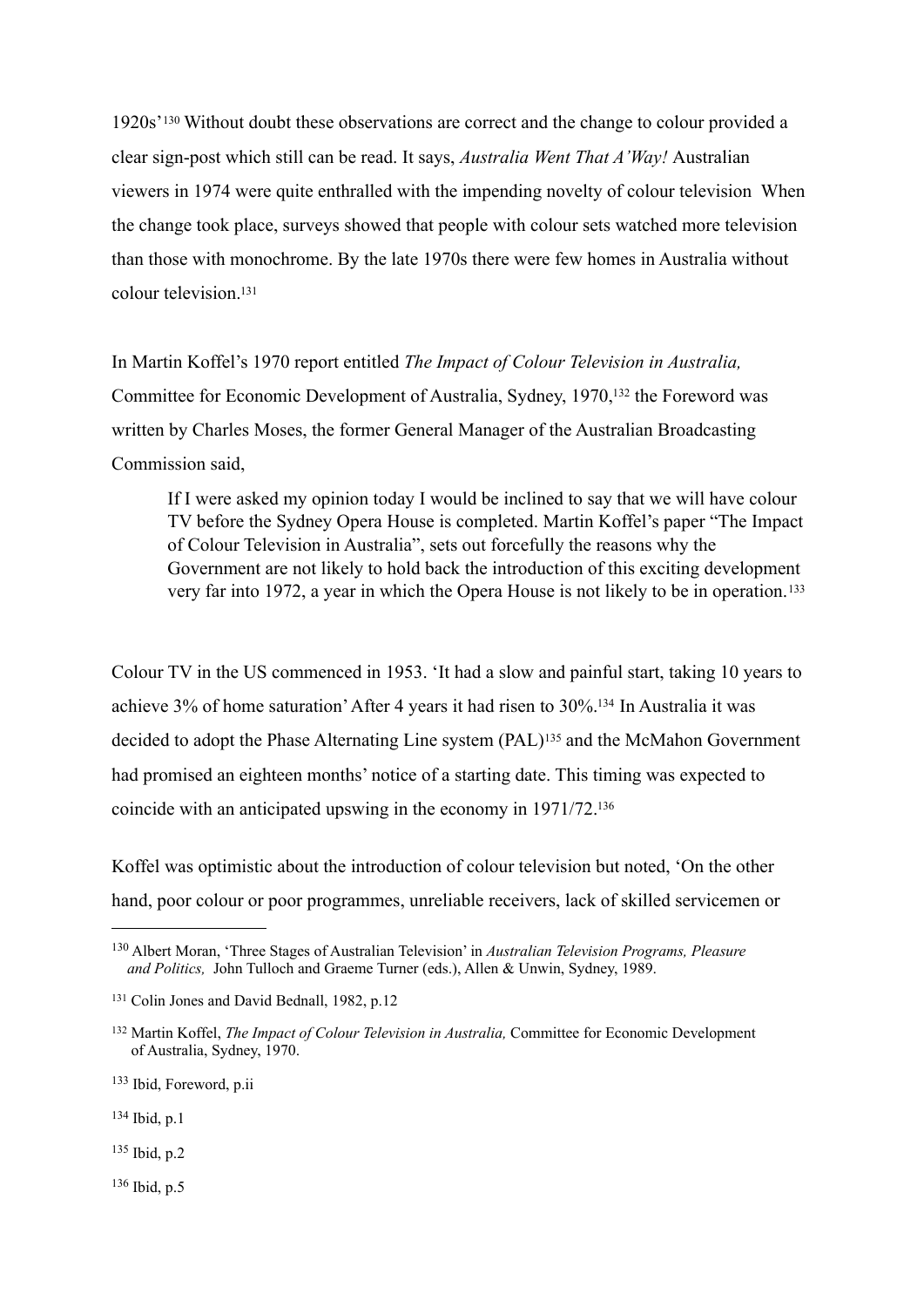1920s'[130] Without doubt these observations are correct and the change to colour provided a clear sign-post which still can be read. It says, *Australia Went That A'Way!* Australian viewers in 1974 were quite enthralled with the impending novelty of colour television When the change took place, surveys showed that people with colour sets watched more television than those with monochrome. By the late 1970s there were few homes in Australia without colour television.[131]

In Martin Koffel's 1970 report entitled *The Impact of Colour Television in Australia,* Committee for Economic Development of Australia, Sydney, 1970,[132] the Foreword was written by Charles Moses, the former General Manager of the Australian Broadcasting Commission said,

> If I were asked my opinion today I would be inclined to say that we will have colour TV before the Sydney Opera House is completed. Martin Koffel's paper "The Impact of Colour Television in Australia", sets out forcefully the reasons why the Government are not likely to hold back the introduction of this exciting development very far into 1972, a year in which the Opera House is not likely to be in operation.[133]

Colour TV in the US commenced in 1953. 'It had a slow and painful start, taking 10 years to achieve 3% of home saturation' After 4 years it had risen to 30%.[134] In Australia it was decided to adopt the Phase Alternating Line system (PAL)[135] and the McMahon Government had promised an eighteen months' notice of a starting date. This timing was expected to coincide with an anticipated upswing in the economy in 1971/72.[136]

Koffel was optimistic about the introduction of colour television but noted, 'On the other hand, poor colour or poor programmes, unreliable receivers, lack of skilled servicemen or

---

[130] Albert Moran, 'Three Stages of Australian Television' in *Australian Television Programs, Pleasure and Politics,* John Tulloch and Graeme Turner (eds.), Allen & Unwin, Sydney, 1989.

[131] Colin Jones and David Bednall, 1982, p.12

[132] Martin Koffel, *The Impact of Colour Television in Australia,* Committee for Economic Development of Australia, Sydney, 1970.

[133] Ibid, Foreword, p.ii

[134] Ibid, p.1

[135] Ibid, p.2

[136] Ibid, p.5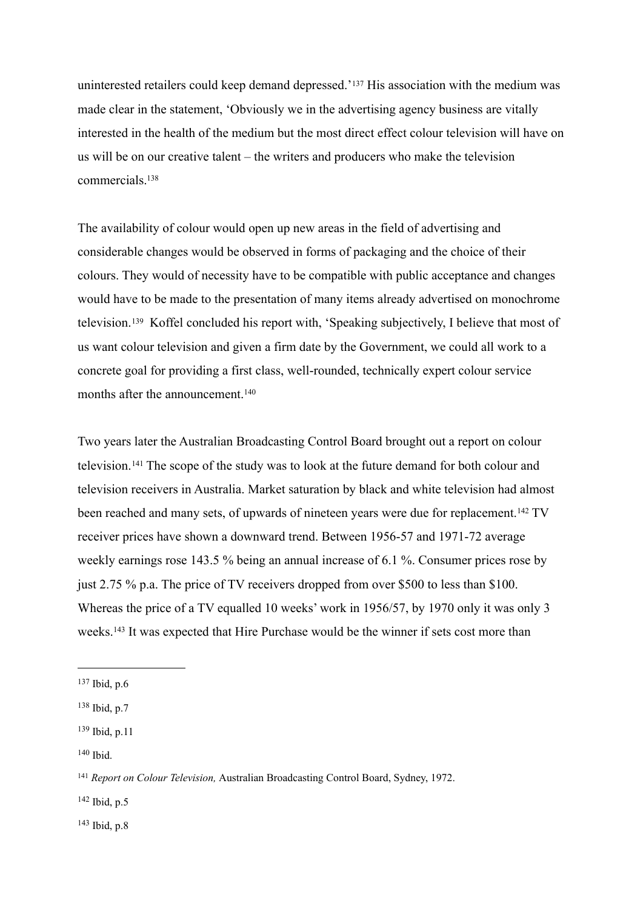uninterested retailers could keep demand depressed.'[137] His association with the medium was made clear in the statement, 'Obviously we in the advertising agency business are vitally interested in the health of the medium but the most direct effect colour television will have on us will be on our creative talent – the writers and producers who make the television commercials.[138]

The availability of colour would open up new areas in the field of advertising and considerable changes would be observed in forms of packaging and the choice of their colours. They would of necessity have to be compatible with public acceptance and changes would have to be made to the presentation of many items already advertised on monochrome television.[139] Koffel concluded his report with, 'Speaking subjectively, I believe that most of us want colour television and given a firm date by the Government, we could all work to a concrete goal for providing a first class, well-rounded, technically expert colour service months after the announcement.[140]

Two years later the Australian Broadcasting Control Board brought out a report on colour television.[141] The scope of the study was to look at the future demand for both colour and television receivers in Australia. Market saturation by black and white television had almost been reached and many sets, of upwards of nineteen years were due for replacement.[142] TV receiver prices have shown a downward trend. Between 1956-57 and 1971-72 average weekly earnings rose 143.5 % being an annual increase of 6.1 %. Consumer prices rose by just 2.75 % p.a. The price of TV receivers dropped from over $500 to less than $100. Whereas the price of a TV equalled 10 weeks' work in 1956/57, by 1970 only it was only 3 weeks.[143] It was expected that Hire Purchase would be the winner if sets cost more than

---

[137] Ibid, p.6

[138] Ibid, p.7

[139] Ibid, p.11

[140] Ibid.

[141] *Report on Colour Television,* Australian Broadcasting Control Board, Sydney, 1972.

[142] Ibid, p.5

[143] Ibid, p.8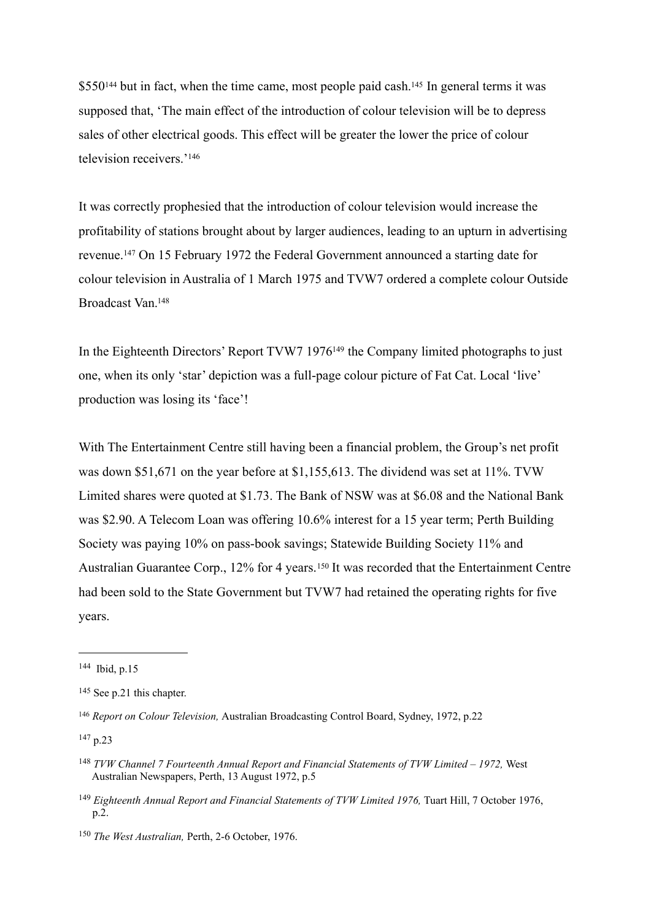$550[144] but in fact, when the time came, most people paid cash.[145] In general terms it was supposed that, 'The main effect of the introduction of colour television will be to depress sales of other electrical goods. This effect will be greater the lower the price of colour television receivers.'[146]

It was correctly prophesied that the introduction of colour television would increase the profitability of stations brought about by larger audiences, leading to an upturn in advertising revenue.[147] On 15 February 1972 the Federal Government announced a starting date for colour television in Australia of 1 March 1975 and TVW7 ordered a complete colour Outside Broadcast Van.[148]

In the Eighteenth Directors' Report TVW7 1976[149] the Company limited photographs to just one, when its only 'star' depiction was a full-page colour picture of Fat Cat. Local 'live' production was losing its 'face'!

With The Entertainment Centre still having been a financial problem, the Group's net profit was down $51,671 on the year before at $1,155,613. The dividend was set at 11%. TVW Limited shares were quoted at $1.73. The Bank of NSW was at $6.08 and the National Bank was $2.90. A Telecom Loan was offering 10.6% interest for a 15 year term; Perth Building Society was paying 10% on pass-book savings; Statewide Building Society 11% and Australian Guarantee Corp., 12% for 4 years.[150] It was recorded that the Entertainment Centre had been sold to the State Government but TVW7 had retained the operating rights for five years.

---

[144] Ibid, p.15

[145] See p.21 this chapter.

[146] *Report on Colour Television,* Australian Broadcasting Control Board, Sydney, 1972, p.22

[147] p.23

[148] *TVW Channel 7 Fourteenth Annual Report and Financial Statements of TVW Limited – 1972,* West Australian Newspapers, Perth, 13 August 1972, p.5

[149] *Eighteenth Annual Report and Financial Statements of TVW Limited 1976,* Tuart Hill, 7 October 1976, p.2.

[150] *The West Australian,* Perth, 2-6 October, 1976.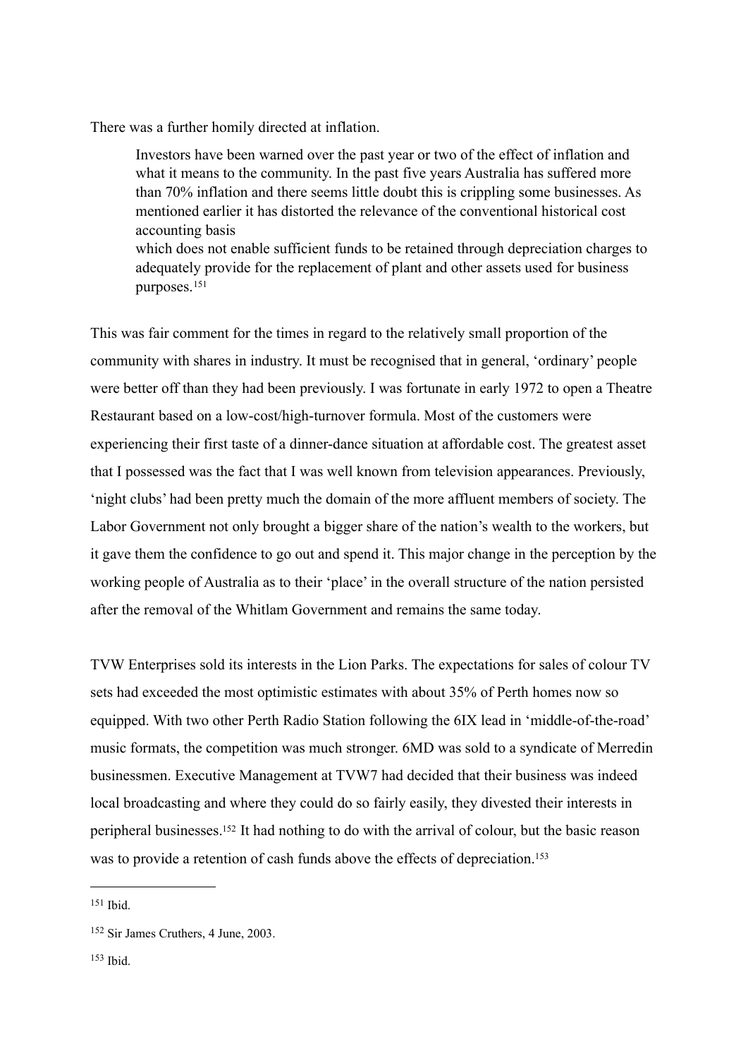There was a further homily directed at inflation.

> Investors have been warned over the past year or two of the effect of inflation and what it means to the community. In the past five years Australia has suffered more than 70% inflation and there seems little doubt this is crippling some businesses. As mentioned earlier it has distorted the relevance of the conventional historical cost accounting basis
> which does not enable sufficient funds to be retained through depreciation charges to adequately provide for the replacement of plant and other assets used for business purposes.[151]

This was fair comment for the times in regard to the relatively small proportion of the community with shares in industry. It must be recognised that in general, 'ordinary' people were better off than they had been previously. I was fortunate in early 1972 to open a Theatre Restaurant based on a low-cost/high-turnover formula. Most of the customers were experiencing their first taste of a dinner-dance situation at affordable cost. The greatest asset that I possessed was the fact that I was well known from television appearances. Previously, 'night clubs' had been pretty much the domain of the more affluent members of society. The Labor Government not only brought a bigger share of the nation's wealth to the workers, but it gave them the confidence to go out and spend it. This major change in the perception by the working people of Australia as to their 'place' in the overall structure of the nation persisted after the removal of the Whitlam Government and remains the same today.

TVW Enterprises sold its interests in the Lion Parks. The expectations for sales of colour TV sets had exceeded the most optimistic estimates with about 35% of Perth homes now so equipped. With two other Perth Radio Station following the 6IX lead in 'middle-of-the-road' music formats, the competition was much stronger. 6MD was sold to a syndicate of Merredin businessmen. Executive Management at TVW7 had decided that their business was indeed local broadcasting and where they could do so fairly easily, they divested their interests in peripheral businesses.[152] It had nothing to do with the arrival of colour, but the basic reason was to provide a retention of cash funds above the effects of depreciation.[153]

---

[151] Ibid.

[152] Sir James Cruthers, 4 June, 2003.

[153] Ibid.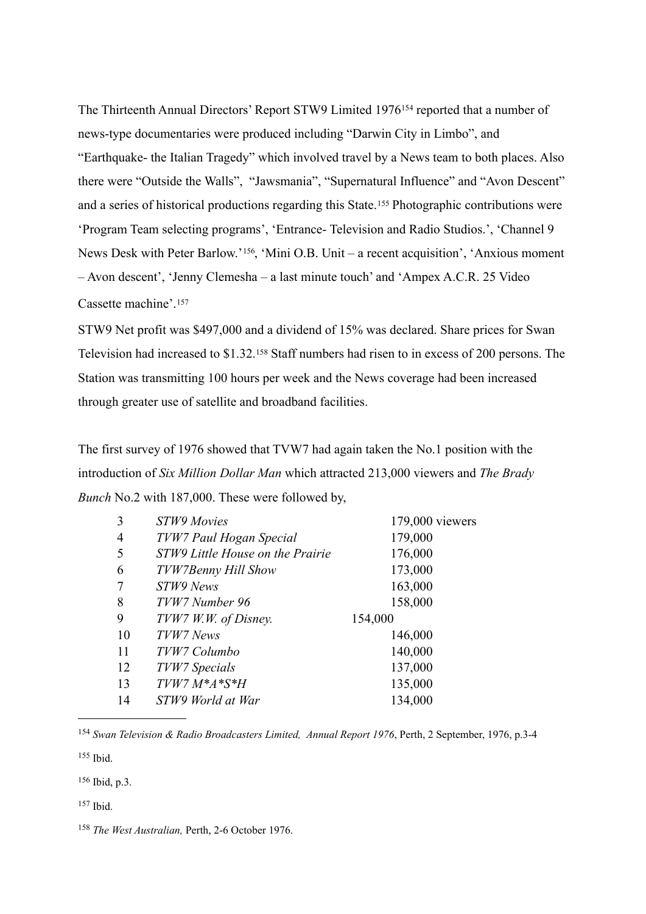The Thirteenth Annual Directors' Report STW9 Limited 1976[154] reported that a number of news-type documentaries were produced including "Darwin City in Limbo", and "Earthquake- the Italian Tragedy" which involved travel by a News team to both places. Also there were "Outside the Walls", "Jawsmania", "Supernatural Influence" and "Avon Descent" and a series of historical productions regarding this State.[155] Photographic contributions were 'Program Team selecting programs', 'Entrance- Television and Radio Studios.', 'Channel 9 News Desk with Peter Barlow.'[156], 'Mini O.B. Unit – a recent acquisition', 'Anxious moment – Avon descent', 'Jenny Clemesha – a last minute touch' and 'Ampex A.C.R. 25 Video Cassette machine'.[157]

STW9 Net profit was $497,000 and a dividend of 15% was declared. Share prices for Swan Television had increased to $1.32.[158] Staff numbers had risen to in excess of 200 persons. The Station was transmitting 100 hours per week and the News coverage had been increased through greater use of satellite and broadband facilities.

The first survey of 1976 showed that TVW7 had again taken the No.1 position with the introduction of *Six Million Dollar Man* which attracted 213,000 viewers and *The Brady Bunch* No.2 with 187,000. These were followed by,

| | | |
|---|---|---|
| 3 | *STW9 Movies* | 179,000 viewers |
| 4 | *TVW7 Paul Hogan Special* | 179,000 |
| 5 | *STW9 Little House on the Prairie* | 176,000 |
| 6 | *TVW7Benny Hill Show* | 173,000 |
| 7 | *STW9 News* | 163,000 |
| 8 | *TVW7 Number 96* | 158,000 |
| 9 | *TVW7 W.W. of Disney.* | 154,000 |
| 10 | *TVW7 News* | 146,000 |
| 11 | *TVW7 Columbo* | 140,000 |
| 12 | *TVW7 Specials* | 137,000 |
| 13 | *TVW7 M*A*S*H* | 135,000 |
| 14 | *STW9 World at War* | 134,000 |

---

[154] *Swan Television & Radio Broadcasters Limited, Annual Report 1976*, Perth, 2 September, 1976, p.3-4

[155] Ibid.

[156] Ibid, p.3.

[157] Ibid.

[158] *The West Australian,* Perth, 2-6 October 1976.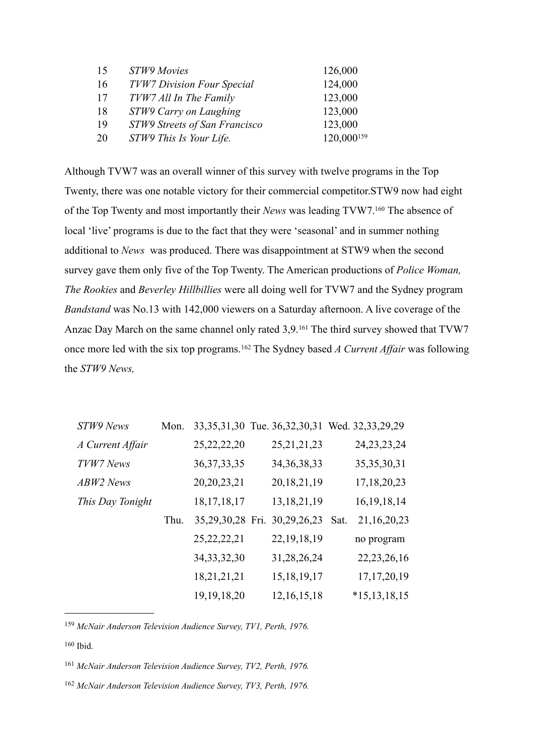| | | |
|---|---|---|
| 15 | *STW9 Movies* | 126,000 |
| 16 | *TVW7 Division Four Special* | 124,000 |
| 17 | *TVW7 All In The Family* | 123,000 |
| 18 | *STW9 Carry on Laughing* | 123,000 |
| 19 | *STW9 Streets of San Francisco* | 123,000 |
| 20 | *STW9 This Is Your Life.* | 120,000[159] |

Although TVW7 was an overall winner of this survey with twelve programs in the Top Twenty, there was one notable victory for their commercial competitor.STW9 now had eight of the Top Twenty and most importantly their *News* was leading TVW7.[160] The absence of local 'live' programs is due to the fact that they were 'seasonal' and in summer nothing additional to *News* was produced. There was disappointment at STW9 when the second survey gave them only five of the Top Twenty. The American productions of *Police Woman, The Rookies* and *Beverley Hillbillies* were all doing well for TVW7 and the Sydney program *Bandstand* was No.13 with 142,000 viewers on a Saturday afternoon. A live coverage of the Anzac Day March on the same channel only rated 3,9.[161] The third survey showed that TVW7 once more led with the six top programs.[162] The Sydney based *A Current Affair* was following the *STW9 News,*

| | Mon. | Tue. | Wed. |
|---|---|---|---|
| *STW9 News* | 33,35,31,30 | 36,32,30,31 | 32,33,29,29 |
| *A Current Affair* | 25,22,22,20 | 25,21,21,23 | 24,23,23,24 |
| *TVW7 News* | 36,37,33,35 | 34,36,38,33 | 35,35,30,31 |
| *ABW2 News* | 20,20,23,21 | 20,18,21,19 | 17,18,20,23 |
| *This Day Tonight* | 18,17,18,17 | 13,18,21,19 | 16,19,18,14 |

| | Thu. | Fri. | Sat. |
|---|---|---|---|
| *STW9 News* | 35,29,30,28 | 30,29,26,23 | 21,16,20,23 |
| *A Current Affair* | 25,22,22,21 | 22,19,18,19 | no program |
| *TVW7 News* | 34,33,32,30 | 31,28,26,24 | 22,23,26,16 |
| *ABW2 News* | 18,21,21,21 | 15,18,19,17 | 17,17,20,19 |
| *This Day Tonight* | 19,19,18,20 | 12,16,15,18 | *15,13,18,15 |

---

[159] *McNair Anderson Television Audience Survey, TV1, Perth, 1976.*

[160] Ibid.

[161] *McNair Anderson Television Audience Survey, TV2, Perth, 1976.*

[162] *McNair Anderson Television Audience Survey, TV3, Perth, 1976.*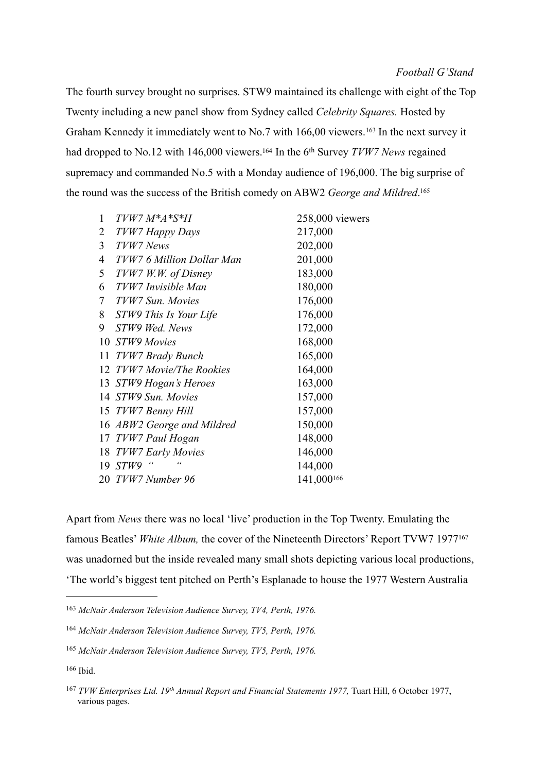The fourth survey brought no surprises. STW9 maintained its challenge with eight of the Top Twenty including a new panel show from Sydney called *Celebrity Squares.* Hosted by Graham Kennedy it immediately went to No.7 with 166,00 viewers.[163] In the next survey it had dropped to No.12 with 146,000 viewers.[164] In the 6th Survey *TVW7 News* regained supremacy and commanded No.5 with a Monday audience of 196,000. The big surprise of the round was the success of the British comedy on ABW2 *George and Mildred*.[165]

| | | |
|---|---|---|
| 1 | *TVW7 M*A*S*H* | 258,000 viewers |
| 2 | *TVW7 Happy Days* | 217,000 |
| 3 | *TVW7 News* | 202,000 |
| 4 | *TVW7 6 Million Dollar Man* | 201,000 |
| 5 | *TVW7 W.W. of Disney* | 183,000 |
| 6 | *TVW7 Invisible Man* | 180,000 |
| 7 | *TVW7 Sun. Movies* | 176,000 |
| 8 | *STW9 This Is Your Life* | 176,000 |
| 9 | *STW9 Wed. News* | 172,000 |
| 10 | *STW9 Movies* | 168,000 |
| 11 | *TVW7 Brady Bunch* | 165,000 |
| 12 | *TVW7 Movie/The Rookies* | 164,000 |
| 13 | *STW9 Hogan's Heroes* | 163,000 |
| 14 | *STW9 Sun. Movies* | 157,000 |
| 15 | *TVW7 Benny Hill* | 157,000 |
| 16 | *ABW2 George and Mildred* | 150,000 |
| 17 | *TVW7 Paul Hogan* | 148,000 |
| 18 | *TVW7 Early Movies* | 146,000 |
| 19 | *STW9 " "* | 144,000 |
| 20 | *TVW7 Number 96* | 141,000[166] |

Apart from *News* there was no local 'live' production in the Top Twenty. Emulating the famous Beatles' *White Album,* the cover of the Nineteenth Directors' Report TVW7 1977[167] was unadorned but the inside revealed many small shots depicting various local productions, 'The world's biggest tent pitched on Perth's Esplanade to house the 1977 Western Australia

---

[163] *McNair Anderson Television Audience Survey, TV4, Perth, 1976.*

[164] *McNair Anderson Television Audience Survey, TV5, Perth, 1976.*

[165] *McNair Anderson Television Audience Survey, TV5, Perth, 1976.*

[166] Ibid.

[167] *TVW Enterprises Ltd. 19th Annual Report and Financial Statements 1977,* Tuart Hill, 6 October 1977, various pages.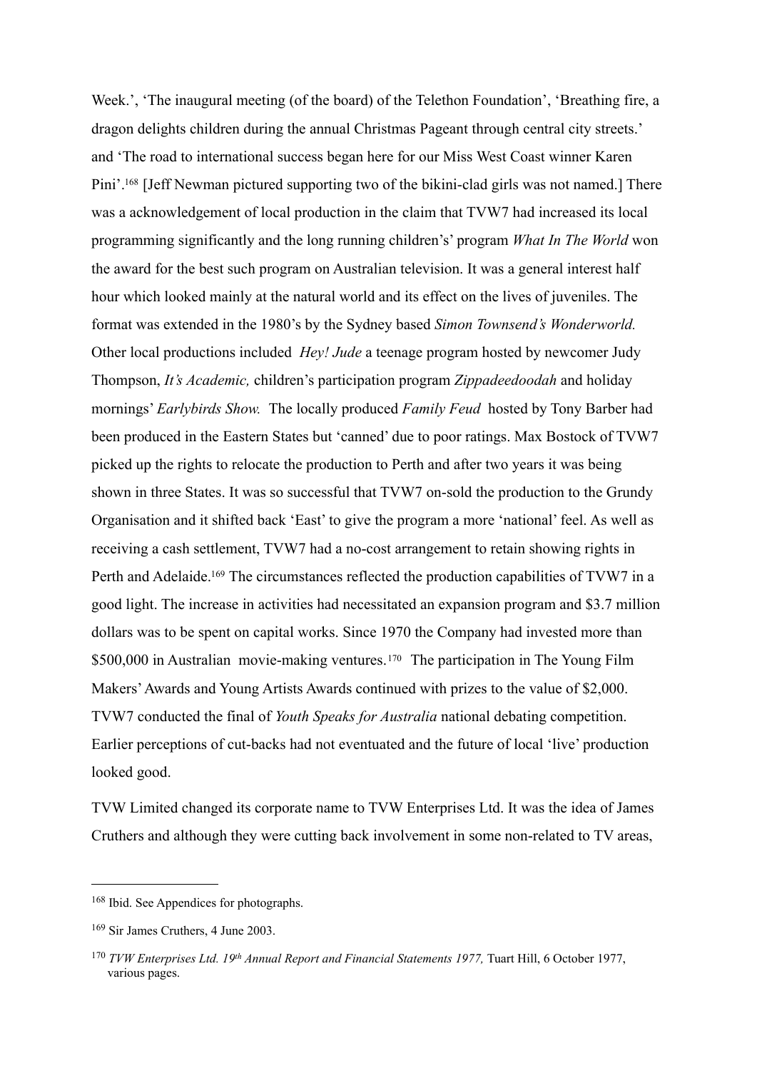Week.', 'The inaugural meeting (of the board) of the Telethon Foundation', 'Breathing fire, a dragon delights children during the annual Christmas Pageant through central city streets.' and 'The road to international success began here for our Miss West Coast winner Karen Pini'.[168] [Jeff Newman pictured supporting two of the bikini-clad girls was not named.] There was a acknowledgement of local production in the claim that TVW7 had increased its local programming significantly and the long running children's' program *What In The World* won the award for the best such program on Australian television. It was a general interest half hour which looked mainly at the natural world and its effect on the lives of juveniles. The format was extended in the 1980's by the Sydney based *Simon Townsend's Wonderworld.* Other local productions included *Hey! Jude* a teenage program hosted by newcomer Judy Thompson, *It's Academic,* children's participation program *Zippadeedoodah* and holiday mornings' *Earlybirds Show.* The locally produced *Family Feud* hosted by Tony Barber had been produced in the Eastern States but 'canned' due to poor ratings. Max Bostock of TVW7 picked up the rights to relocate the production to Perth and after two years it was being shown in three States. It was so successful that TVW7 on-sold the production to the Grundy Organisation and it shifted back 'East' to give the program a more 'national' feel. As well as receiving a cash settlement, TVW7 had a no-cost arrangement to retain showing rights in Perth and Adelaide.[169] The circumstances reflected the production capabilities of TVW7 in a good light. The increase in activities had necessitated an expansion program and $3.7 million dollars was to be spent on capital works. Since 1970 the Company had invested more than $500,000 in Australian movie-making ventures.[170] The participation in The Young Film Makers' Awards and Young Artists Awards continued with prizes to the value of $2,000. TVW7 conducted the final of *Youth Speaks for Australia* national debating competition. Earlier perceptions of cut-backs had not eventuated and the future of local 'live' production looked good.

TVW Limited changed its corporate name to TVW Enterprises Ltd. It was the idea of James Cruthers and although they were cutting back involvement in some non-related to TV areas,

---

[168] Ibid. See Appendices for photographs.

[169] Sir James Cruthers, 4 June 2003.

[170] *TVW Enterprises Ltd. 19th Annual Report and Financial Statements 1977,* Tuart Hill, 6 October 1977, various pages.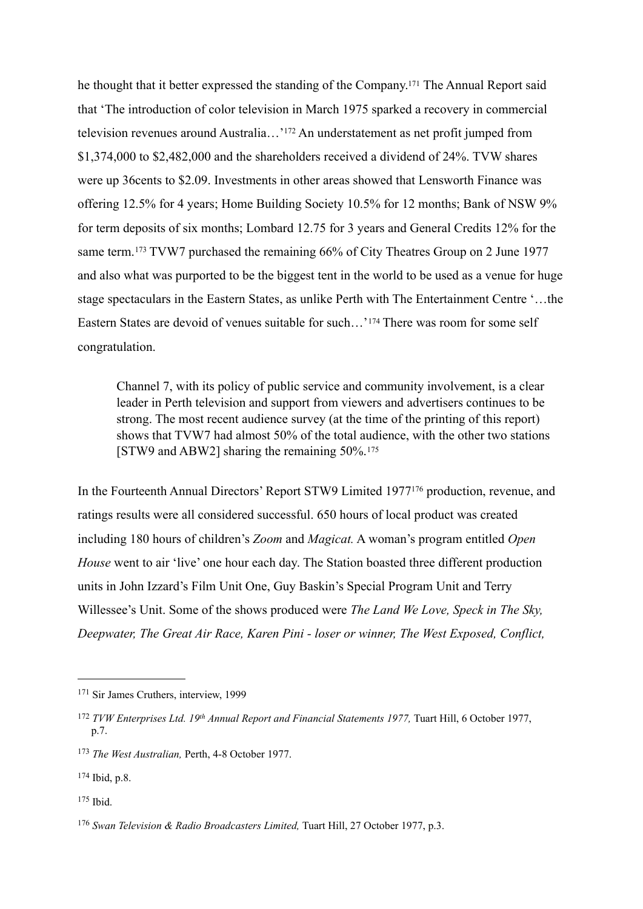he thought that it better expressed the standing of the Company.[171] The Annual Report said that 'The introduction of color television in March 1975 sparked a recovery in commercial television revenues around Australia…'[172] An understatement as net profit jumped from $1,374,000 to $2,482,000 and the shareholders received a dividend of 24%. TVW shares were up 36cents to $2.09. Investments in other areas showed that Lensworth Finance was offering 12.5% for 4 years; Home Building Society 10.5% for 12 months; Bank of NSW 9% for term deposits of six months; Lombard 12.75 for 3 years and General Credits 12% for the same term.[173] TVW7 purchased the remaining 66% of City Theatres Group on 2 June 1977 and also what was purported to be the biggest tent in the world to be used as a venue for huge stage spectaculars in the Eastern States, as unlike Perth with The Entertainment Centre '…the Eastern States are devoid of venues suitable for such…'[174] There was room for some self congratulation.

> Channel 7, with its policy of public service and community involvement, is a clear leader in Perth television and support from viewers and advertisers continues to be strong. The most recent audience survey (at the time of the printing of this report) shows that TVW7 had almost 50% of the total audience, with the other two stations [STW9 and ABW2] sharing the remaining 50%.[175]

In the Fourteenth Annual Directors' Report STW9 Limited 1977[176] production, revenue, and ratings results were all considered successful. 650 hours of local product was created including 180 hours of children's *Zoom* and *Magicat.* A woman's program entitled *Open House* went to air 'live' one hour each day. The Station boasted three different production units in John Izzard's Film Unit One, Guy Baskin's Special Program Unit and Terry Willessee's Unit. Some of the shows produced were *The Land We Love, Speck in The Sky, Deepwater, The Great Air Race, Karen Pini - loser or winner, The West Exposed, Conflict,*

---

[171] Sir James Cruthers, interview, 1999

[172] *TVW Enterprises Ltd. 19th Annual Report and Financial Statements 1977,* Tuart Hill, 6 October 1977, p.7.

[173] *The West Australian,* Perth, 4-8 October 1977.

[174] Ibid, p.8.

[175] Ibid.

[176] *Swan Television & Radio Broadcasters Limited,* Tuart Hill, 27 October 1977, p.3.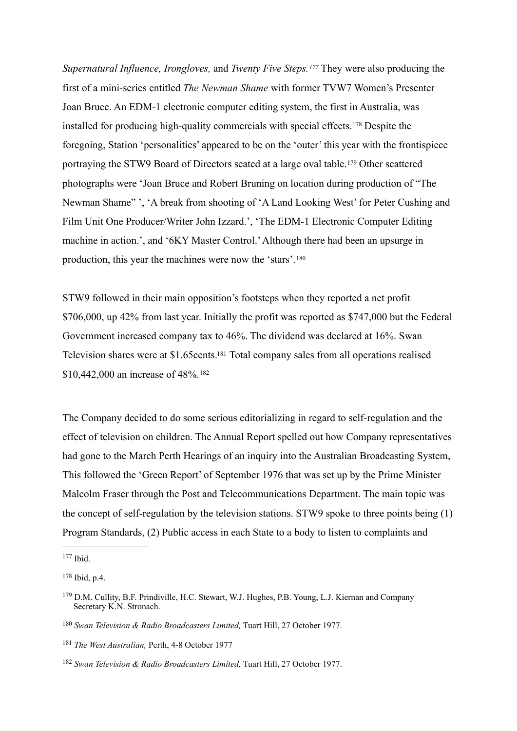*Supernatural Influence, Irongloves,* and *Twenty Five Steps.*[177] They were also producing the first of a mini-series entitled *The Newman Shame* with former TVW7 Women's Presenter Joan Bruce. An EDM-1 electronic computer editing system, the first in Australia, was installed for producing high-quality commercials with special effects.[178] Despite the foregoing, Station 'personalities' appeared to be on the 'outer' this year with the frontispiece portraying the STW9 Board of Directors seated at a large oval table.[179] Other scattered photographs were 'Joan Bruce and Robert Bruning on location during production of "The Newman Shame" ', 'A break from shooting of 'A Land Looking West' for Peter Cushing and Film Unit One Producer/Writer John Izzard.', 'The EDM-1 Electronic Computer Editing machine in action.', and '6KY Master Control.' Although there had been an upsurge in production, this year the machines were now the 'stars'.[180]

STW9 followed in their main opposition's footsteps when they reported a net profit $706,000, up 42% from last year. Initially the profit was reported as $747,000 but the Federal Government increased company tax to 46%. The dividend was declared at 16%. Swan Television shares were at $1.65cents.[181] Total company sales from all operations realised $10,442,000 an increase of 48%.[182]

The Company decided to do some serious editorializing in regard to self-regulation and the effect of television on children. The Annual Report spelled out how Company representatives had gone to the March Perth Hearings of an inquiry into the Australian Broadcasting System, This followed the 'Green Report' of September 1976 that was set up by the Prime Minister Malcolm Fraser through the Post and Telecommunications Department. The main topic was the concept of self-regulation by the television stations. STW9 spoke to three points being (1) Program Standards, (2) Public access in each State to a body to listen to complaints and

---

177 Ibid.

178 Ibid, p.4.

179 D.M. Cullity, B.F. Prindiville, H.C. Stewart, W.J. Hughes, P.B. Young, L.J. Kiernan and Company Secretary K.N. Stronach.

180 *Swan Television & Radio Broadcasters Limited,* Tuart Hill, 27 October 1977.

181 *The West Australian,* Perth, 4-8 October 1977

182 *Swan Television & Radio Broadcasters Limited,* Tuart Hill, 27 October 1977.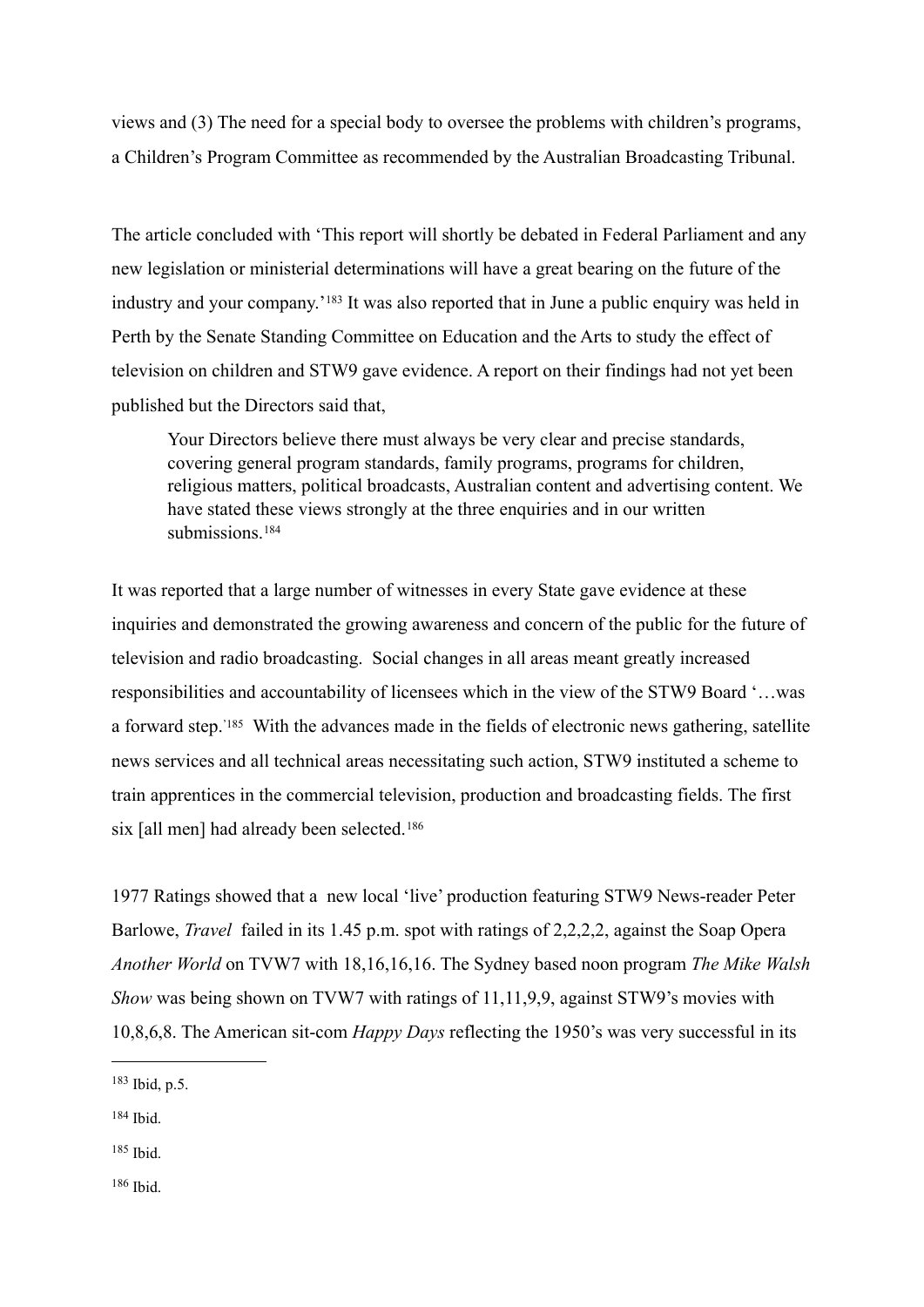views and (3) The need for a special body to oversee the problems with children's programs, a Children's Program Committee as recommended by the Australian Broadcasting Tribunal.

The article concluded with 'This report will shortly be debated in Federal Parliament and any new legislation or ministerial determinations will have a great bearing on the future of the industry and your company.'[183] It was also reported that in June a public enquiry was held in Perth by the Senate Standing Committee on Education and the Arts to study the effect of television on children and STW9 gave evidence. A report on their findings had not yet been published but the Directors said that,

> Your Directors believe there must always be very clear and precise standards, covering general program standards, family programs, programs for children, religious matters, political broadcasts, Australian content and advertising content. We have stated these views strongly at the three enquiries and in our written submissions.[184]

It was reported that a large number of witnesses in every State gave evidence at these inquiries and demonstrated the growing awareness and concern of the public for the future of television and radio broadcasting. Social changes in all areas meant greatly increased responsibilities and accountability of licensees which in the view of the STW9 Board '…was a forward step.'[185] With the advances made in the fields of electronic news gathering, satellite news services and all technical areas necessitating such action, STW9 instituted a scheme to train apprentices in the commercial television, production and broadcasting fields. The first six [all men] had already been selected.[186]

1977 Ratings showed that a new local 'live' production featuring STW9 News-reader Peter Barlowe, *Travel* failed in its 1.45 p.m. spot with ratings of 2,2,2,2, against the Soap Opera *Another World* on TVW7 with 18,16,16,16. The Sydney based noon program *The Mike Walsh Show* was being shown on TVW7 with ratings of 11,11,9,9, against STW9's movies with 10,8,6,8. The American sit-com *Happy Days* reflecting the 1950's was very successful in its

---

[183] Ibid, p.5.

[184] Ibid.

[185] Ibid.

[186] Ibid.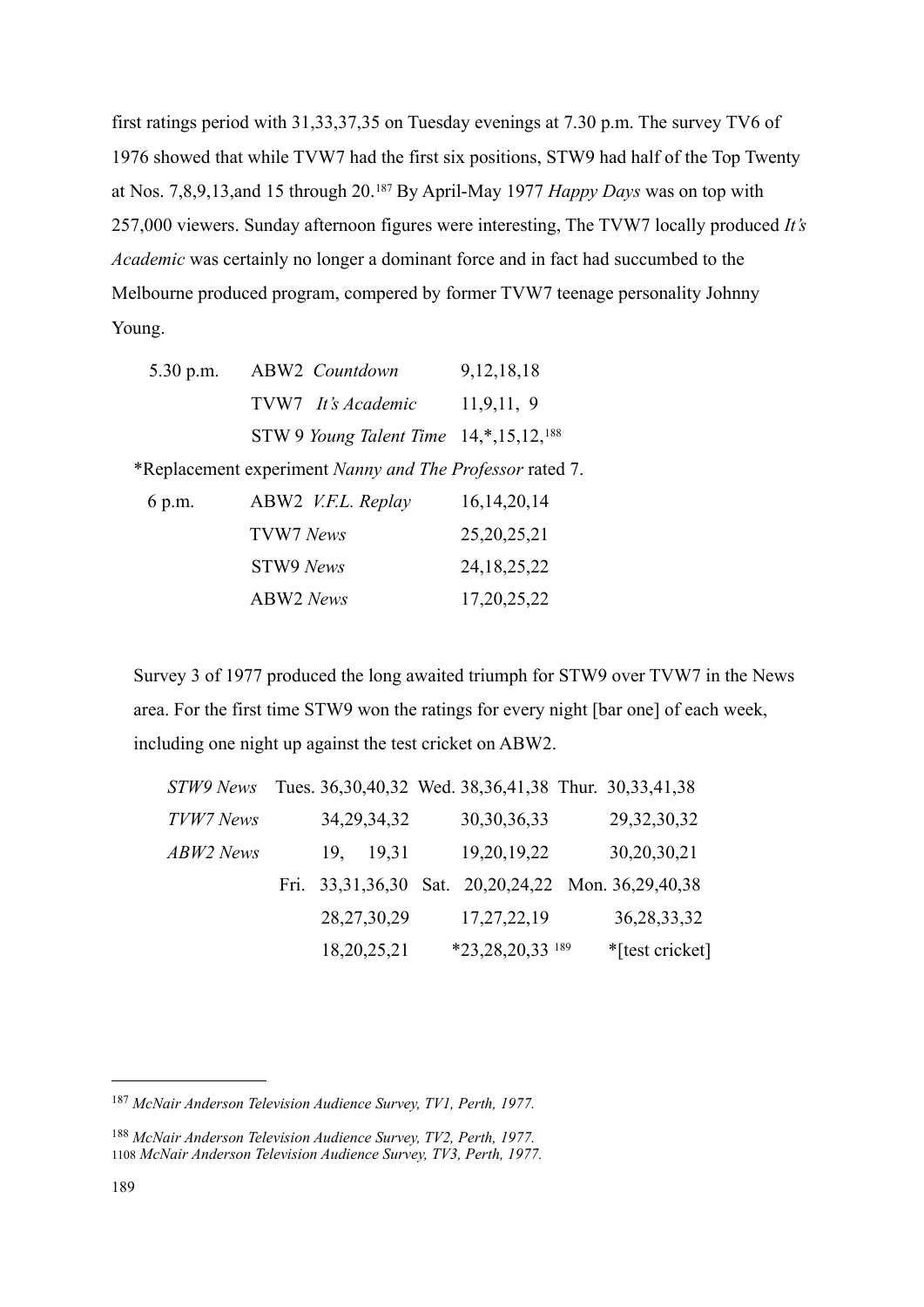first ratings period with 31,33,37,35 on Tuesday evenings at 7.30 p.m. The survey TV6 of 1976 showed that while TVW7 had the first six positions, STW9 had half of the Top Twenty at Nos. 7,8,9,13,and 15 through 20.[187] By April-May 1977 *Happy Days* was on top with 257,000 viewers. Sunday afternoon figures were interesting, The TVW7 locally produced *It's Academic* was certainly no longer a dominant force and in fact had succumbed to the Melbourne produced program, compered by former TVW7 teenage personality Johnny Young.

| | | |
|---|---|---|
| 5.30 p.m. | ABW2 *Countdown* | 9,12,18,18 |
| | TVW7 *It's Academic* | 11,9,11, 9 |
| | STW 9 *Young Talent Time* | 14,*,15,12,[188] |

*Replacement experiment *Nanny and The Professor* rated 7.

| | | |
|---|---|---|
| 6 p.m. | ABW2 *V.F.L. Replay* | 16,14,20,14 |
| | TVW7 *News* | 25,20,25,21 |
| | STW9 *News* | 24,18,25,22 |
| | ABW2 *News* | 17,20,25,22 |

Survey 3 of 1977 produced the long awaited triumph for STW9 over TVW7 in the News area. For the first time STW9 won the ratings for every night [bar one] of each week, including one night up against the test cricket on ABW2.

| | | | |
|---|---|---|---|
| *STW9 News* | Tues. 36,30,40,32 | Wed. 38,36,41,38 | Thur. 30,33,41,38 |
| *TVW7 News* | 34,29,34,32 | 30,30,36,33 | 29,32,30,32 |
| *ABW2 News* | 19, 19,31 | 19,20,19,22 | 30,20,30,21 |
| | Fri. 33,31,36,30 | Sat. 20,20,24,22 | Mon. 36,29,40,38 |
| | 28,27,30,29 | 17,27,22,19 | 36,28,33,32 |
| | 18,20,25,21 | *23,28,20,33 [189] | *[test cricket] |

---

[187] *McNair Anderson Television Audience Survey, TV1, Perth, 1977.*

[188] *McNair Anderson Television Audience Survey, TV2, Perth, 1977.*
1108 *McNair Anderson Television Audience Survey, TV3, Perth, 1977.*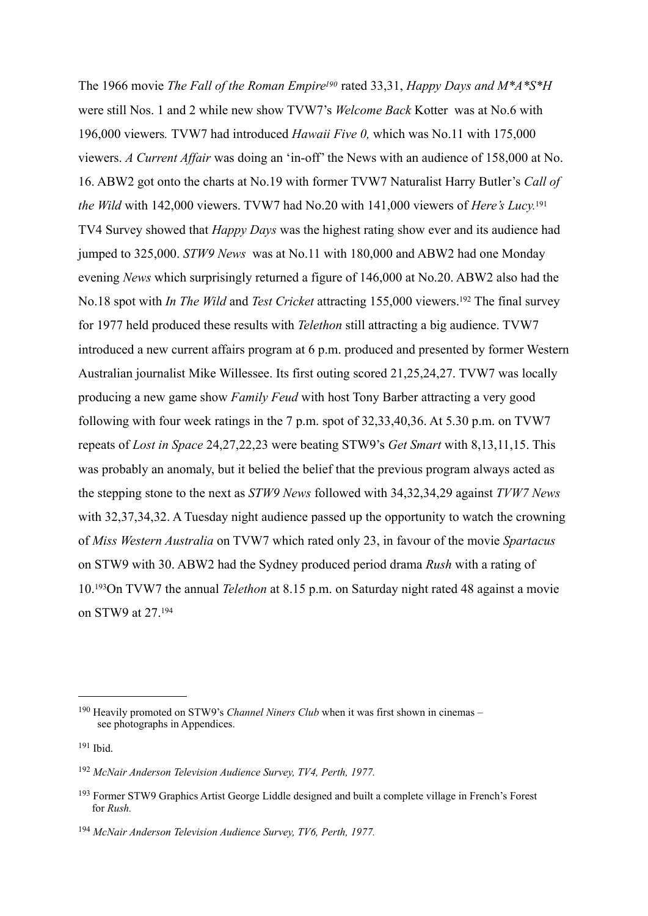The 1966 movie *The Fall of the Roman Empire*[190] rated 33,31, *Happy Days and M*A*S*H* were still Nos. 1 and 2 while new show TVW7's *Welcome Back* Kotter was at No.6 with 196,000 viewers*.* TVW7 had introduced *Hawaii Five 0,* which was No.11 with 175,000 viewers. *A Current Affair* was doing an 'in-off' the News with an audience of 158,000 at No. 16. ABW2 got onto the charts at No.19 with former TVW7 Naturalist Harry Butler's *Call of the Wild* with 142,000 viewers. TVW7 had No.20 with 141,000 viewers of *Here's Lucy.*[191] TV4 Survey showed that *Happy Days* was the highest rating show ever and its audience had jumped to 325,000. *STW9 News* was at No.11 with 180,000 and ABW2 had one Monday evening *News* which surprisingly returned a figure of 146,000 at No.20. ABW2 also had the No.18 spot with *In The Wild* and *Test Cricket* attracting 155,000 viewers.[192] The final survey for 1977 held produced these results with *Telethon* still attracting a big audience. TVW7 introduced a new current affairs program at 6 p.m. produced and presented by former Western Australian journalist Mike Willessee. Its first outing scored 21,25,24,27. TVW7 was locally producing a new game show *Family Feud* with host Tony Barber attracting a very good following with four week ratings in the 7 p.m. spot of 32,33,40,36. At 5.30 p.m. on TVW7 repeats of *Lost in Space* 24,27,22,23 were beating STW9's *Get Smart* with 8,13,11,15. This was probably an anomaly, but it belied the belief that the previous program always acted as the stepping stone to the next as *STW9 News* followed with 34,32,34,29 against *TVW7 News* with 32,37,34,32. A Tuesday night audience passed up the opportunity to watch the crowning of *Miss Western Australia* on TVW7 which rated only 23, in favour of the movie *Spartacus* on STW9 with 30. ABW2 had the Sydney produced period drama *Rush* with a rating of 10.[193]On TVW7 the annual *Telethon* at 8.15 p.m. on Saturday night rated 48 against a movie on STW9 at 27.[194]

---

[190] Heavily promoted on STW9's *Channel Niners Club* when it was first shown in cinemas – see photographs in Appendices.

[191] Ibid.

[192] *McNair Anderson Television Audience Survey, TV4, Perth, 1977.*

[193] Former STW9 Graphics Artist George Liddle designed and built a complete village in French's Forest for *Rush.*

[194] *McNair Anderson Television Audience Survey, TV6, Perth, 1977.*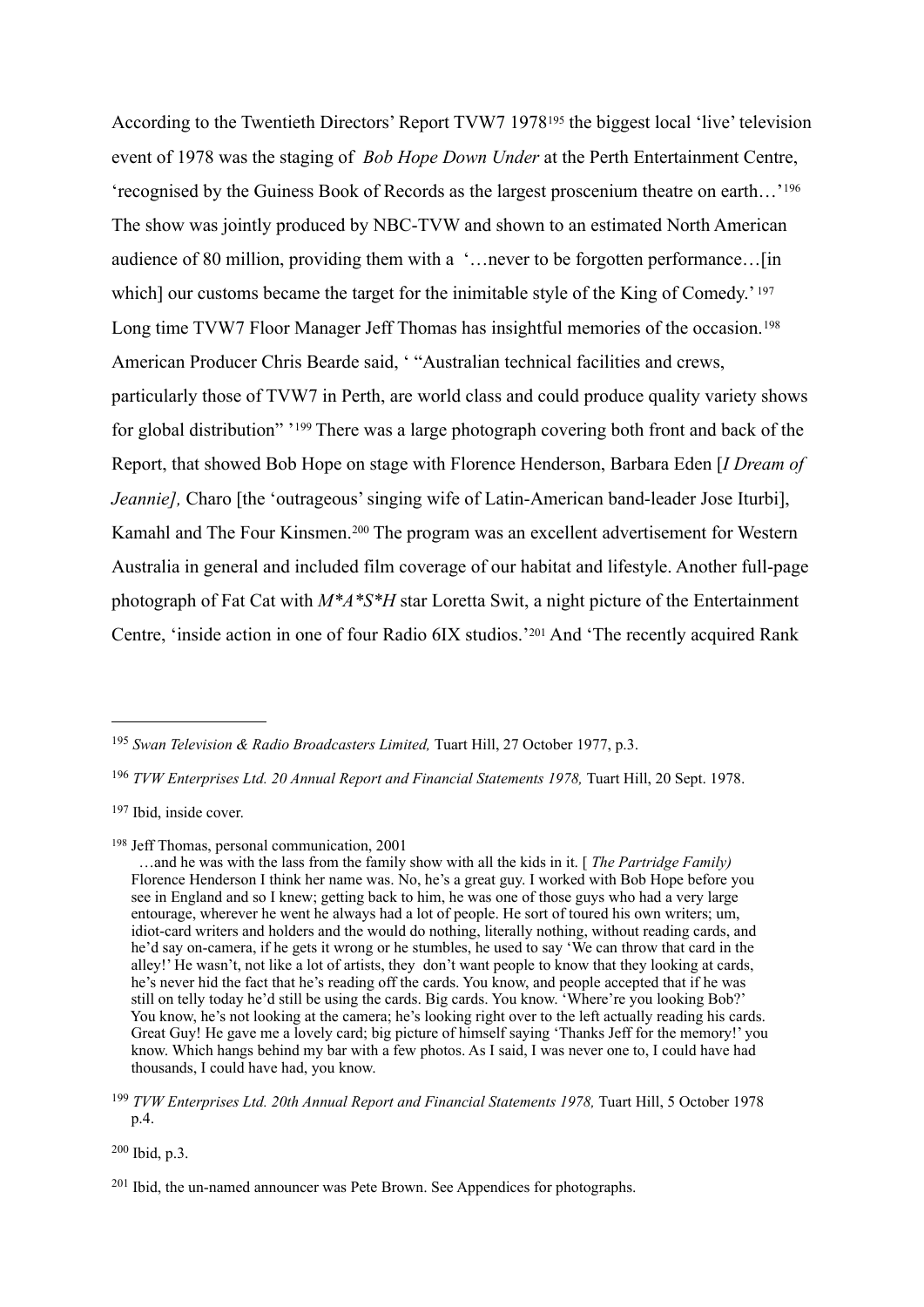According to the Twentieth Directors' Report TVW7 1978[195] the biggest local 'live' television event of 1978 was the staging of *Bob Hope Down Under* at the Perth Entertainment Centre, 'recognised by the Guiness Book of Records as the largest proscenium theatre on earth…'[196] The show was jointly produced by NBC-TVW and shown to an estimated North American audience of 80 million, providing them with a '…never to be forgotten performance…[in which] our customs became the target for the inimitable style of the King of Comedy.'[197] Long time TVW7 Floor Manager Jeff Thomas has insightful memories of the occasion.[198] American Producer Chris Bearde said, ' "Australian technical facilities and crews, particularly those of TVW7 in Perth, are world class and could produce quality variety shows for global distribution" '[199] There was a large photograph covering both front and back of the Report, that showed Bob Hope on stage with Florence Henderson, Barbara Eden [*I Dream of Jeannie],* Charo [the 'outrageous' singing wife of Latin-American band-leader Jose Iturbi], Kamahl and The Four Kinsmen.[200] The program was an excellent advertisement for Western Australia in general and included film coverage of our habitat and lifestyle. Another full-page photograph of Fat Cat with *M*A*S*H* star Loretta Swit, a night picture of the Entertainment Centre, 'inside action in one of four Radio 6IX studios.'[201] And 'The recently acquired Rank

---

[195] *Swan Television & Radio Broadcasters Limited,* Tuart Hill, 27 October 1977, p.3.

[196] *TVW Enterprises Ltd. 20 Annual Report and Financial Statements 1978,* Tuart Hill, 20 Sept. 1978.

[197] Ibid, inside cover.

[198] Jeff Thomas, personal communication, 2001

…and he was with the lass from the family show with all the kids in it. [ *The Partridge Family)* Florence Henderson I think her name was. No, he's a great guy. I worked with Bob Hope before you see in England and so I knew; getting back to him, he was one of those guys who had a very large entourage, wherever he went he always had a lot of people. He sort of toured his own writers; um, idiot-card writers and holders and the would do nothing, literally nothing, without reading cards, and he'd say on-camera, if he gets it wrong or he stumbles, he used to say 'We can throw that card in the alley!' He wasn't, not like a lot of artists, they don't want people to know that they looking at cards, he's never hid the fact that he's reading off the cards. You know, and people accepted that if he was still on telly today he'd still be using the cards. Big cards. You know. 'Where're you looking Bob?' You know, he's not looking at the camera; he's looking right over to the left actually reading his cards. Great Guy! He gave me a lovely card; big picture of himself saying 'Thanks Jeff for the memory!' you know. Which hangs behind my bar with a few photos. As I said, I was never one to, I could have had thousands, I could have had, you know.

[199] *TVW Enterprises Ltd. 20th Annual Report and Financial Statements 1978,* Tuart Hill, 5 October 1978 p.4.

[200] Ibid, p.3.

[201] Ibid, the un-named announcer was Pete Brown. See Appendices for photographs.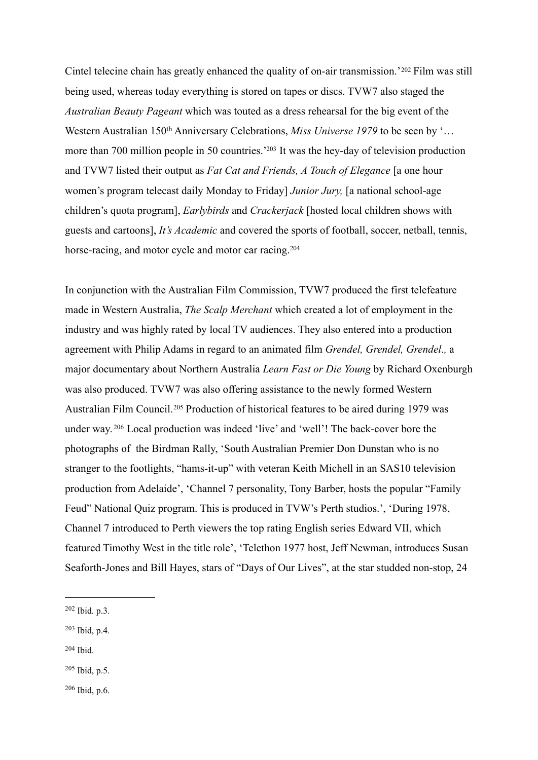Cintel telecine chain has greatly enhanced the quality of on-air transmission.'[202] Film was still being used, whereas today everything is stored on tapes or discs. TVW7 also staged the *Australian Beauty Pageant* which was touted as a dress rehearsal for the big event of the Western Australian 150th Anniversary Celebrations, *Miss Universe 1979* to be seen by '… more than 700 million people in 50 countries.'[203] It was the hey-day of television production and TVW7 listed their output as *Fat Cat and Friends, A Touch of Elegance* [a one hour women's program telecast daily Monday to Friday] *Junior Jury,* [a national school-age children's quota program], *Earlybirds* and *Crackerjack* [hosted local children shows with guests and cartoons], *It's Academic* and covered the sports of football, soccer, netball, tennis, horse-racing, and motor cycle and motor car racing.[204]

In conjunction with the Australian Film Commission, TVW7 produced the first telefeature made in Western Australia, *The Scalp Merchant* which created a lot of employment in the industry and was highly rated by local TV audiences. They also entered into a production agreement with Philip Adams in regard to an animated film *Grendel, Grendel, Grendel.,* a major documentary about Northern Australia *Learn Fast or Die Young* by Richard Oxenburgh was also produced. TVW7 was also offering assistance to the newly formed Western Australian Film Council.[205] Production of historical features to be aired during 1979 was under way.[206] Local production was indeed 'live' and 'well'! The back-cover bore the photographs of the Birdman Rally, 'South Australian Premier Don Dunstan who is no stranger to the footlights, "hams-it-up" with veteran Keith Michell in an SAS10 television production from Adelaide', 'Channel 7 personality, Tony Barber, hosts the popular "Family Feud" National Quiz program. This is produced in TVW's Perth studios.', 'During 1978, Channel 7 introduced to Perth viewers the top rating English series Edward VII, which featured Timothy West in the title role', 'Telethon 1977 host, Jeff Newman, introduces Susan Seaforth-Jones and Bill Hayes, stars of "Days of Our Lives", at the star studded non-stop, 24

---

[202] Ibid. p.3.

[203] Ibid, p.4.

[204] Ibid.

[205] Ibid, p.5.

[206] Ibid, p.6.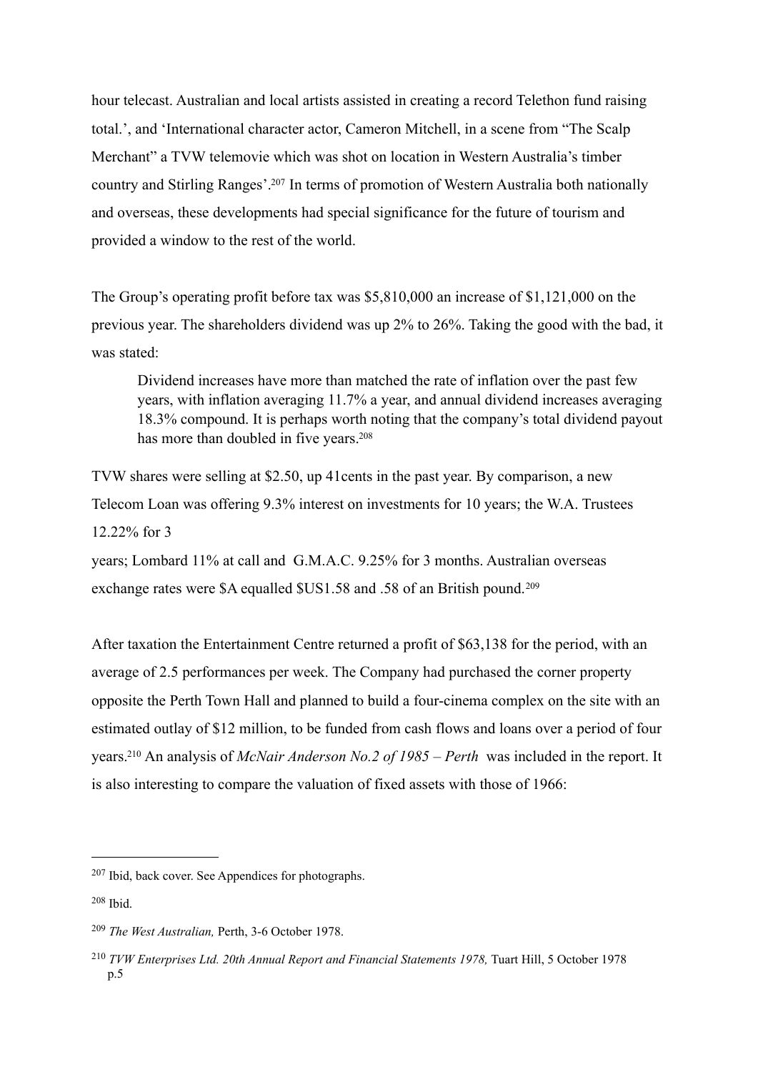hour telecast. Australian and local artists assisted in creating a record Telethon fund raising total.', and 'International character actor, Cameron Mitchell, in a scene from "The Scalp Merchant" a TVW telemovie which was shot on location in Western Australia's timber country and Stirling Ranges'.[207] In terms of promotion of Western Australia both nationally and overseas, these developments had special significance for the future of tourism and provided a window to the rest of the world.

The Group's operating profit before tax was $5,810,000 an increase of $1,121,000 on the previous year. The shareholders dividend was up 2% to 26%. Taking the good with the bad, it was stated:

> Dividend increases have more than matched the rate of inflation over the past few years, with inflation averaging 11.7% a year, and annual dividend increases averaging 18.3% compound. It is perhaps worth noting that the company's total dividend payout has more than doubled in five years.[208]

TVW shares were selling at $2.50, up 41cents in the past year. By comparison, a new Telecom Loan was offering 9.3% interest on investments for 10 years; the W.A. Trustees 12.22% for 3

years; Lombard 11% at call and G.M.A.C. 9.25% for 3 months. Australian overseas exchange rates were $A equalled $US1.58 and .58 of an British pound.[209]

After taxation the Entertainment Centre returned a profit of $63,138 for the period, with an average of 2.5 performances per week. The Company had purchased the corner property opposite the Perth Town Hall and planned to build a four-cinema complex on the site with an estimated outlay of $12 million, to be funded from cash flows and loans over a period of four years.[210] An analysis of *McNair Anderson No.2 of 1985 – Perth* was included in the report. It is also interesting to compare the valuation of fixed assets with those of 1966:

---

[207] Ibid, back cover. See Appendices for photographs.

[208] Ibid.

[209] *The West Australian,* Perth, 3-6 October 1978.

[210] *TVW Enterprises Ltd. 20th Annual Report and Financial Statements 1978,* Tuart Hill, 5 October 1978 p.5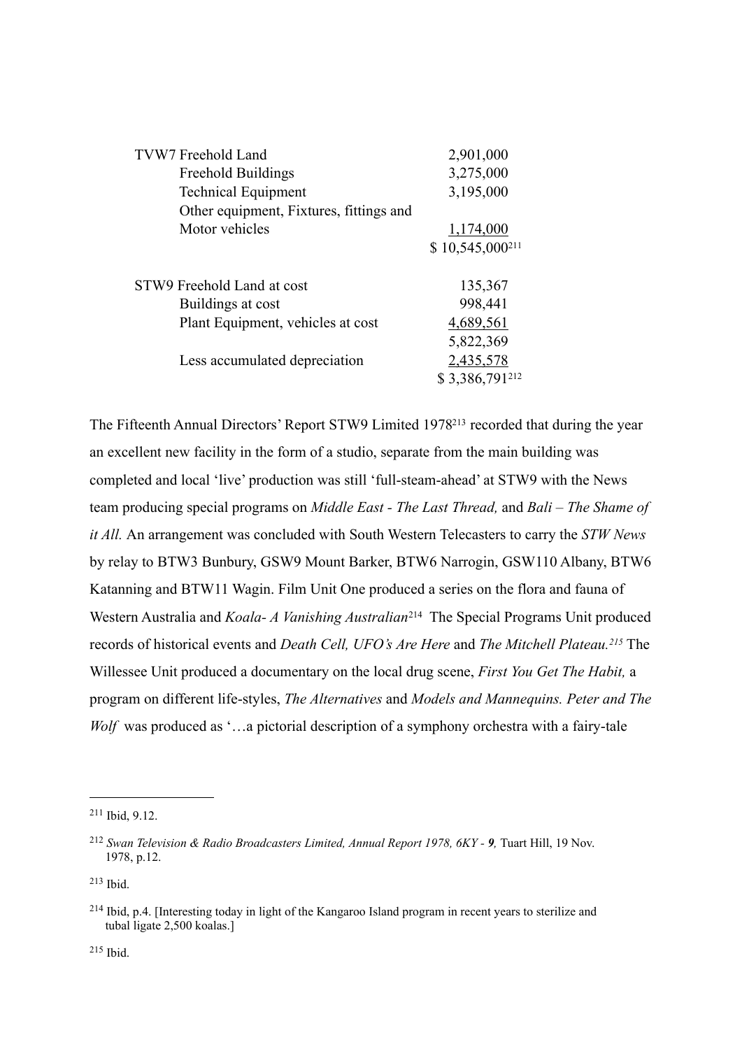| | |
|---|---|
| TVW7 Freehold Land | 2,901,000 |
| Freehold Buildings | 3,275,000 |
| Technical Equipment | 3,195,000 |
| Other equipment, Fixtures, fittings and Motor vehicles | 1,174,000 |
| | $ 10,545,000[211] |

| | |
|---|---|
| STW9 Freehold Land at cost | 135,367 |
| Buildings at cost | 998,441 |
| Plant Equipment, vehicles at cost | 4,689,561 |
| | 5,822,369 |
| Less accumulated depreciation | 2,435,578 |
| | $ 3,386,791[212] |

The Fifteenth Annual Directors' Report STW9 Limited 1978[213] recorded that during the year an excellent new facility in the form of a studio, separate from the main building was completed and local 'live' production was still 'full-steam-ahead' at STW9 with the News team producing special programs on *Middle East - The Last Thread,* and *Bali – The Shame of it All.* An arrangement was concluded with South Western Telecasters to carry the *STW News* by relay to BTW3 Bunbury, GSW9 Mount Barker, BTW6 Narrogin, GSW110 Albany, BTW6 Katanning and BTW11 Wagin. Film Unit One produced a series on the flora and fauna of Western Australia and *Koala- A Vanishing Australian*[214] The Special Programs Unit produced records of historical events and *Death Cell, UFO's Are Here* and *The Mitchell Plateau.*[215] The Willessee Unit produced a documentary on the local drug scene, *First You Get The Habit,* a program on different life-styles, *The Alternatives* and *Models and Mannequins. Peter and The Wolf* was produced as '…a pictorial description of a symphony orchestra with a fairy-tale

---

[211] Ibid, 9.12.

[212] *Swan Television & Radio Broadcasters Limited, Annual Report 1978, 6KY - **9**,* Tuart Hill, 19 Nov. 1978, p.12.

[213] Ibid.

[214] Ibid, p.4. [Interesting today in light of the Kangaroo Island program in recent years to sterilize and tubal ligate 2,500 koalas.]

[215] Ibid.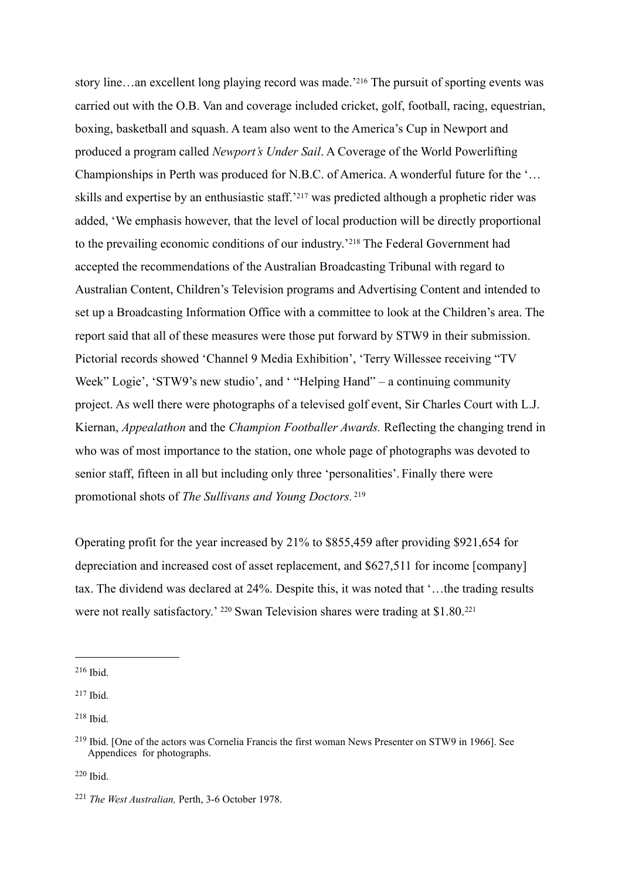story line…an excellent long playing record was made.'[216] The pursuit of sporting events was carried out with the O.B. Van and coverage included cricket, golf, football, racing, equestrian, boxing, basketball and squash. A team also went to the America's Cup in Newport and produced a program called *Newport's Under Sail*. A Coverage of the World Powerlifting Championships in Perth was produced for N.B.C. of America. A wonderful future for the '…skills and expertise by an enthusiastic staff.'[217] was predicted although a prophetic rider was added, 'We emphasis however, that the level of local production will be directly proportional to the prevailing economic conditions of our industry.'[218] The Federal Government had accepted the recommendations of the Australian Broadcasting Tribunal with regard to Australian Content, Children's Television programs and Advertising Content and intended to set up a Broadcasting Information Office with a committee to look at the Children's area. The report said that all of these measures were those put forward by STW9 in their submission. Pictorial records showed 'Channel 9 Media Exhibition', 'Terry Willessee receiving "TV Week" Logie', 'STW9's new studio', and ' "Helping Hand" – a continuing community project. As well there were photographs of a televised golf event, Sir Charles Court with L.J. Kiernan, *Appealathon* and the *Champion Footballer Awards.* Reflecting the changing trend in who was of most importance to the station, one whole page of photographs was devoted to senior staff, fifteen in all but including only three 'personalities'. Finally there were promotional shots of *The Sullivans and Young Doctors.*[219]

Operating profit for the year increased by 21% to $855,459 after providing $921,654 for depreciation and increased cost of asset replacement, and $627,511 for income [company] tax. The dividend was declared at 24%. Despite this, it was noted that '…the trading results were not really satisfactory.' [220] Swan Television shares were trading at $1.80.[221]

---

[216] Ibid.

[217] Ibid.

[218] Ibid.

[219] Ibid. [One of the actors was Cornelia Francis the first woman News Presenter on STW9 in 1966]. See Appendices for photographs.

[220] Ibid.

[221] *The West Australian,* Perth, 3-6 October 1978.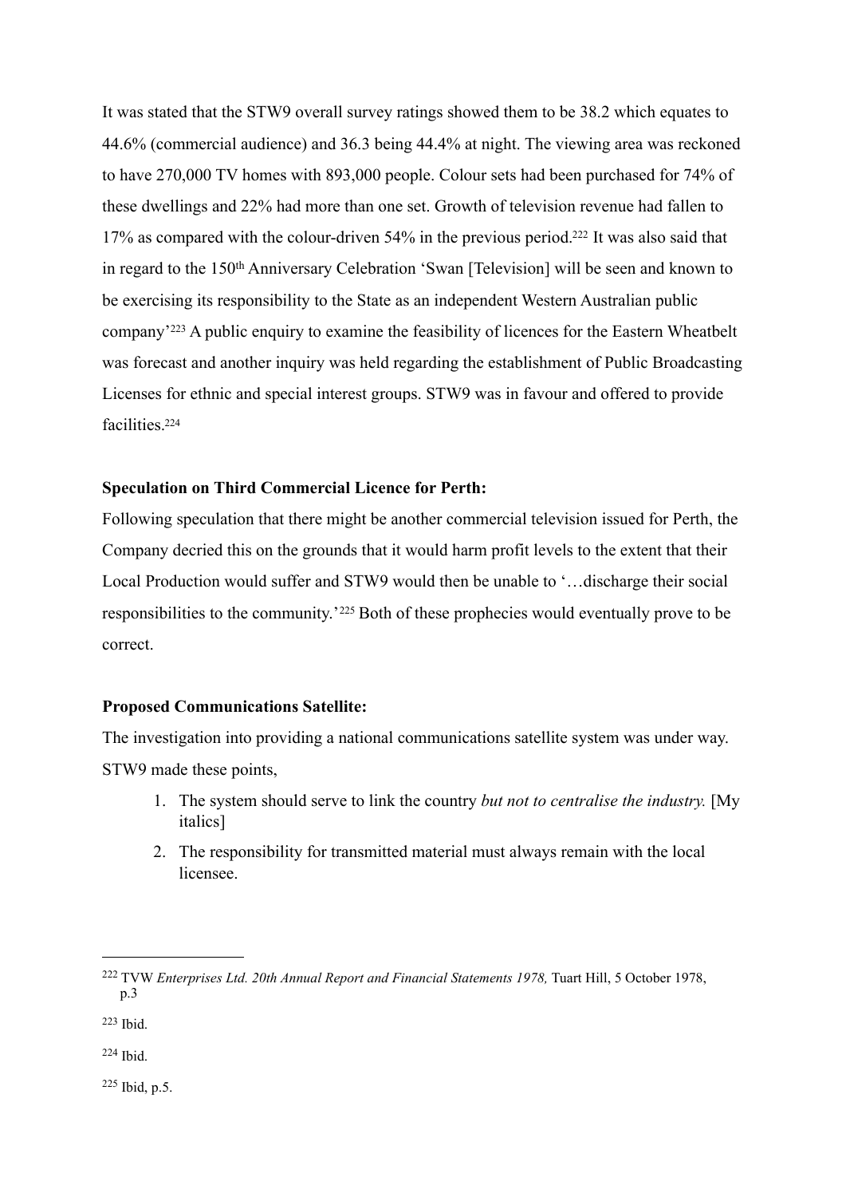It was stated that the STW9 overall survey ratings showed them to be 38.2 which equates to 44.6% (commercial audience) and 36.3 being 44.4% at night. The viewing area was reckoned to have 270,000 TV homes with 893,000 people. Colour sets had been purchased for 74% of these dwellings and 22% had more than one set. Growth of television revenue had fallen to 17% as compared with the colour-driven 54% in the previous period.[222] It was also said that in regard to the 150th Anniversary Celebration 'Swan [Television] will be seen and known to be exercising its responsibility to the State as an independent Western Australian public company'[223] A public enquiry to examine the feasibility of licences for the Eastern Wheatbelt was forecast and another inquiry was held regarding the establishment of Public Broadcasting Licenses for ethnic and special interest groups. STW9 was in favour and offered to provide facilities.[224]

**Speculation on Third Commercial Licence for Perth:**

Following speculation that there might be another commercial television issued for Perth, the Company decried this on the grounds that it would harm profit levels to the extent that their Local Production would suffer and STW9 would then be unable to '…discharge their social responsibilities to the community.'[225] Both of these prophecies would eventually prove to be correct.

**Proposed Communications Satellite:**

The investigation into providing a national communications satellite system was under way. STW9 made these points,

1. The system should serve to link the country *but not to centralise the industry.* [My italics]
2. The responsibility for transmitted material must always remain with the local licensee.

---

[222] TVW *Enterprises Ltd. 20th Annual Report and Financial Statements 1978,* Tuart Hill, 5 October 1978, p.3

[223] Ibid.

[224] Ibid.

[225] Ibid, p.5.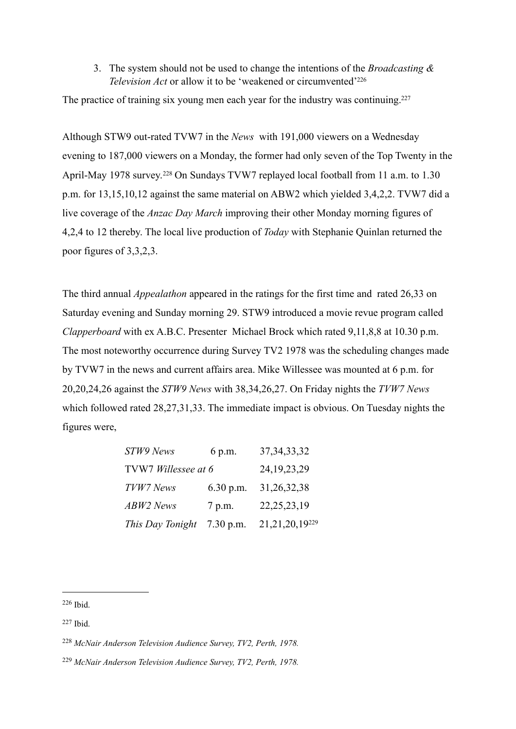3. The system should not be used to change the intentions of the *Broadcasting & Television Act* or allow it to be 'weakened or circumvented'[226]

The practice of training six young men each year for the industry was continuing.[227]

Although STW9 out-rated TVW7 in the *News* with 191,000 viewers on a Wednesday evening to 187,000 viewers on a Monday, the former had only seven of the Top Twenty in the April-May 1978 survey.[228] On Sundays TVW7 replayed local football from 11 a.m. to 1.30 p.m. for 13,15,10,12 against the same material on ABW2 which yielded 3,4,2,2. TVW7 did a live coverage of the *Anzac Day March* improving their other Monday morning figures of 4,2,4 to 12 thereby. The local live production of *Today* with Stephanie Quinlan returned the poor figures of 3,3,2,3.

The third annual *Appealathon* appeared in the ratings for the first time and rated 26,33 on Saturday evening and Sunday morning 29. STW9 introduced a movie revue program called *Clapperboard* with ex A.B.C. Presenter Michael Brock which rated 9,11,8,8 at 10.30 p.m. The most noteworthy occurrence during Survey TV2 1978 was the scheduling changes made by TVW7 in the news and current affairs area. Mike Willessee was mounted at 6 p.m. for 20,20,24,26 against the *STW9 News* with 38,34,26,27. On Friday nights the *TVW7 News* which followed rated 28,27,31,33. The immediate impact is obvious. On Tuesday nights the figures were,

| | | |
|---|---|---|
| *STW9 News* | 6 p.m. | 37,34,33,32 |
| TVW7 *Willessee at 6* | | 24,19,23,29 |
| *TVW7 News* | 6.30 p.m. | 31,26,32,38 |
| *ABW2 News* | 7 p.m. | 22,25,23,19 |
| *This Day Tonight* | 7.30 p.m. | 21,21,20,19[229] |

---

[226] Ibid.

[227] Ibid.

[228] *McNair Anderson Television Audience Survey, TV2, Perth, 1978.*

[229] *McNair Anderson Television Audience Survey, TV2, Perth, 1978.*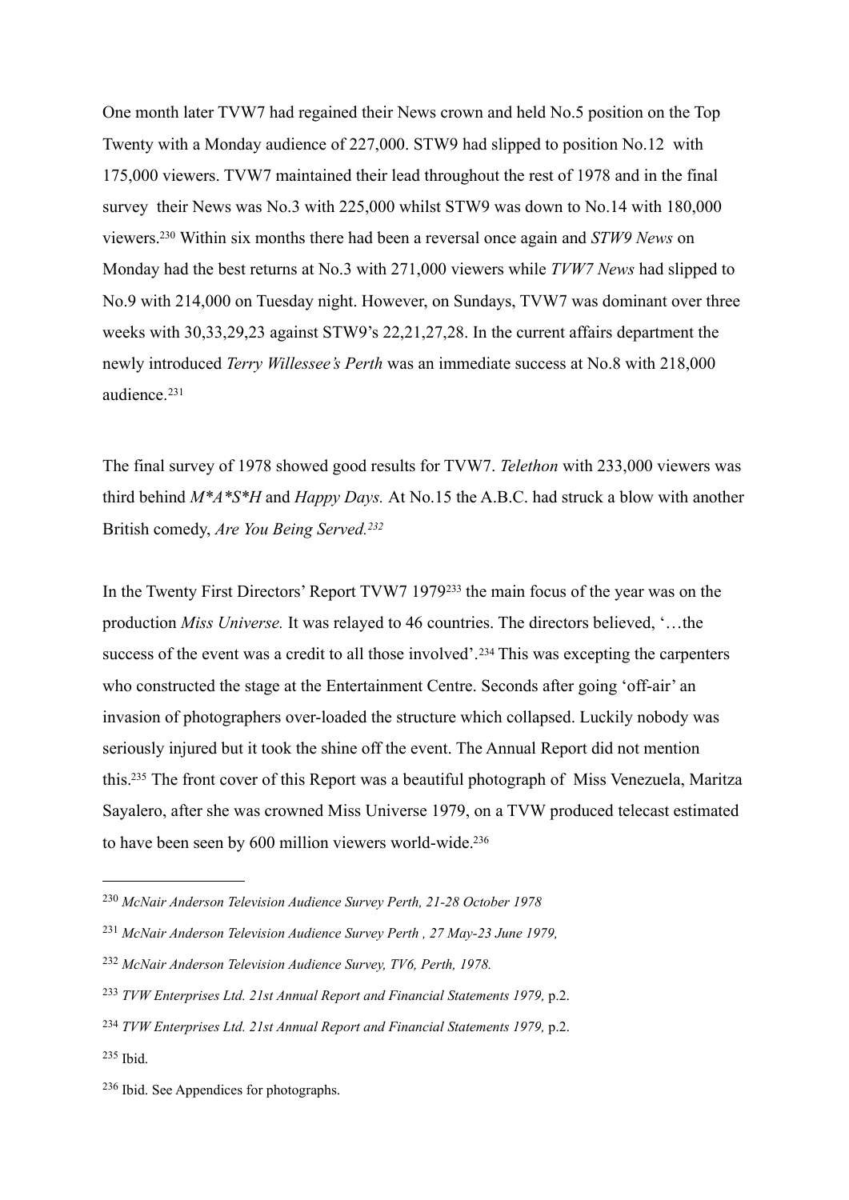One month later TVW7 had regained their News crown and held No.5 position on the Top Twenty with a Monday audience of 227,000. STW9 had slipped to position No.12 with 175,000 viewers. TVW7 maintained their lead throughout the rest of 1978 and in the final survey their News was No.3 with 225,000 whilst STW9 was down to No.14 with 180,000 viewers.[230] Within six months there had been a reversal once again and *STW9 News* on Monday had the best returns at No.3 with 271,000 viewers while *TVW7 News* had slipped to No.9 with 214,000 on Tuesday night. However, on Sundays, TVW7 was dominant over three weeks with 30,33,29,23 against STW9's 22,21,27,28. In the current affairs department the newly introduced *Terry Willessee's Perth* was an immediate success at No.8 with 218,000 audience.[231]

The final survey of 1978 showed good results for TVW7. *Telethon* with 233,000 viewers was third behind *M*A*S*H* and *Happy Days.* At No.15 the A.B.C. had struck a blow with another British comedy, *Are You Being Served.*[232]

In the Twenty First Directors' Report TVW7 1979[233] the main focus of the year was on the production *Miss Universe.* It was relayed to 46 countries. The directors believed, '…the success of the event was a credit to all those involved'.[234] This was excepting the carpenters who constructed the stage at the Entertainment Centre. Seconds after going 'off-air' an invasion of photographers over-loaded the structure which collapsed. Luckily nobody was seriously injured but it took the shine off the event. The Annual Report did not mention this.[235] The front cover of this Report was a beautiful photograph of Miss Venezuela, Maritza Sayalero, after she was crowned Miss Universe 1979, on a TVW produced telecast estimated to have been seen by 600 million viewers world-wide.[236]

---

[230] *McNair Anderson Television Audience Survey Perth, 21-28 October 1978*

[231] *McNair Anderson Television Audience Survey Perth , 27 May-23 June 1979,*

[232] *McNair Anderson Television Audience Survey, TV6, Perth, 1978.*

[233] *TVW Enterprises Ltd. 21st Annual Report and Financial Statements 1979,* p.2.

[234] *TVW Enterprises Ltd. 21st Annual Report and Financial Statements 1979,* p.2.

[235] Ibid.

[236] Ibid. See Appendices for photographs.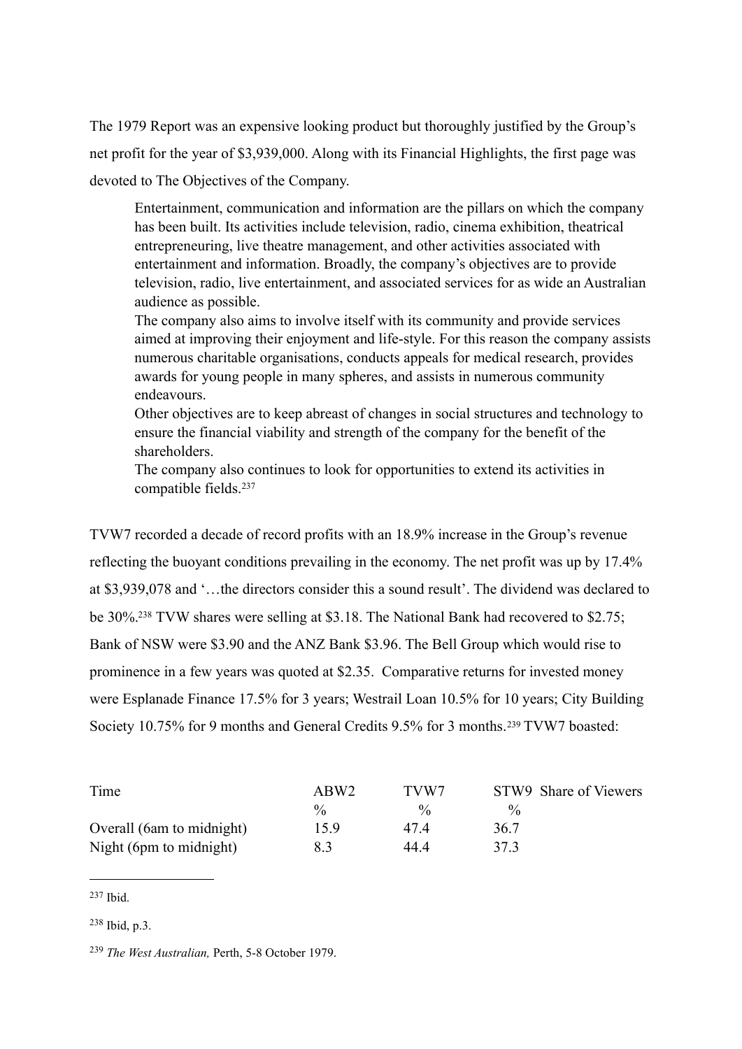The 1979 Report was an expensive looking product but thoroughly justified by the Group's net profit for the year of $3,939,000. Along with its Financial Highlights, the first page was devoted to The Objectives of the Company.

> Entertainment, communication and information are the pillars on which the company has been built. Its activities include television, radio, cinema exhibition, theatrical entrepreneuring, live theatre management, and other activities associated with entertainment and information. Broadly, the company's objectives are to provide television, radio, live entertainment, and associated services for as wide an Australian audience as possible.
> The company also aims to involve itself with its community and provide services aimed at improving their enjoyment and life-style. For this reason the company assists numerous charitable organisations, conducts appeals for medical research, provides awards for young people in many spheres, and assists in numerous community endeavours.
> Other objectives are to keep abreast of changes in social structures and technology to ensure the financial viability and strength of the company for the benefit of the shareholders.
> The company also continues to look for opportunities to extend its activities in compatible fields.[237]

TVW7 recorded a decade of record profits with an 18.9% increase in the Group's revenue reflecting the buoyant conditions prevailing in the economy. The net profit was up by 17.4% at $3,939,078 and '…the directors consider this a sound result'. The dividend was declared to be 30%.[238] TVW shares were selling at $3.18. The National Bank had recovered to $2.75; Bank of NSW were $3.90 and the ANZ Bank $3.96. The Bell Group which would rise to prominence in a few years was quoted at $2.35. Comparative returns for invested money were Esplanade Finance 17.5% for 3 years; Westrail Loan 10.5% for 10 years; City Building Society 10.75% for 9 months and General Credits 9.5% for 3 months.[239] TVW7 boasted:

| Time | ABW2 | TVW7 | STW9 | Share of Viewers |
|---|---|---|---|---|
| | % | % | % | |
| Overall (6am to midnight) | 15.9 | 47.4 | 36.7 | |
| Night (6pm to midnight) | 8.3 | 44.4 | 37.3 | |

---

[237] Ibid.

[238] Ibid, p.3.

[239] *The West Australian,* Perth, 5-8 October 1979.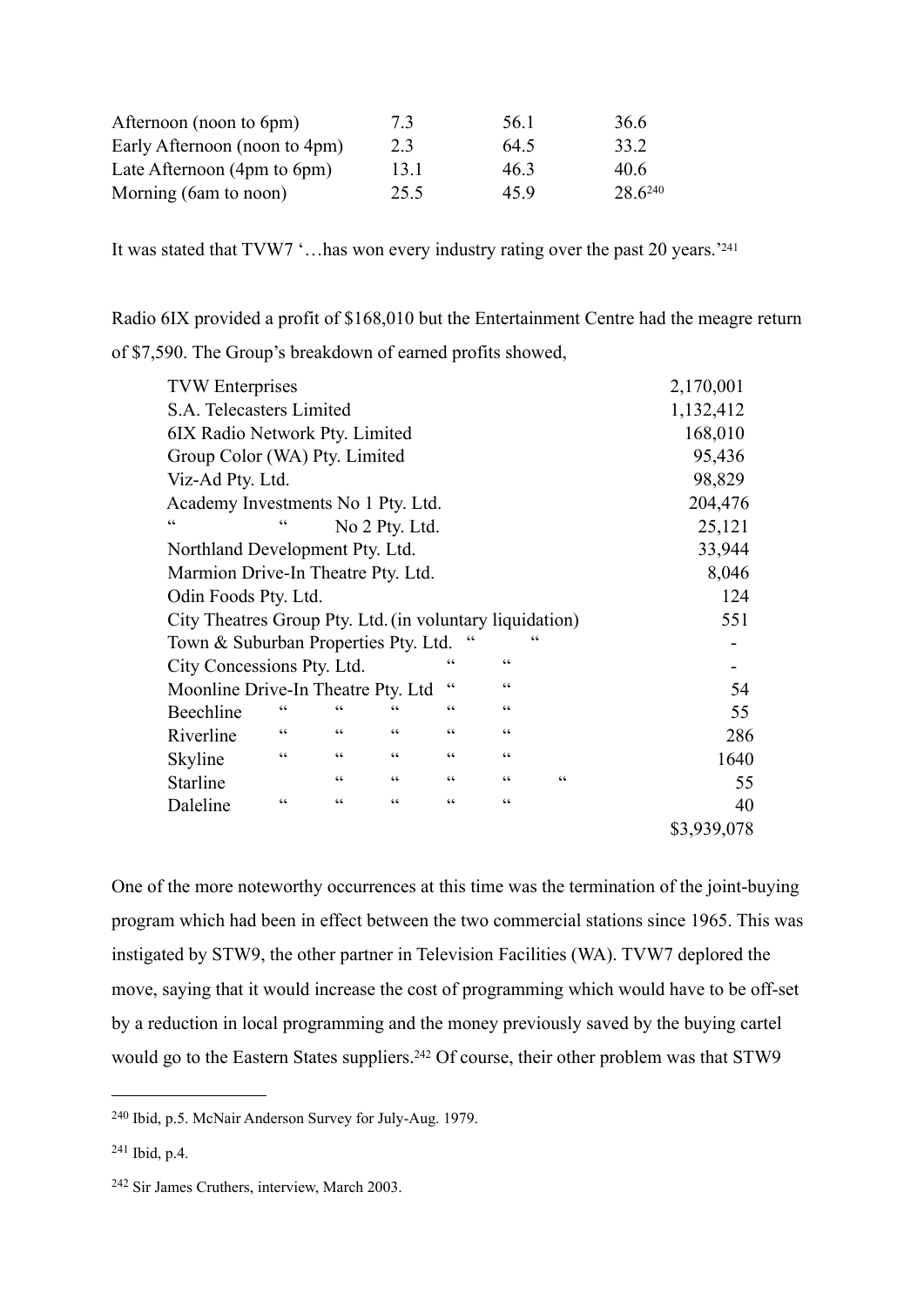| | | | |
|---|---|---|---|
| Afternoon (noon to 6pm) | 7.3 | 56.1 | 36.6 |
| Early Afternoon (noon to 4pm) | 2.3 | 64.5 | 33.2 |
| Late Afternoon (4pm to 6pm) | 13.1 | 46.3 | 40.6 |
| Morning (6am to noon) | 25.5 | 45.9 | 28.6[240] |

It was stated that TVW7 '…has won every industry rating over the past 20 years.'[241]

Radio 6IX provided a profit of $168,010 but the Entertainment Centre had the meagre return of $7,590. The Group's breakdown of earned profits showed,

| | |
|---|---|
| TVW Enterprises | 2,170,001 |
| S.A. Telecasters Limited | 1,132,412 |
| 6IX Radio Network Pty. Limited | 168,010 |
| Group Color (WA) Pty. Limited | 95,436 |
| Viz-Ad Pty. Ltd. | 98,829 |
| Academy Investments No 1 Pty. Ltd. | 204,476 |
| " " No 2 Pty. Ltd. | 25,121 |
| Northland Development Pty. Ltd. | 33,944 |
| Marmion Drive-In Theatre Pty. Ltd. | 8,046 |
| Odin Foods Pty. Ltd. | 124 |
| City Theatres Group Pty. Ltd. (in voluntary liquidation) | 551 |
| Town & Suburban Properties Pty. Ltd. " " | - |
| City Concessions Pty. Ltd. " " | - |
| Moonline Drive-In Theatre Pty. Ltd " " | 54 |
| Beechline " " " " " | 55 |
| Riverline " " " " " | 286 |
| Skyline " " " " " | 1640 |
| Starline " " " " " | 55 |
| Daleline " " " " " | 40 |
| | $3,939,078 |

One of the more noteworthy occurrences at this time was the termination of the joint-buying program which had been in effect between the two commercial stations since 1965. This was instigated by STW9, the other partner in Television Facilities (WA). TVW7 deplored the move, saying that it would increase the cost of programming which would have to be off-set by a reduction in local programming and the money previously saved by the buying cartel would go to the Eastern States suppliers.[242] Of course, their other problem was that STW9

---

[240] Ibid, p.5. McNair Anderson Survey for July-Aug. 1979.

[241] Ibid, p.4.

[242] Sir James Cruthers, interview, March 2003.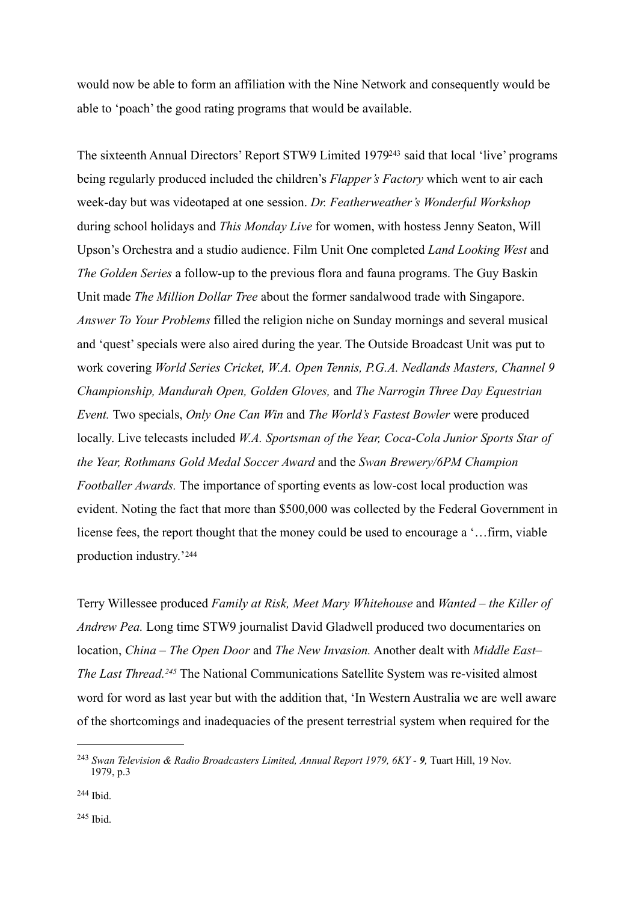would now be able to form an affiliation with the Nine Network and consequently would be able to 'poach' the good rating programs that would be available.

The sixteenth Annual Directors' Report STW9 Limited 1979[243] said that local 'live' programs being regularly produced included the children's *Flapper's Factory* which went to air each week-day but was videotaped at one session. *Dr. Featherweather's Wonderful Workshop* during school holidays and *This Monday Live* for women, with hostess Jenny Seaton, Will Upson's Orchestra and a studio audience. Film Unit One completed *Land Looking West* and *The Golden Series* a follow-up to the previous flora and fauna programs. The Guy Baskin Unit made *The Million Dollar Tree* about the former sandalwood trade with Singapore. *Answer To Your Problems* filled the religion niche on Sunday mornings and several musical and 'quest' specials were also aired during the year. The Outside Broadcast Unit was put to work covering *World Series Cricket, W.A. Open Tennis, P.G.A. Nedlands Masters, Channel 9 Championship, Mandurah Open, Golden Gloves,* and *The Narrogin Three Day Equestrian Event.* Two specials, *Only One Can Win* and *The World's Fastest Bowler* were produced locally. Live telecasts included *W.A. Sportsman of the Year, Coca-Cola Junior Sports Star of the Year, Rothmans Gold Medal Soccer Award* and the *Swan Brewery/6PM Champion Footballer Awards.* The importance of sporting events as low-cost local production was evident. Noting the fact that more than $500,000 was collected by the Federal Government in license fees, the report thought that the money could be used to encourage a '…firm, viable production industry.'[244]

Terry Willessee produced *Family at Risk, Meet Mary Whitehouse* and *Wanted – the Killer of Andrew Pea.* Long time STW9 journalist David Gladwell produced two documentaries on location, *China – The Open Door* and *The New Invasion.* Another dealt with *Middle East– The Last Thread.*[245] The National Communications Satellite System was re-visited almost word for word as last year but with the addition that, 'In Western Australia we are well aware of the shortcomings and inadequacies of the present terrestrial system when required for the

---

[243] *Swan Television & Radio Broadcasters Limited, Annual Report 1979, 6KY - **9**,* Tuart Hill, 19 Nov. 1979, p.3

[244] Ibid.

[245] Ibid.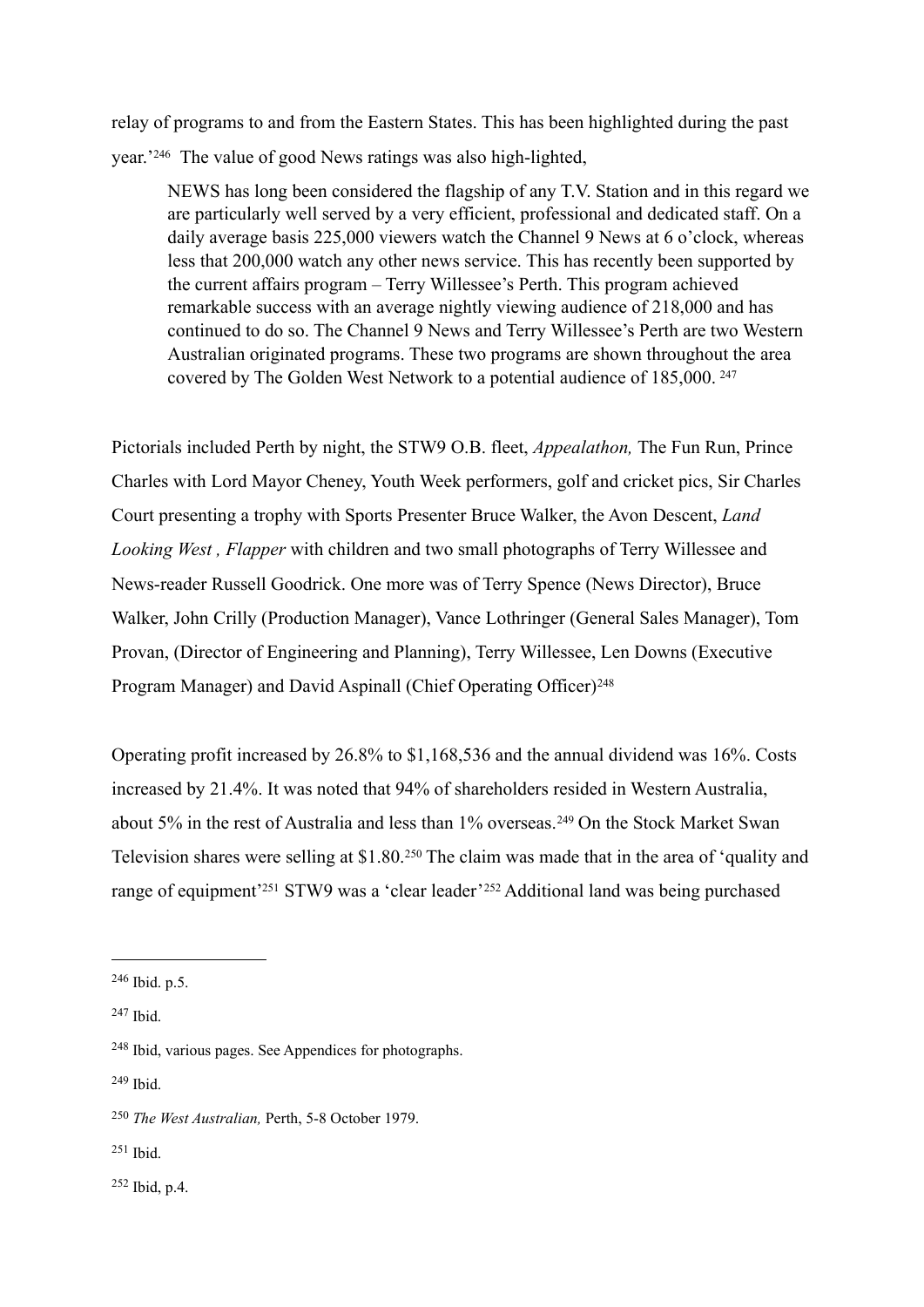relay of programs to and from the Eastern States. This has been highlighted during the past year.'[246] The value of good News ratings was also high-lighted,

> NEWS has long been considered the flagship of any T.V. Station and in this regard we are particularly well served by a very efficient, professional and dedicated staff. On a daily average basis 225,000 viewers watch the Channel 9 News at 6 o'clock, whereas less that 200,000 watch any other news service. This has recently been supported by the current affairs program – Terry Willessee's Perth. This program achieved remarkable success with an average nightly viewing audience of 218,000 and has continued to do so. The Channel 9 News and Terry Willessee's Perth are two Western Australian originated programs. These two programs are shown throughout the area covered by The Golden West Network to a potential audience of 185,000. [247]

Pictorials included Perth by night, the STW9 O.B. fleet, *Appealathon,* The Fun Run, Prince Charles with Lord Mayor Cheney, Youth Week performers, golf and cricket pics, Sir Charles Court presenting a trophy with Sports Presenter Bruce Walker, the Avon Descent, *Land Looking West , Flapper* with children and two small photographs of Terry Willessee and News-reader Russell Goodrick. One more was of Terry Spence (News Director), Bruce Walker, John Crilly (Production Manager), Vance Lothringer (General Sales Manager), Tom Provan, (Director of Engineering and Planning), Terry Willessee, Len Downs (Executive Program Manager) and David Aspinall (Chief Operating Officer)[248]

Operating profit increased by 26.8% to $1,168,536 and the annual dividend was 16%. Costs increased by 21.4%. It was noted that 94% of shareholders resided in Western Australia, about 5% in the rest of Australia and less than 1% overseas.[249] On the Stock Market Swan Television shares were selling at $1.80.[250] The claim was made that in the area of 'quality and range of equipment'[251] STW9 was a 'clear leader'[252] Additional land was being purchased

---

[246] Ibid. p.5.

[247] Ibid.

[248] Ibid, various pages. See Appendices for photographs.

[249] Ibid.

[250] *The West Australian,* Perth, 5-8 October 1979.

[251] Ibid.

[252] Ibid, p.4.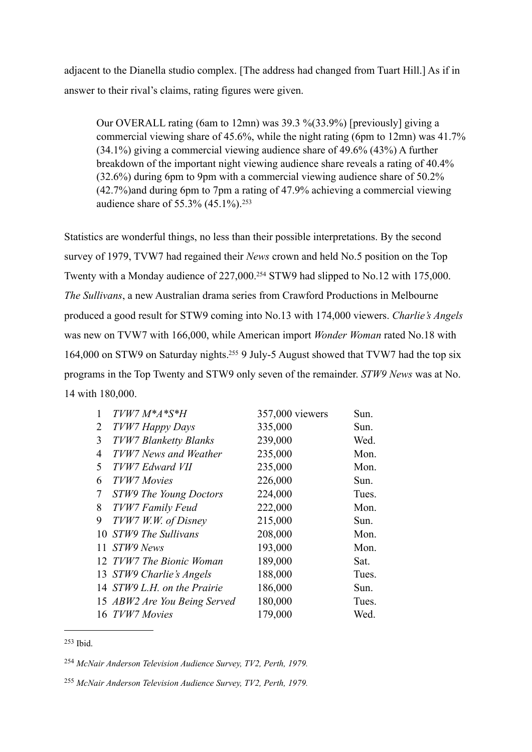adjacent to the Dianella studio complex. [The address had changed from Tuart Hill.] As if in answer to their rival's claims, rating figures were given.

> Our OVERALL rating (6am to 12mn) was 39.3 %(33.9%) [previously] giving a commercial viewing share of 45.6%, while the night rating (6pm to 12mn) was 41.7% (34.1%) giving a commercial viewing audience share of 49.6% (43%) A further breakdown of the important night viewing audience share reveals a rating of 40.4% (32.6%) during 6pm to 9pm with a commercial viewing audience share of 50.2% (42.7%)and during 6pm to 7pm a rating of 47.9% achieving a commercial viewing audience share of 55.3% (45.1%).[253]

Statistics are wonderful things, no less than their possible interpretations. By the second survey of 1979, TVW7 had regained their *News* crown and held No.5 position on the Top Twenty with a Monday audience of 227,000.[254] STW9 had slipped to No.12 with 175,000. *The Sullivans*, a new Australian drama series from Crawford Productions in Melbourne produced a good result for STW9 coming into No.13 with 174,000 viewers. *Charlie's Angels* was new on TVW7 with 166,000, while American import *Wonder Woman* rated No.18 with 164,000 on STW9 on Saturday nights.[255] 9 July-5 August showed that TVW7 had the top six programs in the Top Twenty and STW9 only seven of the remainder. *STW9 News* was at No. 14 with 180,000.

| | | | |
|---|---|---|---|
| 1 | *TVW7 M*A*S*H* | 357,000 viewers | Sun. |
| 2 | *TVW7 Happy Days* | 335,000 | Sun. |
| 3 | *TVW7 Blanketty Blanks* | 239,000 | Wed. |
| 4 | *TVW7 News and Weather* | 235,000 | Mon. |
| 5 | *TVW7 Edward VII* | 235,000 | Mon. |
| 6 | *TVW7 Movies* | 226,000 | Sun. |
| 7 | *STW9 The Young Doctors* | 224,000 | Tues. |
| 8 | *TVW7 Family Feud* | 222,000 | Mon. |
| 9 | *TVW7 W.W. of Disney* | 215,000 | Sun. |
| 10 | *STW9 The Sullivans* | 208,000 | Mon. |
| 11 | *STW9 News* | 193,000 | Mon. |
| 12 | *TVW7 The Bionic Woman* | 189,000 | Sat. |
| 13 | *STW9 Charlie's Angels* | 188,000 | Tues. |
| 14 | *STW9 L.H. on the Prairie* | 186,000 | Sun. |
| 15 | *ABW2 Are You Being Served* | 180,000 | Tues. |
| 16 | *TVW7 Movies* | 179,000 | Wed. |

---

[253] Ibid.

[254] *McNair Anderson Television Audience Survey, TV2, Perth, 1979.*

[255] *McNair Anderson Television Audience Survey, TV2, Perth, 1979.*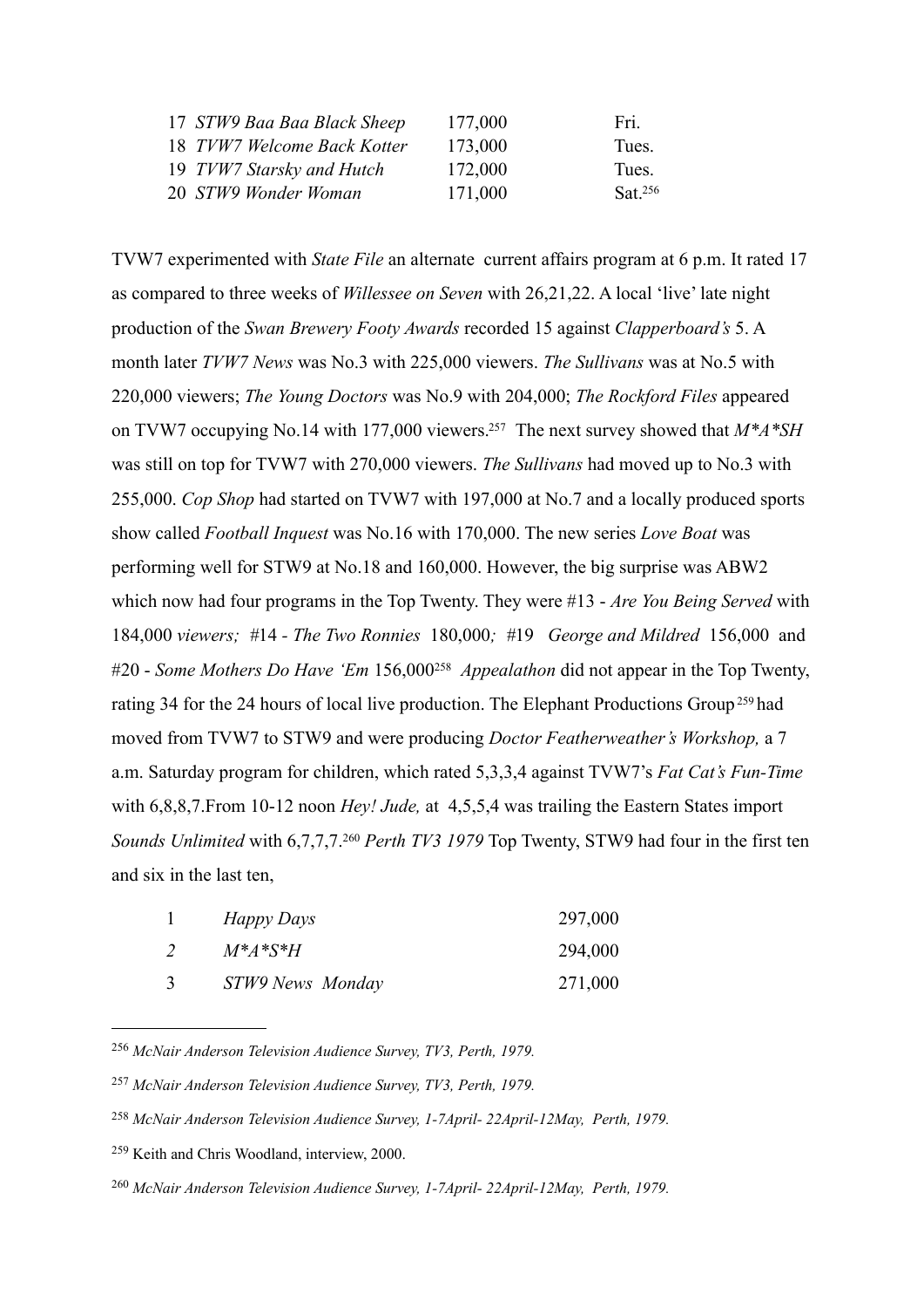| | | | |
|---|---|---|---|
| 17 | *STW9 Baa Baa Black Sheep* | 177,000 | Fri. |
| 18 | *TVW7 Welcome Back Kotter* | 173,000 | Tues. |
| 19 | *TVW7 Starsky and Hutch* | 172,000 | Tues. |
| 20 | *STW9 Wonder Woman* | 171,000 | Sat.[256] |

TVW7 experimented with *State File* an alternate current affairs program at 6 p.m. It rated 17 as compared to three weeks of *Willessee on Seven* with 26,21,22. A local 'live' late night production of the *Swan Brewery Footy Awards* recorded 15 against *Clapperboard's* 5. A month later *TVW7 News* was No.3 with 225,000 viewers. *The Sullivans* was at No.5 with 220,000 viewers; *The Young Doctors* was No.9 with 204,000; *The Rockford Files* appeared on TVW7 occupying No.14 with 177,000 viewers.[257] The next survey showed that *M*A*SH* was still on top for TVW7 with 270,000 viewers. *The Sullivans* had moved up to No.3 with 255,000. *Cop Shop* had started on TVW7 with 197,000 at No.7 and a locally produced sports show called *Football Inquest* was No.16 with 170,000. The new series *Love Boat* was performing well for STW9 at No.18 and 160,000. However, the big surprise was ABW2 which now had four programs in the Top Twenty. They were #13 - *Are You Being Served* with 184,000 *viewers;* #14 - *The Two Ronnies* 180,000*;* #19 *George and Mildred* 156,000 and #20 - *Some Mothers Do Have 'Em* 156,000[258] *Appealathon* did not appear in the Top Twenty, rating 34 for the 24 hours of local live production. The Elephant Productions Group[259] had moved from TVW7 to STW9 and were producing *Doctor Featherweather's Workshop,* a 7 a.m. Saturday program for children, which rated 5,3,3,4 against TVW7's *Fat Cat's Fun-Time* with 6,8,8,7.From 10-12 noon *Hey! Jude,* at 4,5,5,4 was trailing the Eastern States import *Sounds Unlimited* with 6,7,7,7.[260] *Perth TV3 1979* Top Twenty, STW9 had four in the first ten and six in the last ten,

| | | |
|---|---|---|
| 1 | *Happy Days* | 297,000 |
| *2* | *M*A*S*H* | 294,000 |
| 3 | *STW9 News Monday* | 271,000 |

---

[256] *McNair Anderson Television Audience Survey, TV3, Perth, 1979.*

[257] *McNair Anderson Television Audience Survey, TV3, Perth, 1979.*

[258] *McNair Anderson Television Audience Survey, 1-7April- 22April-12May, Perth, 1979.*

[259] Keith and Chris Woodland, interview, 2000.

[260] *McNair Anderson Television Audience Survey, 1-7April- 22April-12May, Perth, 1979.*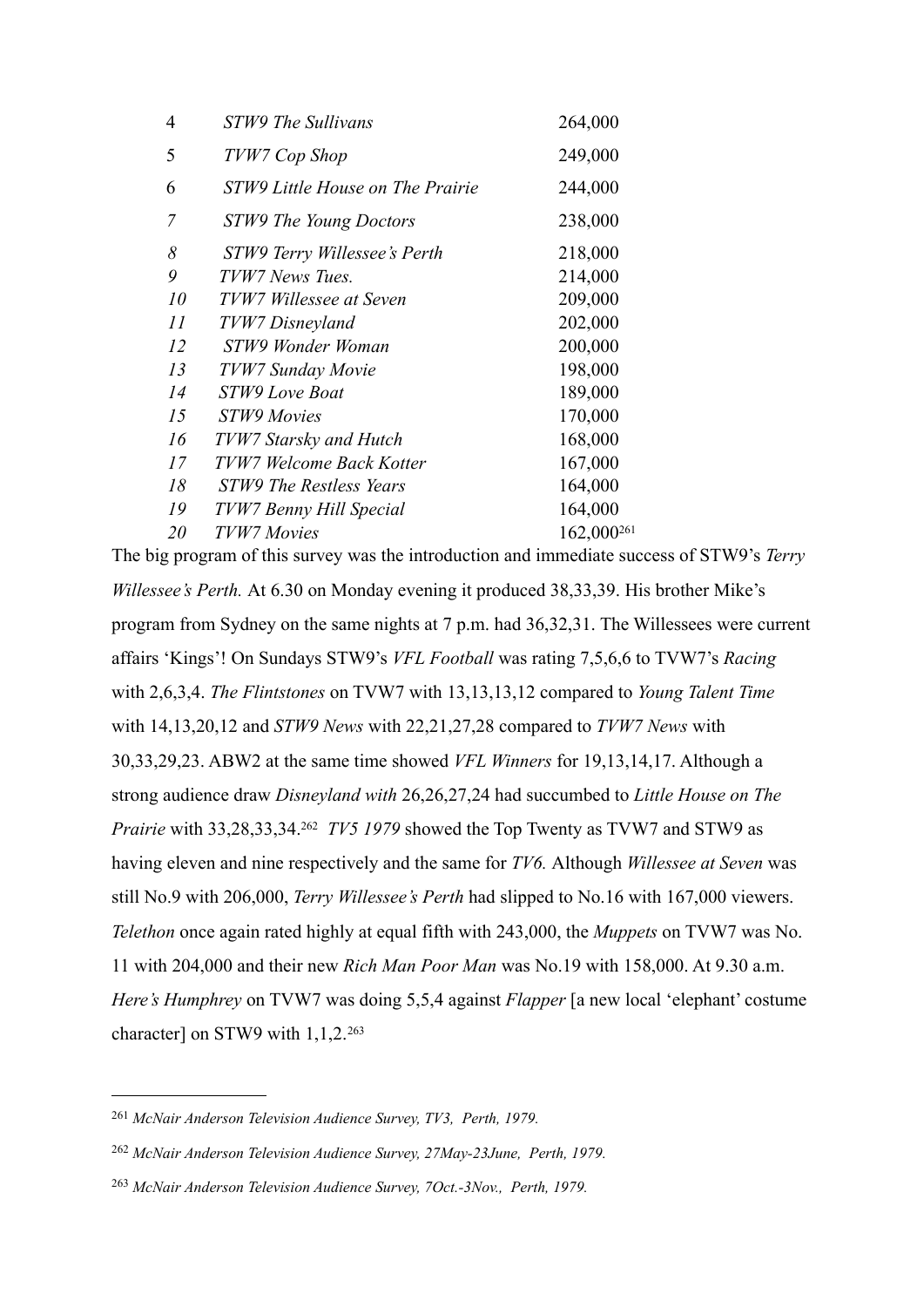| | | |
|---|---|---|
| 4 | *STW9 The Sullivans* | 264,000 |
| 5 | *TVW7 Cop Shop* | 249,000 |
| 6 | *STW9 Little House on The Prairie* | 244,000 |
| *7* | *STW9 The Young Doctors* | 238,000 |
| *8* | *STW9 Terry Willessee's Perth* | 218,000 |
| *9* | *TVW7 News Tues.* | 214,000 |
| *10* | *TVW7 Willessee at Seven* | 209,000 |
| *11* | *TVW7 Disneyland* | 202,000 |
| *12* | *STW9 Wonder Woman* | 200,000 |
| *13* | *TVW7 Sunday Movie* | 198,000 |
| *14* | *STW9 Love Boat* | 189,000 |
| *15* | *STW9 Movies* | 170,000 |
| *16* | *TVW7 Starsky and Hutch* | 168,000 |
| *17* | *TVW7 Welcome Back Kotter* | 167,000 |
| *18* | *STW9 The Restless Years* | 164,000 |
| *19* | *TVW7 Benny Hill Special* | 164,000 |
| *20* | *TVW7 Movies* | 162,000[261] |

The big program of this survey was the introduction and immediate success of STW9's *Terry Willessee's Perth.* At 6.30 on Monday evening it produced 38,33,39. His brother Mike's program from Sydney on the same nights at 7 p.m. had 36,32,31. The Willessees were current affairs 'Kings'! On Sundays STW9's *VFL Football* was rating 7,5,6,6 to TVW7's *Racing* with 2,6,3,4. *The Flintstones* on TVW7 with 13,13,13,12 compared to *Young Talent Time* with 14,13,20,12 and *STW9 News* with 22,21,27,28 compared to *TVW7 News* with 30,33,29,23. ABW2 at the same time showed *VFL Winners* for 19,13,14,17. Although a strong audience draw *Disneyland with* 26,26,27,24 had succumbed to *Little House on The Prairie* with 33,28,33,34.[262] *TV5 1979* showed the Top Twenty as TVW7 and STW9 as having eleven and nine respectively and the same for *TV6.* Although *Willessee at Seven* was still No.9 with 206,000, *Terry Willessee's Perth* had slipped to No.16 with 167,000 viewers. *Telethon* once again rated highly at equal fifth with 243,000, the *Muppets* on TVW7 was No. 11 with 204,000 and their new *Rich Man Poor Man* was No.19 with 158,000. At 9.30 a.m. *Here's Humphrey* on TVW7 was doing 5,5,4 against *Flapper* [a new local 'elephant' costume character] on STW9 with 1,1,2.[263]

---

[261] *McNair Anderson Television Audience Survey, TV3, Perth, 1979.*

[262] *McNair Anderson Television Audience Survey, 27May-23June, Perth, 1979.*

[263] *McNair Anderson Television Audience Survey, 7Oct.-3Nov., Perth, 1979.*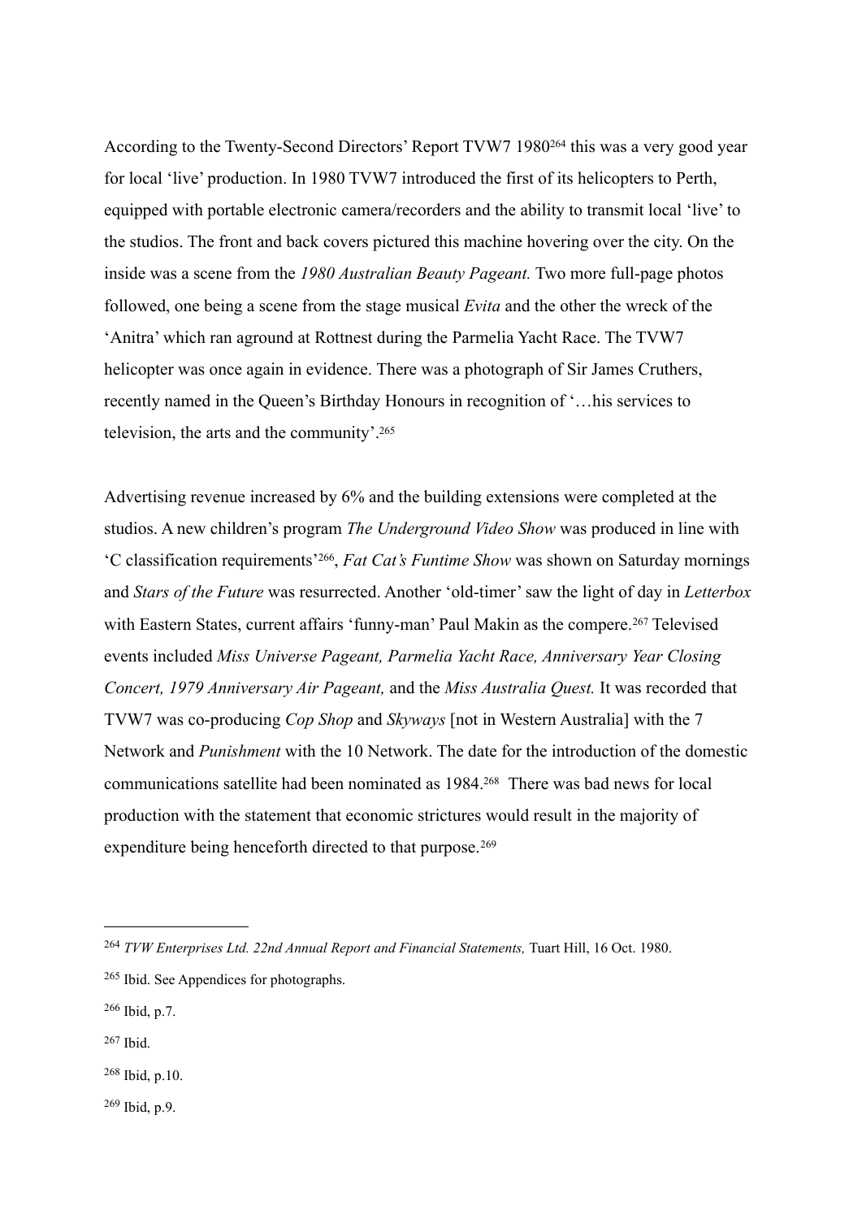According to the Twenty-Second Directors' Report TVW7 1980[264] this was a very good year for local 'live' production. In 1980 TVW7 introduced the first of its helicopters to Perth, equipped with portable electronic camera/recorders and the ability to transmit local 'live' to the studios. The front and back covers pictured this machine hovering over the city. On the inside was a scene from the *1980 Australian Beauty Pageant.* Two more full-page photos followed, one being a scene from the stage musical *Evita* and the other the wreck of the 'Anitra' which ran aground at Rottnest during the Parmelia Yacht Race. The TVW7 helicopter was once again in evidence. There was a photograph of Sir James Cruthers, recently named in the Queen's Birthday Honours in recognition of '…his services to television, the arts and the community'.[265]

Advertising revenue increased by 6% and the building extensions were completed at the studios. A new children's program *The Underground Video Show* was produced in line with 'C classification requirements'[266], *Fat Cat's Funtime Show* was shown on Saturday mornings and *Stars of the Future* was resurrected. Another 'old-timer' saw the light of day in *Letterbox* with Eastern States, current affairs 'funny-man' Paul Makin as the compere.[267] Televised events included *Miss Universe Pageant, Parmelia Yacht Race, Anniversary Year Closing Concert, 1979 Anniversary Air Pageant,* and the *Miss Australia Quest.* It was recorded that TVW7 was co-producing *Cop Shop* and *Skyways* [not in Western Australia] with the 7 Network and *Punishment* with the 10 Network. The date for the introduction of the domestic communications satellite had been nominated as 1984.[268] There was bad news for local production with the statement that economic strictures would result in the majority of expenditure being henceforth directed to that purpose.[269]

---

[264] *TVW Enterprises Ltd. 22nd Annual Report and Financial Statements,* Tuart Hill, 16 Oct. 1980.

[265] Ibid. See Appendices for photographs.

[266] Ibid, p.7.

[267] Ibid.

[268] Ibid, p.10.

[269] Ibid, p.9.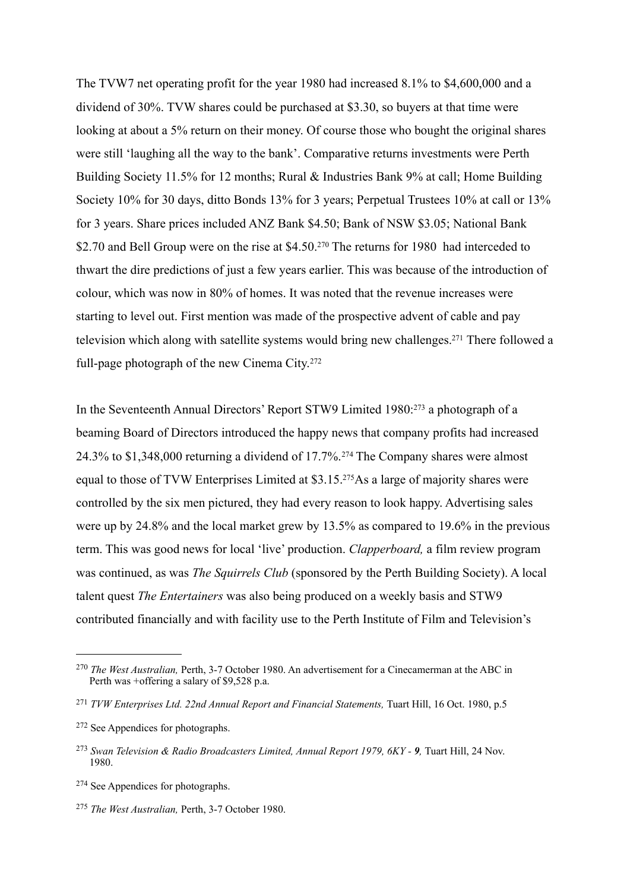The TVW7 net operating profit for the year 1980 had increased 8.1% to $4,600,000 and a dividend of 30%. TVW shares could be purchased at $3.30, so buyers at that time were looking at about a 5% return on their money. Of course those who bought the original shares were still 'laughing all the way to the bank'. Comparative returns investments were Perth Building Society 11.5% for 12 months; Rural & Industries Bank 9% at call; Home Building Society 10% for 30 days, ditto Bonds 13% for 3 years; Perpetual Trustees 10% at call or 13% for 3 years. Share prices included ANZ Bank $4.50; Bank of NSW $3.05; National Bank $2.70 and Bell Group were on the rise at $4.50.[270] The returns for 1980 had interceded to thwart the dire predictions of just a few years earlier. This was because of the introduction of colour, which was now in 80% of homes. It was noted that the revenue increases were starting to level out. First mention was made of the prospective advent of cable and pay television which along with satellite systems would bring new challenges.[271] There followed a full-page photograph of the new Cinema City.[272]

In the Seventeenth Annual Directors' Report STW9 Limited 1980:[273] a photograph of a beaming Board of Directors introduced the happy news that company profits had increased 24.3% to $1,348,000 returning a dividend of 17.7%.[274] The Company shares were almost equal to those of TVW Enterprises Limited at $3.15.[275]As a large of majority shares were controlled by the six men pictured, they had every reason to look happy. Advertising sales were up by 24.8% and the local market grew by 13.5% as compared to 19.6% in the previous term. This was good news for local 'live' production. *Clapperboard,* a film review program was continued, as was *The Squirrels Club* (sponsored by the Perth Building Society). A local talent quest *The Entertainers* was also being produced on a weekly basis and STW9 contributed financially and with facility use to the Perth Institute of Film and Television's

---

[270] *The West Australian,* Perth, 3-7 October 1980. An advertisement for a Cinecamerman at the ABC in Perth was +offering a salary of $9,528 p.a.

[271] *TVW Enterprises Ltd. 22nd Annual Report and Financial Statements,* Tuart Hill, 16 Oct. 1980, p.5

[272] See Appendices for photographs.

[273] *Swan Television & Radio Broadcasters Limited, Annual Report 1979, 6KY - **9**,* Tuart Hill, 24 Nov. 1980.

[274] See Appendices for photographs.

[275] *The West Australian,* Perth, 3-7 October 1980.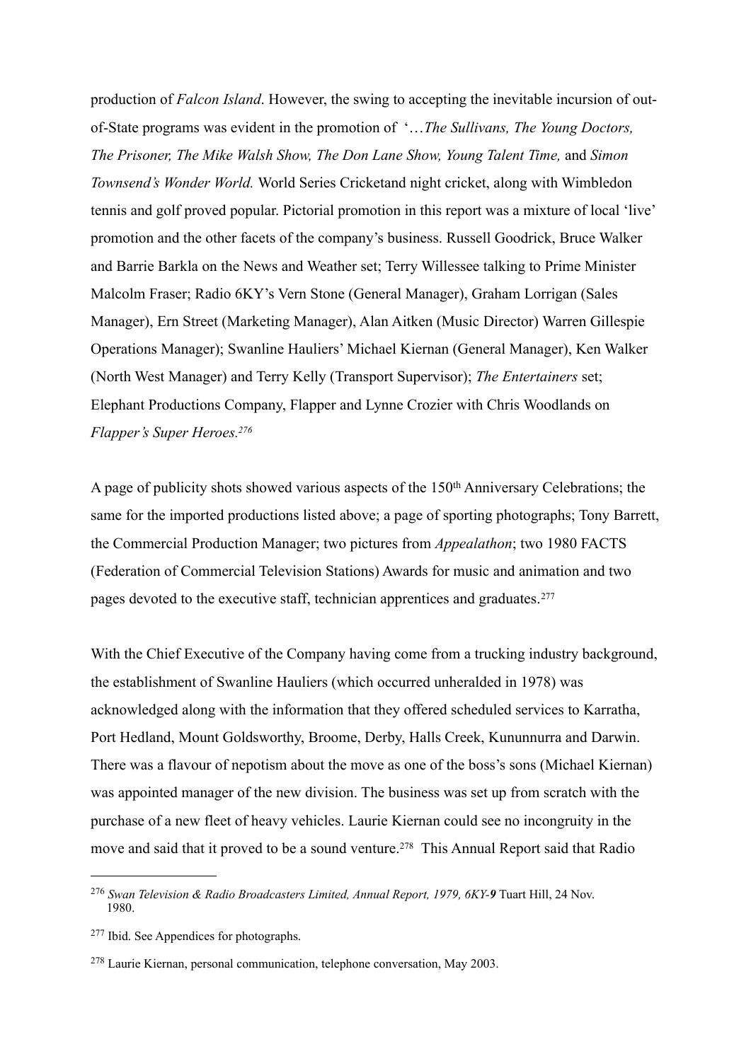production of *Falcon Island*. However, the swing to accepting the inevitable incursion of out-of-State programs was evident in the promotion of '…*The Sullivans, The Young Doctors, The Prisoner, The Mike Walsh Show, The Don Lane Show, Young Talent Time,* and *Simon Townsend's Wonder World.* World Series Cricketand night cricket, along with Wimbledon tennis and golf proved popular. Pictorial promotion in this report was a mixture of local 'live' promotion and the other facets of the company's business. Russell Goodrick, Bruce Walker and Barrie Barkla on the News and Weather set; Terry Willessee talking to Prime Minister Malcolm Fraser; Radio 6KY's Vern Stone (General Manager), Graham Lorrigan (Sales Manager), Ern Street (Marketing Manager), Alan Aitken (Music Director) Warren Gillespie Operations Manager); Swanline Hauliers' Michael Kiernan (General Manager), Ken Walker (North West Manager) and Terry Kelly (Transport Supervisor); *The Entertainers* set; Elephant Productions Company, Flapper and Lynne Crozier with Chris Woodlands on *Flapper's Super Heroes.*[276]

A page of publicity shots showed various aspects of the 150th Anniversary Celebrations; the same for the imported productions listed above; a page of sporting photographs; Tony Barrett, the Commercial Production Manager; two pictures from *Appealathon*; two 1980 FACTS (Federation of Commercial Television Stations) Awards for music and animation and two pages devoted to the executive staff, technician apprentices and graduates.[277]

With the Chief Executive of the Company having come from a trucking industry background, the establishment of Swanline Hauliers (which occurred unheralded in 1978) was acknowledged along with the information that they offered scheduled services to Karratha, Port Hedland, Mount Goldsworthy, Broome, Derby, Halls Creek, Kununnurra and Darwin. There was a flavour of nepotism about the move as one of the boss's sons (Michael Kiernan) was appointed manager of the new division. The business was set up from scratch with the purchase of a new fleet of heavy vehicles. Laurie Kiernan could see no incongruity in the move and said that it proved to be a sound venture.[278] This Annual Report said that Radio

---

[276] *Swan Television & Radio Broadcasters Limited, Annual Report, 1979, 6KY-**9*** Tuart Hill, 24 Nov. 1980.

[277] Ibid. See Appendices for photographs.

[278] Laurie Kiernan, personal communication, telephone conversation, May 2003.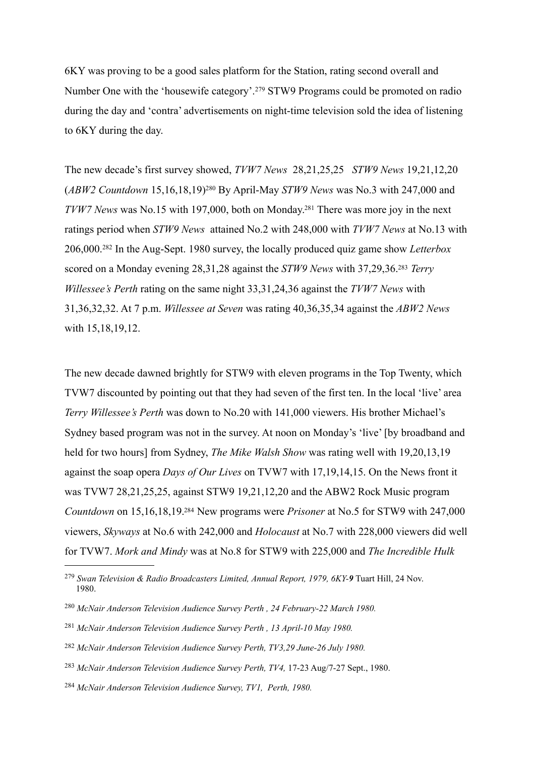6KY was proving to be a good sales platform for the Station, rating second overall and Number One with the 'housewife category'.[279] STW9 Programs could be promoted on radio during the day and 'contra' advertisements on night-time television sold the idea of listening to 6KY during the day.

The new decade's first survey showed, *TVW7 News* 28,21,25,25 *STW9 News* 19,21,12,20 (*ABW2 Countdown* 15,16,18,19)[280] By April-May *STW9 News* was No.3 with 247,000 and *TVW7 News* was No.15 with 197,000, both on Monday.[281] There was more joy in the next ratings period when *STW9 News* attained No.2 with 248,000 with *TVW7 News* at No.13 with 206,000.[282] In the Aug-Sept. 1980 survey, the locally produced quiz game show *Letterbox* scored on a Monday evening 28,31,28 against the *STW9 News* with 37,29,36.[283] *Terry Willessee's Perth* rating on the same night 33,31,24,36 against the *TVW7 News* with 31,36,32,32. At 7 p.m. *Willessee at Seven* was rating 40,36,35,34 against the *ABW2 News* with 15,18,19,12.

The new decade dawned brightly for STW9 with eleven programs in the Top Twenty, which TVW7 discounted by pointing out that they had seven of the first ten. In the local 'live' area *Terry Willessee's Perth* was down to No.20 with 141,000 viewers. His brother Michael's Sydney based program was not in the survey. At noon on Monday's 'live' [by broadband and held for two hours] from Sydney, *The Mike Walsh Show* was rating well with 19,20,13,19 against the soap opera *Days of Our Lives* on TVW7 with 17,19,14,15. On the News front it was TVW7 28,21,25,25, against STW9 19,21,12,20 and the ABW2 Rock Music program *Countdown* on 15,16,18,19.[284] New programs were *Prisoner* at No.5 for STW9 with 247,000 viewers, *Skyways* at No.6 with 242,000 and *Holocaust* at No.7 with 228,000 viewers did well for TVW7. *Mork and Mindy* was at No.8 for STW9 with 225,000 and *The Incredible Hulk*

---

[279] *Swan Television & Radio Broadcasters Limited, Annual Report, 1979, 6KY-**9*** Tuart Hill, 24 Nov. 1980.

[280] *McNair Anderson Television Audience Survey Perth , 24 February-22 March 1980.*

[281] *McNair Anderson Television Audience Survey Perth , 13 April-10 May 1980.*

[282] *McNair Anderson Television Audience Survey Perth, TV3,29 June-26 July 1980.*

[283] *McNair Anderson Television Audience Survey Perth, TV4,* 17-23 Aug/7-27 Sept., 1980.

[284] *McNair Anderson Television Audience Survey, TV1, Perth, 1980.*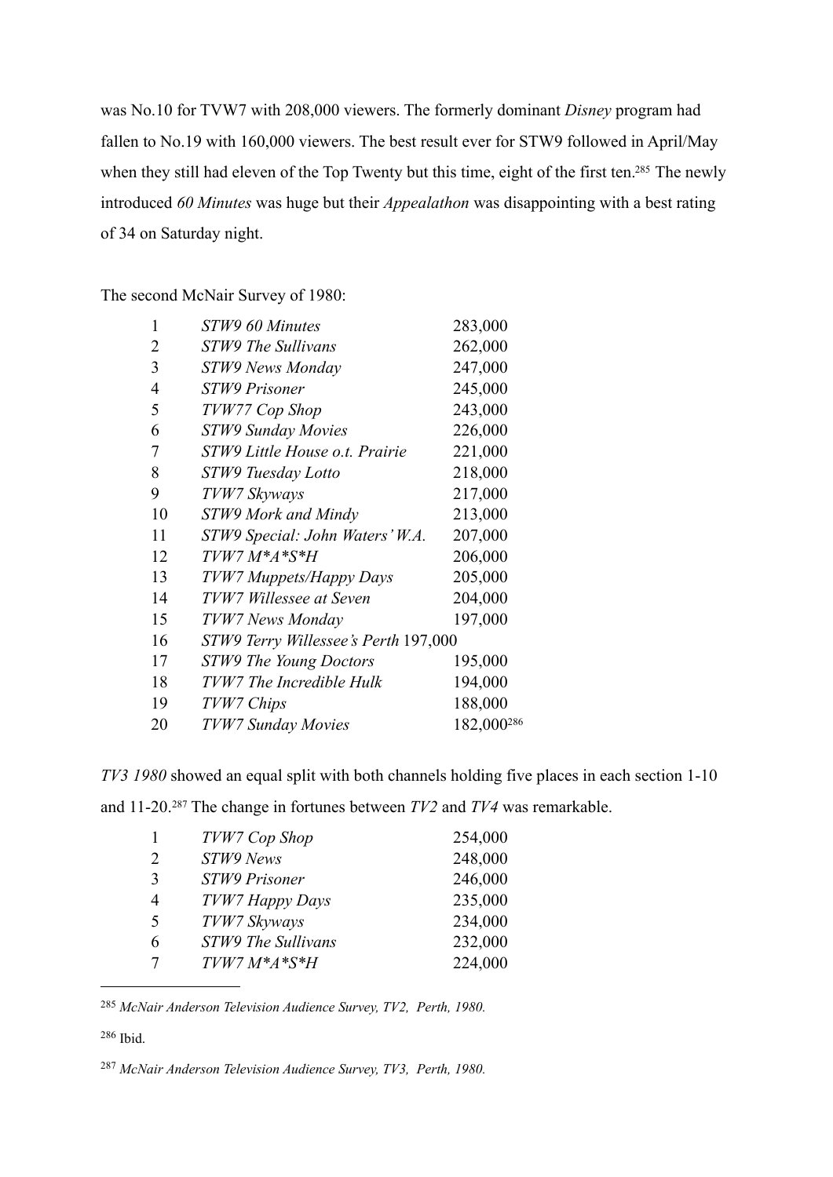was No.10 for TVW7 with 208,000 viewers. The formerly dominant *Disney* program had fallen to No.19 with 160,000 viewers. The best result ever for STW9 followed in April/May when they still had eleven of the Top Twenty but this time, eight of the first ten.[285] The newly introduced *60 Minutes* was huge but their *Appealathon* was disappointing with a best rating of 34 on Saturday night.

The second McNair Survey of 1980:

| | | |
|---|---|---|
| 1 | *STW9 60 Minutes* | 283,000 |
| 2 | *STW9 The Sullivans* | 262,000 |
| 3 | *STW9 News Monday* | 247,000 |
| 4 | *STW9 Prisoner* | 245,000 |
| 5 | *TVW77 Cop Shop* | 243,000 |
| 6 | *STW9 Sunday Movies* | 226,000 |
| 7 | *STW9 Little House o.t. Prairie* | 221,000 |
| 8 | *STW9 Tuesday Lotto* | 218,000 |
| 9 | *TVW7 Skyways* | 217,000 |
| 10 | *STW9 Mork and Mindy* | 213,000 |
| 11 | *STW9 Special: John Waters' W.A.* | 207,000 |
| 12 | *TVW7 M*A*S*H* | 206,000 |
| 13 | *TVW7 Muppets/Happy Days* | 205,000 |
| 14 | *TVW7 Willessee at Seven* | 204,000 |
| 15 | *TVW7 News Monday* | 197,000 |
| 16 | *STW9 Terry Willessee's Perth* | 197,000 |
| 17 | *STW9 The Young Doctors* | 195,000 |
| 18 | *TVW7 The Incredible Hulk* | 194,000 |
| 19 | *TVW7 Chips* | 188,000 |
| 20 | *TVW7 Sunday Movies* | 182,000[286] |

*TV3 1980* showed an equal split with both channels holding five places in each section 1-10 and 11-20.[287] The change in fortunes between *TV2* and *TV4* was remarkable.

| | | |
|---|---|---|
| 1 | *TVW7 Cop Shop* | 254,000 |
| 2 | *STW9 News* | 248,000 |
| 3 | *STW9 Prisoner* | 246,000 |
| 4 | *TVW7 Happy Days* | 235,000 |
| 5 | *TVW7 Skyways* | 234,000 |
| 6 | *STW9 The Sullivans* | 232,000 |
| 7 | *TVW7 M*A*S*H* | 224,000 |

---

[285] *McNair Anderson Television Audience Survey, TV2, Perth, 1980.*

[286] Ibid.

[287] *McNair Anderson Television Audience Survey, TV3, Perth, 1980.*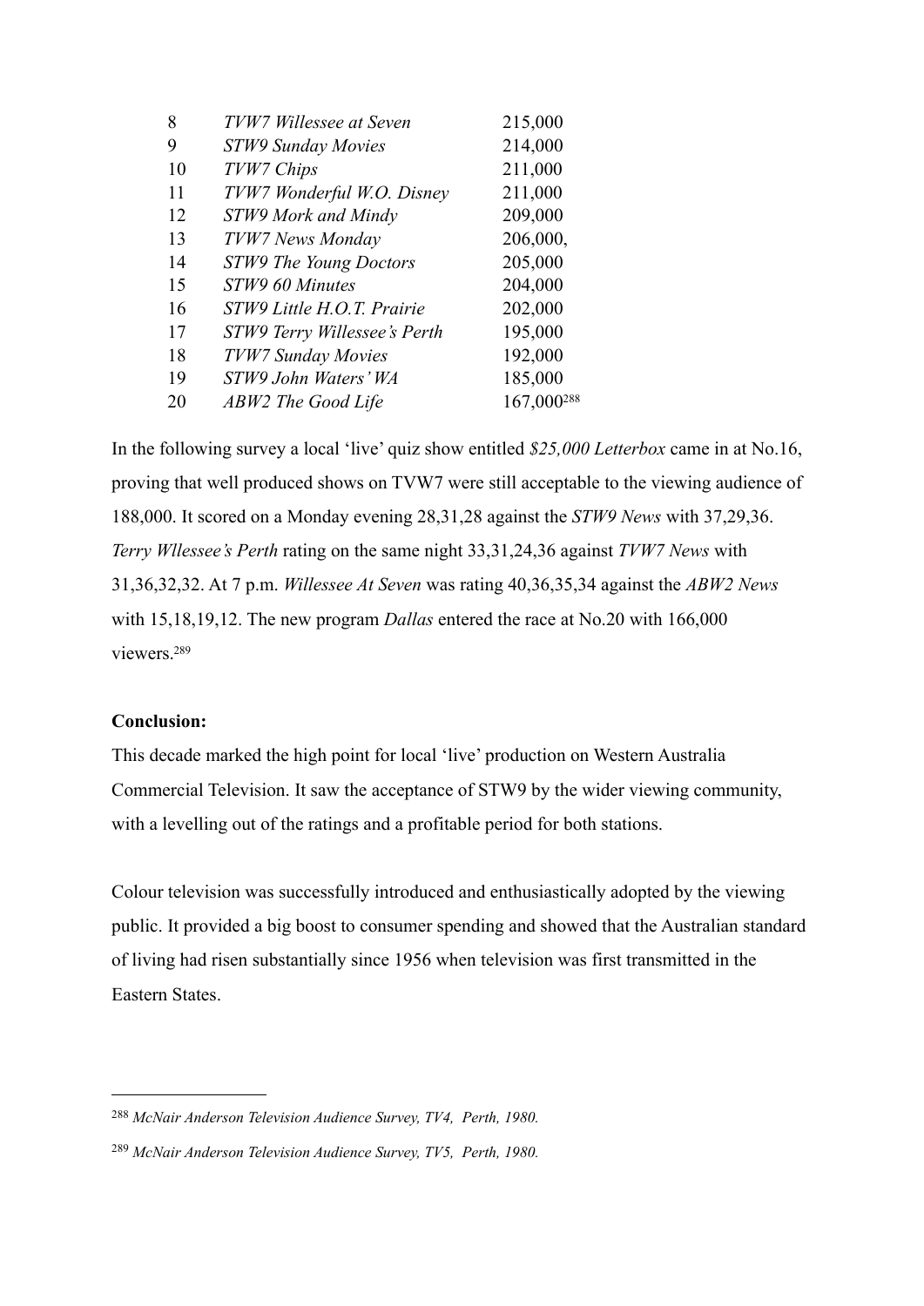| | | |
|---|---|---|
| 8 | *TVW7 Willessee at Seven* | 215,000 |
| 9 | *STW9 Sunday Movies* | 214,000 |
| 10 | *TVW7 Chips* | 211,000 |
| 11 | *TVW7 Wonderful W.O. Disney* | 211,000 |
| 12 | *STW9 Mork and Mindy* | 209,000 |
| 13 | *TVW7 News Monday* | 206,000, |
| 14 | *STW9 The Young Doctors* | 205,000 |
| 15 | *STW9 60 Minutes* | 204,000 |
| 16 | *STW9 Little H.O.T. Prairie* | 202,000 |
| 17 | *STW9 Terry Willessee's Perth* | 195,000 |
| 18 | *TVW7 Sunday Movies* | 192,000 |
| 19 | *STW9 John Waters' WA* | 185,000 |
| 20 | *ABW2 The Good Life* | 167,000[288] |

In the following survey a local 'live' quiz show entitled *$25,000 Letterbox* came in at No.16, proving that well produced shows on TVW7 were still acceptable to the viewing audience of 188,000. It scored on a Monday evening 28,31,28 against the *STW9 News* with 37,29,36. *Terry Wllessee's Perth* rating on the same night 33,31,24,36 against *TVW7 News* with 31,36,32,32. At 7 p.m. *Willessee At Seven* was rating 40,36,35,34 against the *ABW2 News* with 15,18,19,12. The new program *Dallas* entered the race at No.20 with 166,000 viewers.[289]

**Conclusion:**

This decade marked the high point for local 'live' production on Western Australia Commercial Television. It saw the acceptance of STW9 by the wider viewing community, with a levelling out of the ratings and a profitable period for both stations.

Colour television was successfully introduced and enthusiastically adopted by the viewing public. It provided a big boost to consumer spending and showed that the Australian standard of living had risen substantially since 1956 when television was first transmitted in the Eastern States.

---

[288] *McNair Anderson Television Audience Survey, TV4, Perth, 1980.*

[289] *McNair Anderson Television Audience Survey, TV5, Perth, 1980.*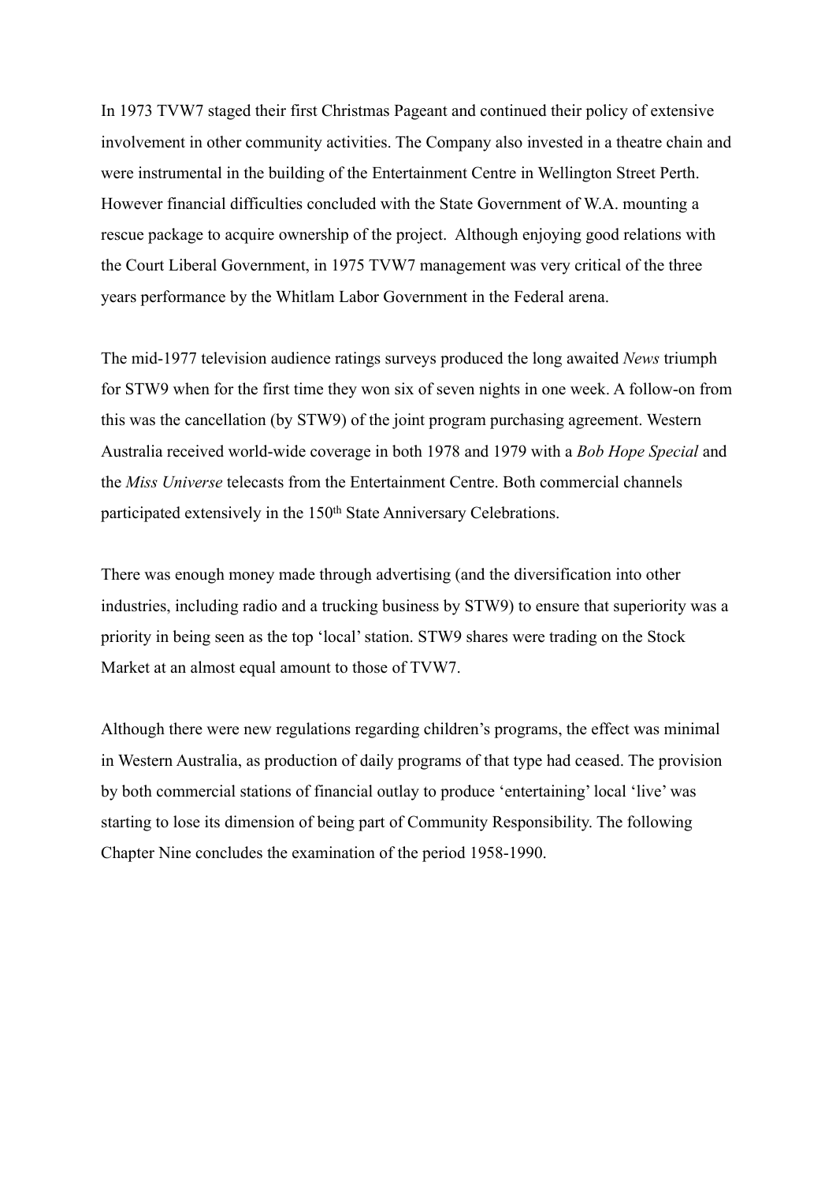In 1973 TVW7 staged their first Christmas Pageant and continued their policy of extensive involvement in other community activities. The Company also invested in a theatre chain and were instrumental in the building of the Entertainment Centre in Wellington Street Perth. However financial difficulties concluded with the State Government of W.A. mounting a rescue package to acquire ownership of the project.  Although enjoying good relations with the Court Liberal Government, in 1975 TVW7 management was very critical of the three years performance by the Whitlam Labor Government in the Federal arena.

The mid-1977 television audience ratings surveys produced the long awaited *News* triumph for STW9 when for the first time they won six of seven nights in one week. A follow-on from this was the cancellation (by STW9) of the joint program purchasing agreement. Western Australia received world-wide coverage in both 1978 and 1979 with a *Bob Hope Special* and the *Miss Universe* telecasts from the Entertainment Centre. Both commercial channels participated extensively in the 150th State Anniversary Celebrations.

There was enough money made through advertising (and the diversification into other industries, including radio and a trucking business by STW9) to ensure that superiority was a priority in being seen as the top 'local' station. STW9 shares were trading on the Stock Market at an almost equal amount to those of TVW7.

Although there were new regulations regarding children's programs, the effect was minimal in Western Australia, as production of daily programs of that type had ceased. The provision by both commercial stations of financial outlay to produce 'entertaining' local 'live' was starting to lose its dimension of being part of Community Responsibility. The following Chapter Nine concludes the examination of the period 1958-1990.